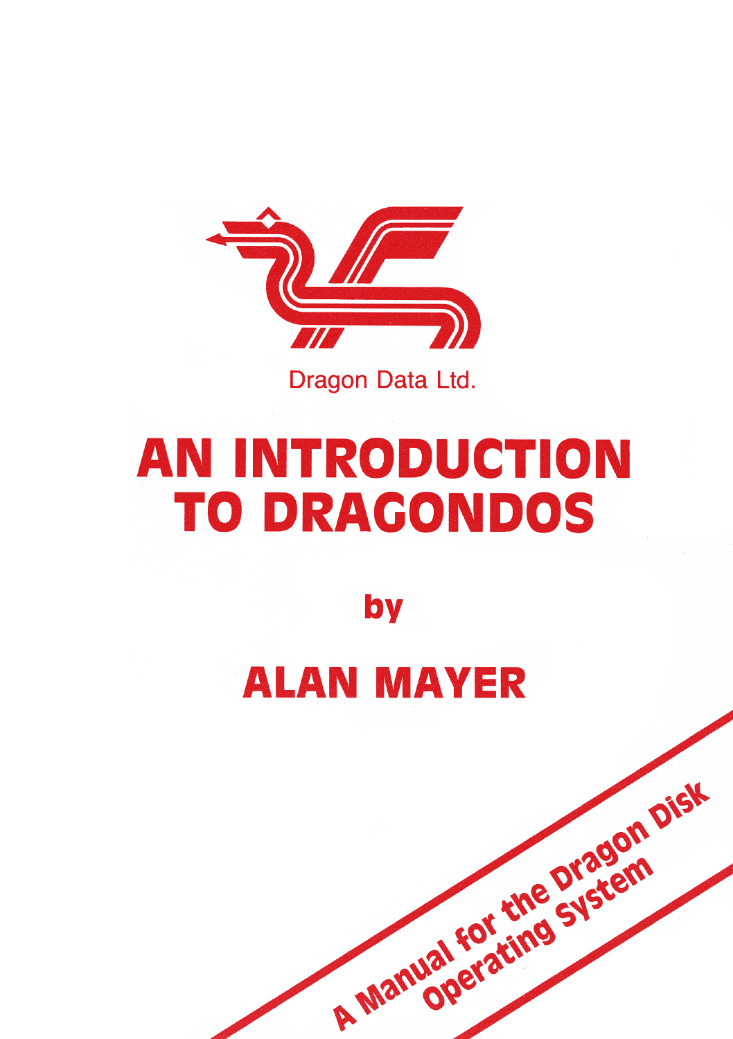Dragon Data Ltd.

# AN INTRODUCTION TO DRAGONDOS

**by**

## ALAN MAYER

A Manual for the Dragon Disk Operating System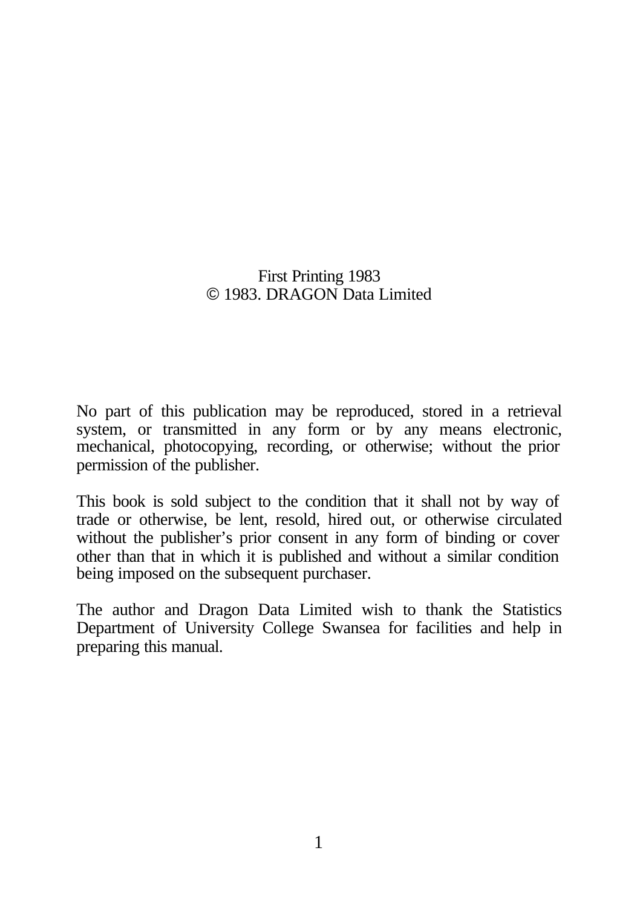First Printing 1983
© 1983. DRAGON Data Limited

No part of this publication may be reproduced, stored in a retrieval system, or transmitted in any form or by any means electronic, mechanical, photocopying, recording, or otherwise; without the prior permission of the publisher.

This book is sold subject to the condition that it shall not by way of trade or otherwise, be lent, resold, hired out, or otherwise circulated without the publisher's prior consent in any form of binding or cover other than that in which it is published and without a similar condition being imposed on the subsequent purchaser.

The author and Dragon Data Limited wish to thank the Statistics Department of University College Swansea for facilities and help in preparing this manual.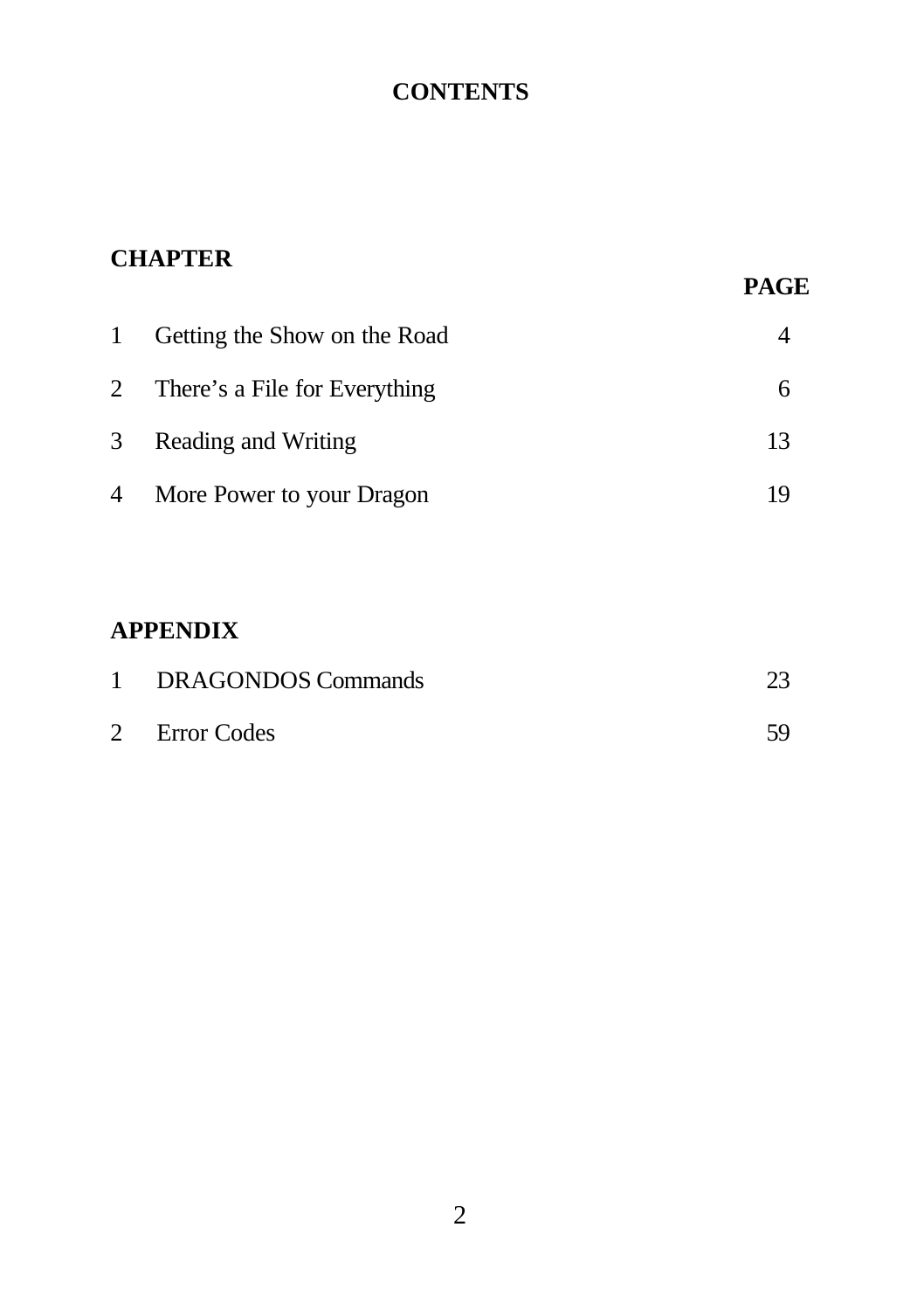# CONTENTS

| CHAPTER | | PAGE |
|---|---|---|
| 1 | Getting the Show on the Road | 4 |
| 2 | There's a File for Everything | 6 |
| 3 | Reading and Writing | 13 |
| 4 | More Power to your Dragon | 19 |

| APPENDIX | | |
|---|---|---|
| 1 | DRAGONDOS Commands | 23 |
| 2 | Error Codes | 59 |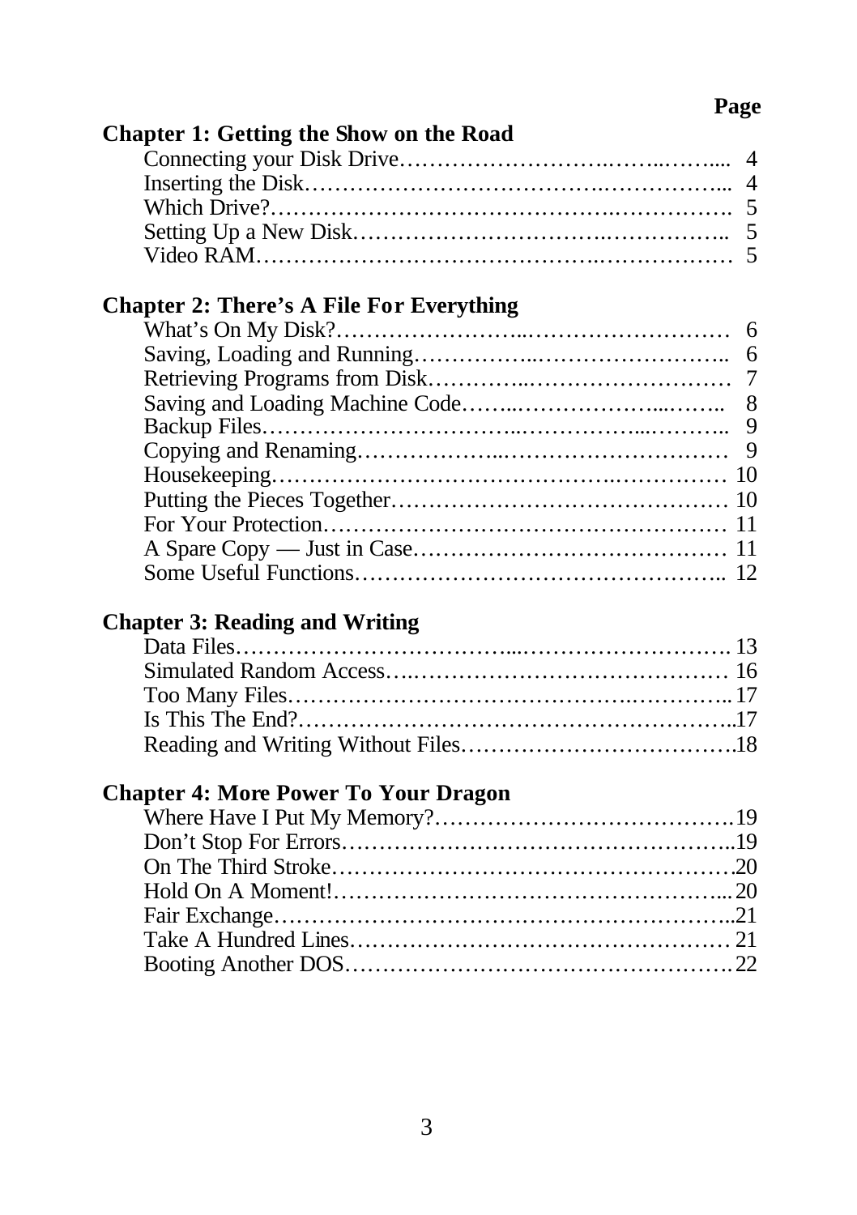| | Page |
|---|---|
| **Chapter 1: Getting the Show on the Road** | |
| Connecting your Disk Drive | 4 |
| Inserting the Disk | 4 |
| Which Drive? | 5 |
| Setting Up a New Disk | 5 |
| Video RAM | 5 |
| **Chapter 2: There's A File For Everything** | |
| What's On My Disk? | 6 |
| Saving, Loading and Running | 6 |
| Retrieving Programs from Disk | 7 |
| Saving and Loading Machine Code | 8 |
| Backup Files | 9 |
| Copying and Renaming | 9 |
| Housekeeping | 10 |
| Putting the Pieces Together | 10 |
| For Your Protection | 11 |
| A Spare Copy — Just in Case | 11 |
| Some Useful Functions | 12 |
| **Chapter 3: Reading and Writing** | |
| Data Files | 13 |
| Simulated Random Access | 16 |
| Too Many Files | 17 |
| Is This The End? | 17 |
| Reading and Writing Without Files | 18 |
| **Chapter 4: More Power To Your Dragon** | |
| Where Have I Put My Memory? | 19 |
| Don't Stop For Errors | 19 |
| On The Third Stroke | 20 |
| Hold On A Moment! | 20 |
| Fair Exchange | 21 |
| Take A Hundred Lines | 21 |
| Booting Another DOS | 22 |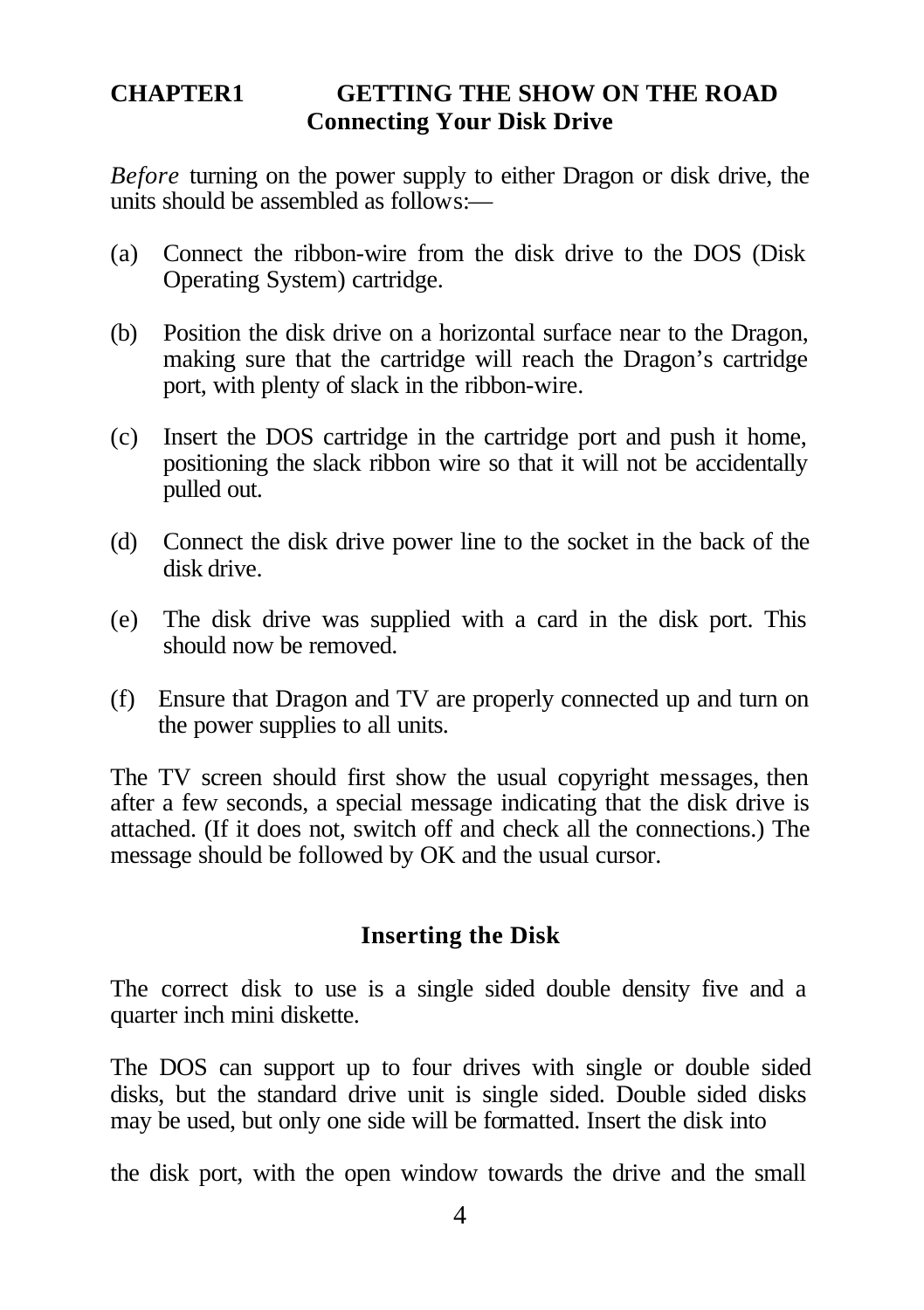# CHAPTER1 GETTING THE SHOW ON THE ROAD

## Connecting Your Disk Drive

*Before* turning on the power supply to either Dragon or disk drive, the units should be assembled as follows:—

(a) Connect the ribbon-wire from the disk drive to the DOS (Disk Operating System) cartridge.

(b) Position the disk drive on a horizontal surface near to the Dragon, making sure that the cartridge will reach the Dragon's cartridge port, with plenty of slack in the ribbon-wire.

(c) Insert the DOS cartridge in the cartridge port and push it home, positioning the slack ribbon wire so that it will not be accidentally pulled out.

(d) Connect the disk drive power line to the socket in the back of the disk drive.

(e) The disk drive was supplied with a card in the disk port. This should now be removed.

(f) Ensure that Dragon and TV are properly connected up and turn on the power supplies to all units.

The TV screen should first show the usual copyright messages, then after a few seconds, a special message indicating that the disk drive is attached. (If it does not, switch off and check all the connections.) The message should be followed by OK and the usual cursor.

## Inserting the Disk

The correct disk to use is a single sided double density five and a quarter inch mini diskette.

The DOS can support up to four drives with single or double sided disks, but the standard drive unit is single sided. Double sided disks may be used, but only one side will be formatted. Insert the disk into

the disk port, with the open window towards the drive and the small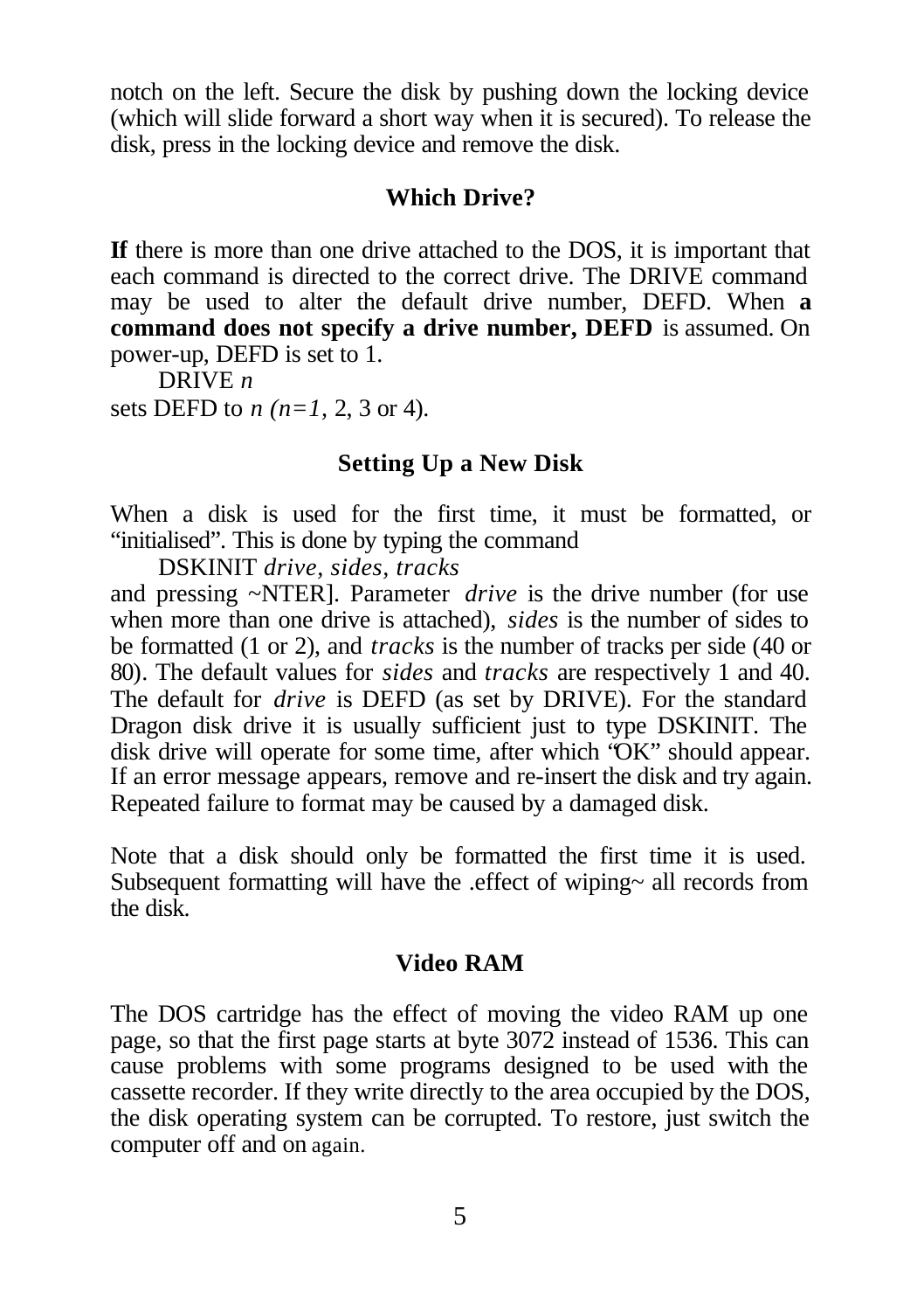notch on the left. Secure the disk by pushing down the locking device (which will slide forward a short way when it is secured). To release the disk, press in the locking device and remove the disk.

## Which Drive?

**If** there is more than one drive attached to the DOS, it is important that each command is directed to the correct drive. The DRIVE command may be used to alter the default drive number, DEFD. When **a command does not specify a drive number, DEFD** is assumed. On power-up, DEFD is set to 1.

DRIVE *n*

sets DEFD to *n (n=1,* 2, 3 or 4).

## Setting Up a New Disk

When a disk is used for the first time, it must be formatted, or "initialised". This is done by typing the command

DSKINIT *drive, sides, tracks*

and pressing ~NTER]. Parameter *drive* is the drive number (for use when more than one drive is attached), *sides* is the number of sides to be formatted (1 or 2), and *tracks* is the number of tracks per side (40 or 80). The default values for *sides* and *tracks* are respectively 1 and 40. The default for *drive* is DEFD (as set by DRIVE). For the standard Dragon disk drive it is usually sufficient just to type DSKINIT. The disk drive will operate for some time, after which "OK" should appear. If an error message appears, remove and re-insert the disk and try again. Repeated failure to format may be caused by a damaged disk.

Note that a disk should only be formatted the first time it is used. Subsequent formatting will have the .effect of wiping~ all records from the disk.

## Video RAM

The DOS cartridge has the effect of moving the video RAM up one page, so that the first page starts at byte 3072 instead of 1536. This can cause problems with some programs designed to be used with the cassette recorder. If they write directly to the area occupied by the DOS, the disk operating system can be corrupted. To restore, just switch the computer off and on again.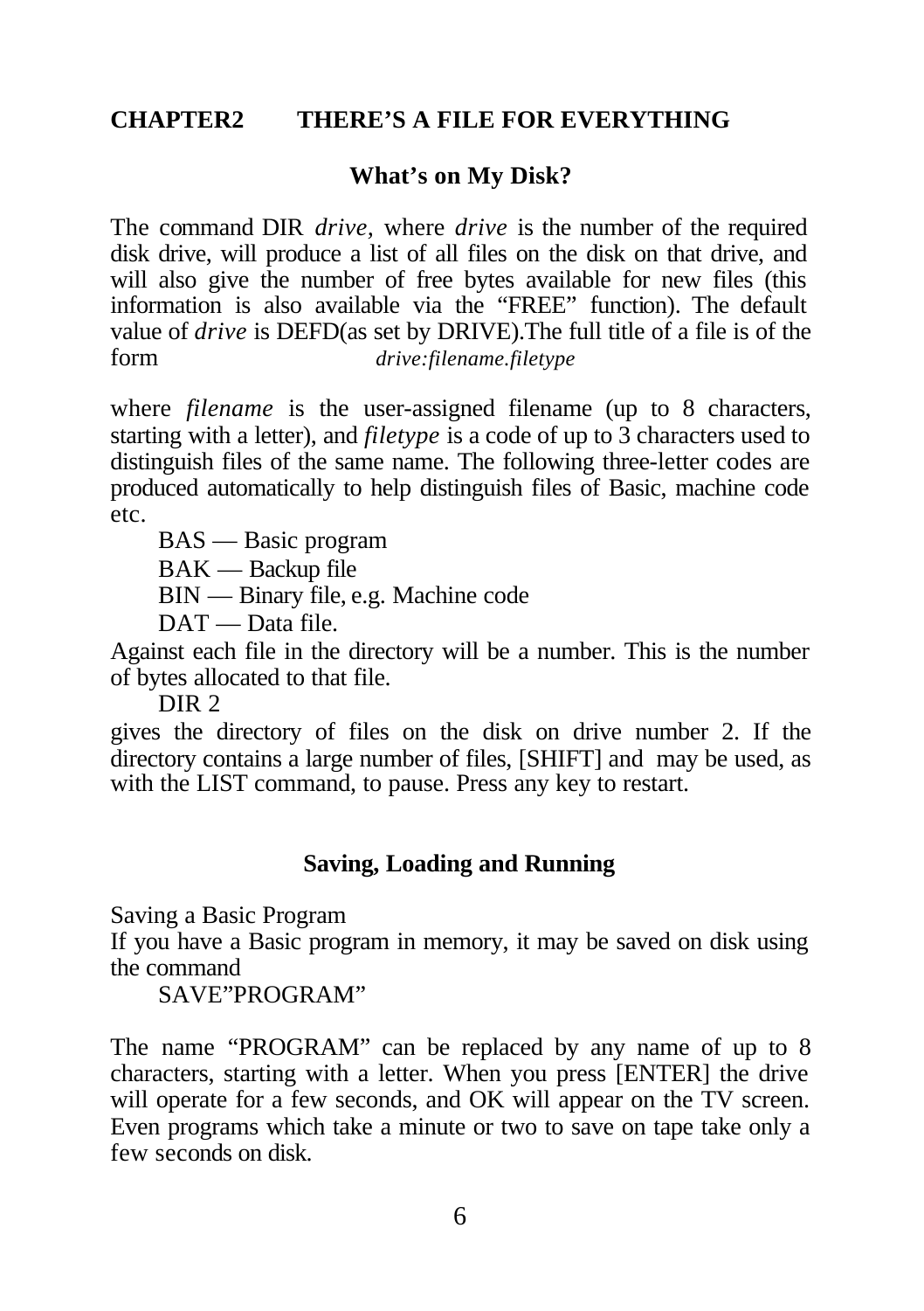## CHAPTER2 THERE'S A FILE FOR EVERYTHING

### What's on My Disk?

The command DIR *drive*, where *drive* is the number of the required disk drive, will produce a list of all files on the disk on that drive, and will also give the number of free bytes available for new files (this information is also available via the "FREE" function). The default value of *drive* is DEFD(as set by DRIVE).The full title of a file is of the form *drive:filename.filetype*

where *filename* is the user-assigned filename (up to 8 characters, starting with a letter), and *filetype* is a code of up to 3 characters used to distinguish files of the same name. The following three-letter codes are produced automatically to help distinguish files of Basic, machine code etc.

BAS — Basic program

BAK — Backup file

BIN — Binary file, e.g. Machine code

DAT — Data file.

Against each file in the directory will be a number. This is the number of bytes allocated to that file.

DIR 2

gives the directory of files on the disk on drive number 2. If the directory contains a large number of files, [SHIFT] and may be used, as with the LIST command, to pause. Press any key to restart.

### Saving, Loading and Running

Saving a Basic Program

If you have a Basic program in memory, it may be saved on disk using the command

SAVE"PROGRAM"

The name "PROGRAM" can be replaced by any name of up to 8 characters, starting with a letter. When you press [ENTER] the drive will operate for a few seconds, and OK will appear on the TV screen. Even programs which take a minute or two to save on tape take only a few seconds on disk.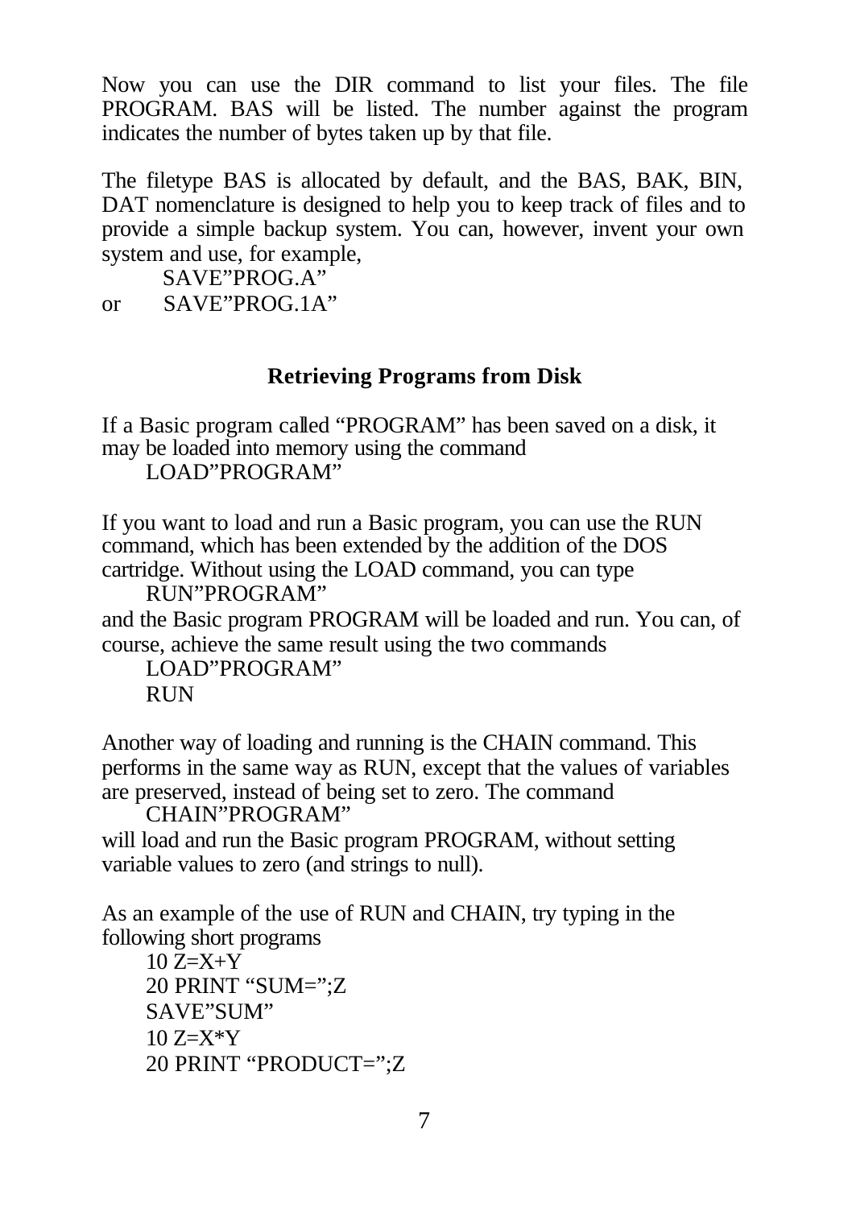Now you can use the DIR command to list your files. The file PROGRAM. BAS will be listed. The number against the program indicates the number of bytes taken up by that file.

The filetype BAS is allocated by default, and the BAS, BAK, BIN, DAT nomenclature is designed to help you to keep track of files and to provide a simple backup system. You can, however, invent your own system and use, for example,

```
        SAVE"PROG.A"
or      SAVE"PROG.1A"
```

## Retrieving Programs from Disk

If a Basic program called "PROGRAM" has been saved on a disk, it may be loaded into memory using the command

```
LOAD"PROGRAM"
```

If you want to load and run a Basic program, you can use the RUN command, which has been extended by the addition of the DOS cartridge. Without using the LOAD command, you can type

```
RUN"PROGRAM"
```

and the Basic program PROGRAM will be loaded and run. You can, of course, achieve the same result using the two commands

```
LOAD"PROGRAM"
RUN
```

Another way of loading and running is the CHAIN command. This performs in the same way as RUN, except that the values of variables are preserved, instead of being set to zero. The command

```
CHAIN"PROGRAM"
```

will load and run the Basic program PROGRAM, without setting variable values to zero (and strings to null).

As an example of the use of RUN and CHAIN, try typing in the following short programs

```
10 Z=X+Y
20 PRINT "SUM=";Z
SAVE"SUM"
10 Z=X*Y
20 PRINT "PRODUCT=";Z
```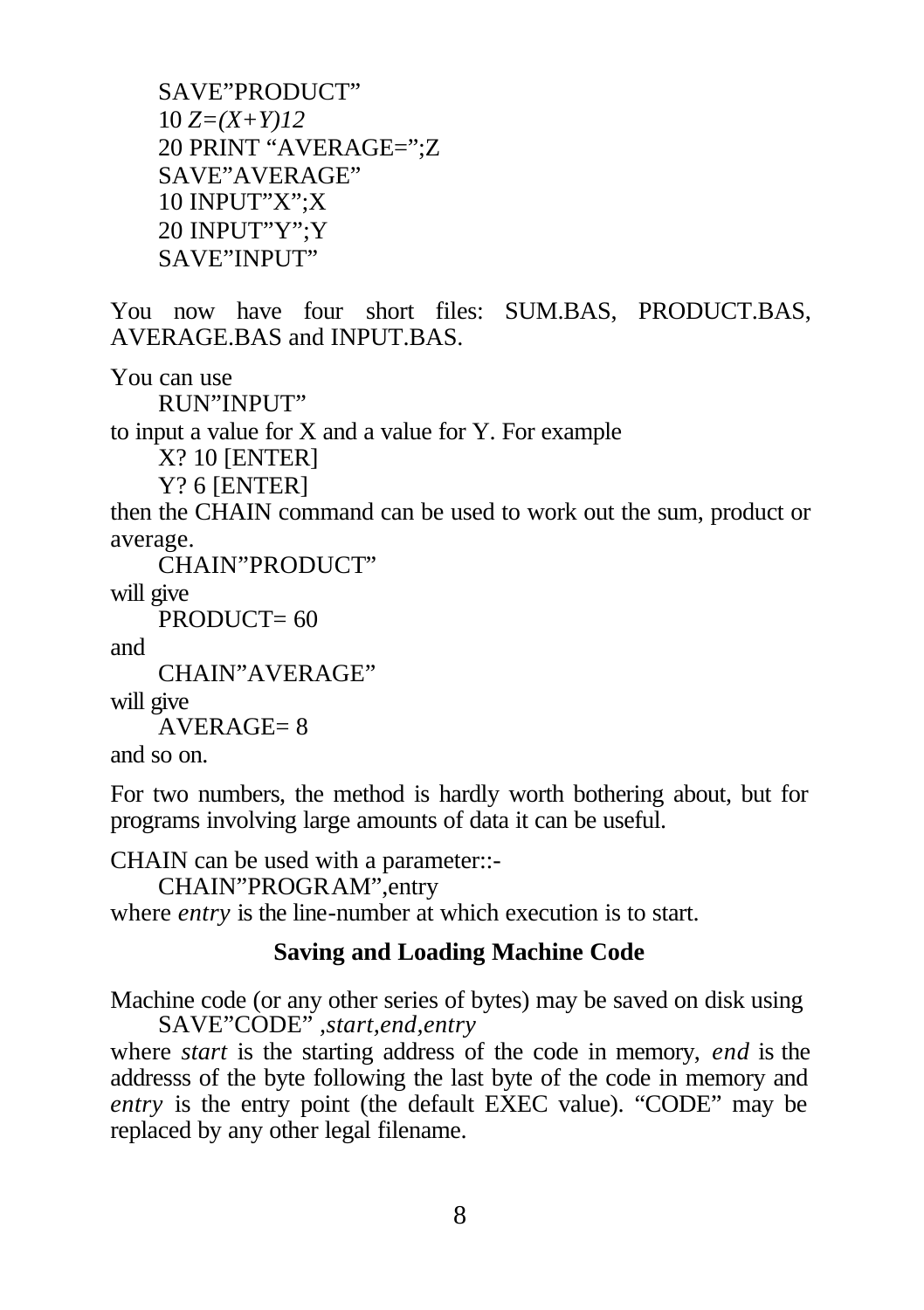```
SAVE"PRODUCT"
10 Z=(X+Y)12
20 PRINT "AVERAGE=";Z
SAVE"AVERAGE"
10 INPUT"X";X
20 INPUT"Y";Y
SAVE"INPUT"
```

You now have four short files: SUM.BAS, PRODUCT.BAS, AVERAGE.BAS and INPUT.BAS.

You can use

```
RUN"INPUT"
```

to input a value for X and a value for Y. For example

```
X? 10 [ENTER]
Y? 6 [ENTER]
```

then the CHAIN command can be used to work out the sum, product or average.

```
CHAIN"PRODUCT"
```

will give

```
PRODUCT= 60
```

and

```
CHAIN"AVERAGE"
```

will give

```
AVERAGE= 8
```

and so on.

For two numbers, the method is hardly worth bothering about, but for programs involving large amounts of data it can be useful.

CHAIN can be used with a parameter::-

```
CHAIN"PROGRAM",entry
```

where *entry* is the line-number at which execution is to start.

### Saving and Loading Machine Code

Machine code (or any other series of bytes) may be saved on disk using

```
SAVE"CODE" ,start,end,entry
```

where *start* is the starting address of the code in memory, *end* is the addresss of the byte following the last byte of the code in memory and *entry* is the entry point (the default EXEC value). "CODE" may be replaced by any other legal filename.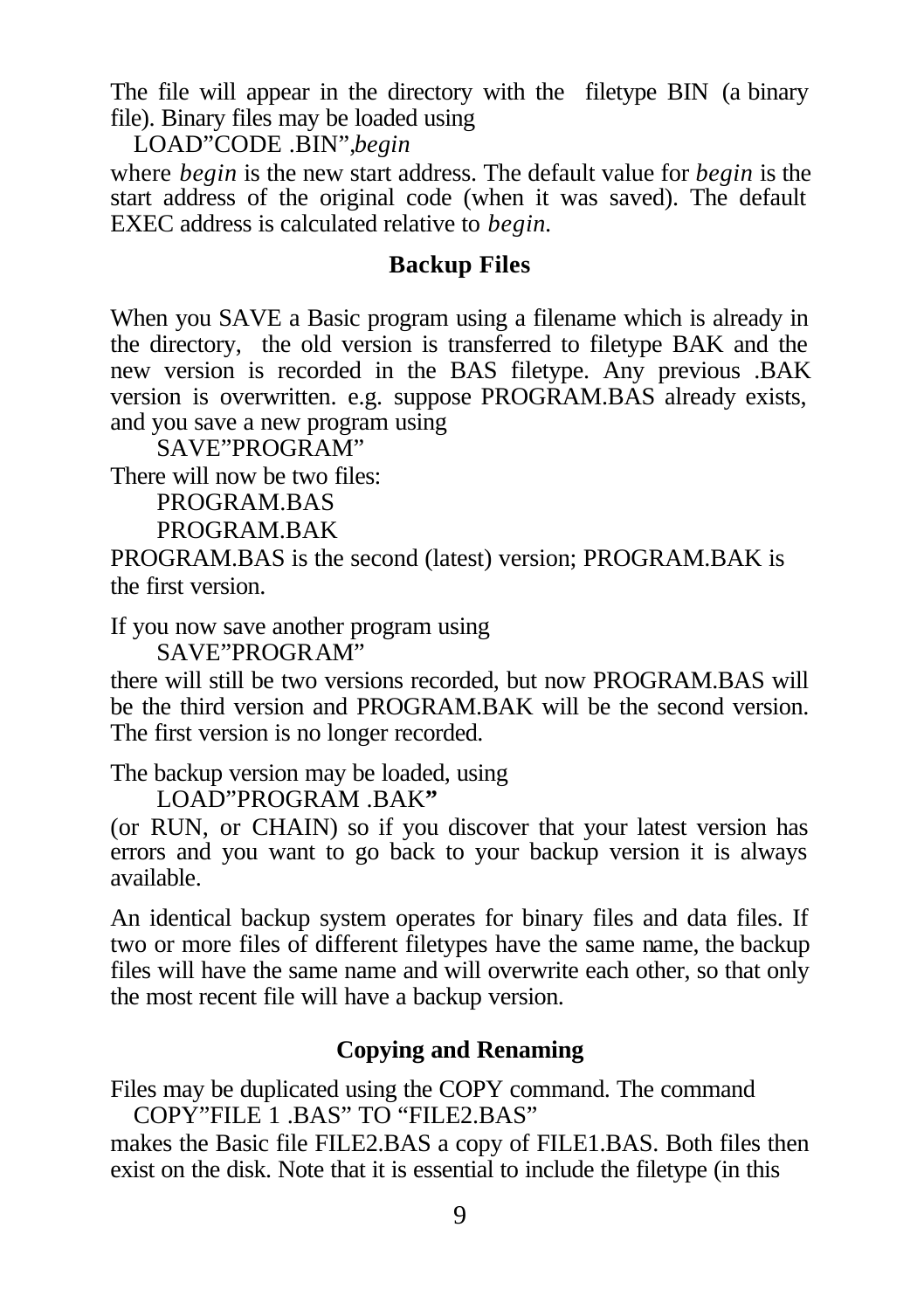The file will appear in the directory with the filetype BIN (a binary file). Binary files may be loaded using

```
LOAD"CODE .BIN",begin
```

where *begin* is the new start address. The default value for *begin* is the start address of the original code (when it was saved). The default EXEC address is calculated relative to *begin*.

## Backup Files

When you SAVE a Basic program using a filename which is already in the directory, the old version is transferred to filetype BAK and the new version is recorded in the BAS filetype. Any previous .BAK version is overwritten. e.g. suppose PROGRAM.BAS already exists, and you save a new program using

```
SAVE"PROGRAM"
```

There will now be two files:

```
PROGRAM.BAS
PROGRAM.BAK
```

PROGRAM.BAS is the second (latest) version; PROGRAM.BAK is the first version.

If you now save another program using

```
SAVE"PROGRAM"
```

there will still be two versions recorded, but now PROGRAM.BAS will be the third version and PROGRAM.BAK will be the second version. The first version is no longer recorded.

The backup version may be loaded, using

```
LOAD"PROGRAM .BAK"
```

(or RUN, or CHAIN) so if you discover that your latest version has errors and you want to go back to your backup version it is always available.

An identical backup system operates for binary files and data files. If two or more files of different filetypes have the same name, the backup files will have the same name and will overwrite each other, so that only the most recent file will have a backup version.

## Copying and Renaming

Files may be duplicated using the COPY command. The command

```
COPY"FILE 1 .BAS" TO "FILE2.BAS"
```

makes the Basic file FILE2.BAS a copy of FILE1.BAS. Both files then exist on the disk. Note that it is essential to include the filetype (in this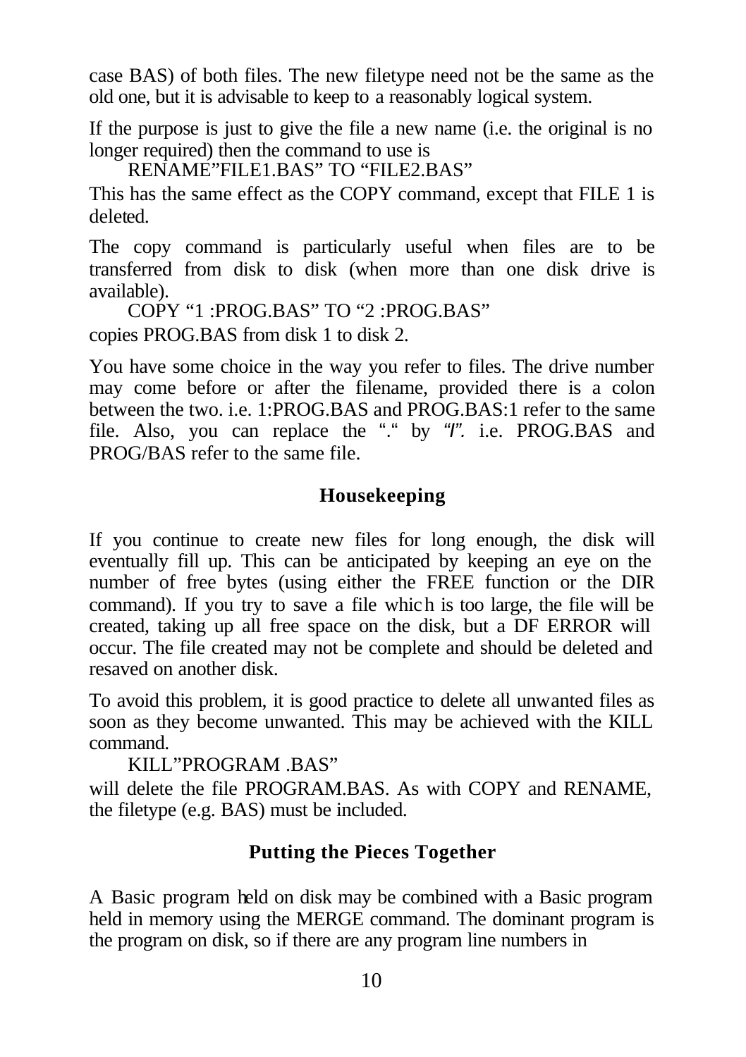case BAS) of both files. The new filetype need not be the same as the old one, but it is advisable to keep to a reasonably logical system.

If the purpose is just to give the file a new name (i.e. the original is no longer required) then the command to use is

    RENAME"FILE1.BAS" TO "FILE2.BAS"

This has the same effect as the COPY command, except that FILE 1 is deleted.

The copy command is particularly useful when files are to be transferred from disk to disk (when more than one disk drive is available).

    COPY "1 :PROG.BAS" TO "2 :PROG.BAS"

copies PROG.BAS from disk 1 to disk 2.

You have some choice in the way you refer to files. The drive number may come before or after the filename, provided there is a colon between the two. i.e. 1:PROG.BAS and PROG.BAS:1 refer to the same file. Also, you can replace the "." by "/". i.e. PROG.BAS and PROG/BAS refer to the same file.

## Housekeeping

If you continue to create new files for long enough, the disk will eventually fill up. This can be anticipated by keeping an eye on the number of free bytes (using either the FREE function or the DIR command). If you try to save a file which is too large, the file will be created, taking up all free space on the disk, but a DF ERROR will occur. The file created may not be complete and should be deleted and resaved on another disk.

To avoid this problem, it is good practice to delete all unwanted files as soon as they become unwanted. This may be achieved with the KILL command.

    KILL"PROGRAM .BAS"

will delete the file PROGRAM.BAS. As with COPY and RENAME, the filetype (e.g. BAS) must be included.

## Putting the Pieces Together

A Basic program held on disk may be combined with a Basic program held in memory using the MERGE command. The dominant program is the program on disk, so if there are any program line numbers in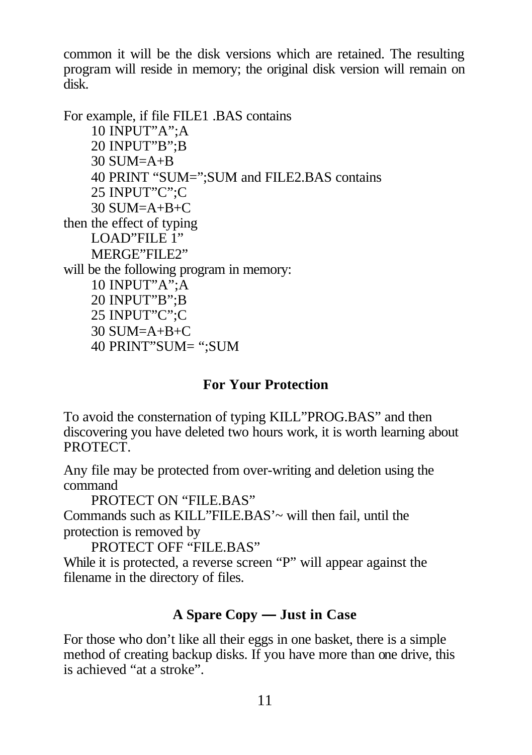common it will be the disk versions which are retained. The resulting program will reside in memory; the original disk version will remain on disk.

For example, if file FILE1 .BAS contains

```
10 INPUT"A";A
20 INPUT"B";B
30 SUM=A+B
40 PRINT "SUM=";SUM and FILE2.BAS contains
25 INPUT"C";C
30 SUM=A+B+C
```

then the effect of typing

```
LOAD"FILE 1"
MERGE"FILE2"
```

will be the following program in memory:

```
10 INPUT"A";A
20 INPUT"B";B
25 INPUT"C";C
30 SUM=A+B+C
40 PRINT"SUM= ";SUM
```

## For Your Protection

To avoid the consternation of typing KILL"PROG.BAS" and then discovering you have deleted two hours work, it is worth learning about PROTECT.

Any file may be protected from over-writing and deletion using the command

```
PROTECT ON "FILE.BAS"
```

Commands such as KILL"FILE.BAS'~ will then fail, until the protection is removed by

```
PROTECT OFF "FILE.BAS"
```

While it is protected, a reverse screen "P" will appear against the filename in the directory of files.

## A Spare Copy — Just in Case

For those who don't like all their eggs in one basket, there is a simple method of creating backup disks. If you have more than one drive, this is achieved "at a stroke".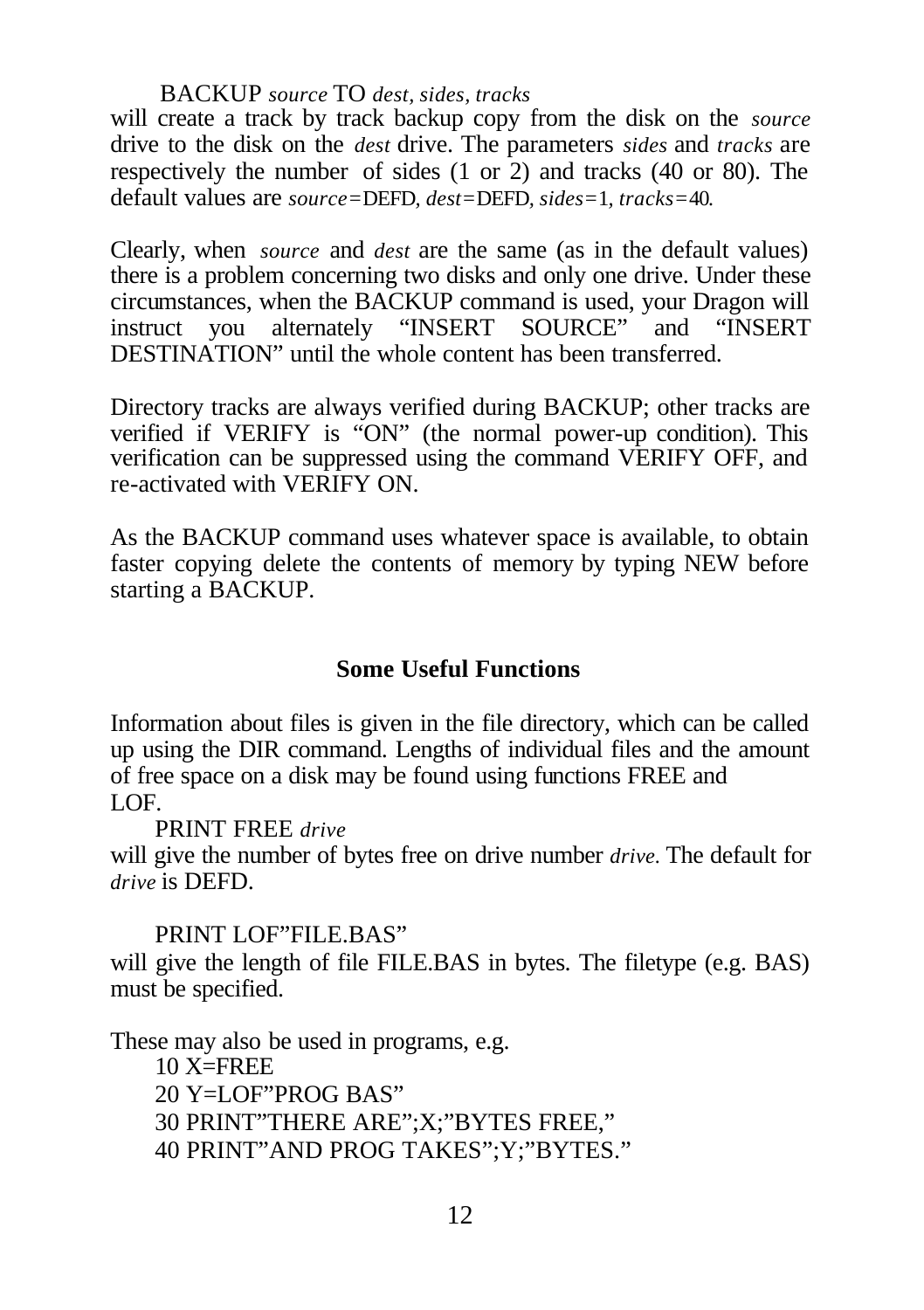BACKUP *source* TO *dest, sides, tracks*

will create a track by track backup copy from the disk on the *source* drive to the disk on the *dest* drive. The parameters *sides* and *tracks* are respectively the number of sides (1 or 2) and tracks (40 or 80). The default values are *source*=DEFD, *dest*=DEFD, *sides*=1, *tracks*=40.

Clearly, when *source* and *dest* are the same (as in the default values) there is a problem concerning two disks and only one drive. Under these circumstances, when the BACKUP command is used, your Dragon will instruct you alternately "INSERT SOURCE" and "INSERT DESTINATION" until the whole content has been transferred.

Directory tracks are always verified during BACKUP; other tracks are verified if VERIFY is "ON" (the normal power-up condition). This verification can be suppressed using the command VERIFY OFF, and re-activated with VERIFY ON.

As the BACKUP command uses whatever space is available, to obtain faster copying delete the contents of memory by typing NEW before starting a BACKUP.

## Some Useful Functions

Information about files is given in the file directory, which can be called up using the DIR command. Lengths of individual files and the amount of free space on a disk may be found using functions FREE and LOF.

PRINT FREE *drive*

will give the number of bytes free on drive number *drive*. The default for *drive* is DEFD.

PRINT LOF"FILE.BAS"

will give the length of file FILE.BAS in bytes. The filetype (e.g. BAS) must be specified.

These may also be used in programs, e.g.

```
10 X=FREE
20 Y=LOF"PROG BAS"
30 PRINT"THERE ARE";X;"BYTES FREE,"
40 PRINT"AND PROG TAKES";Y;"BYTES."
```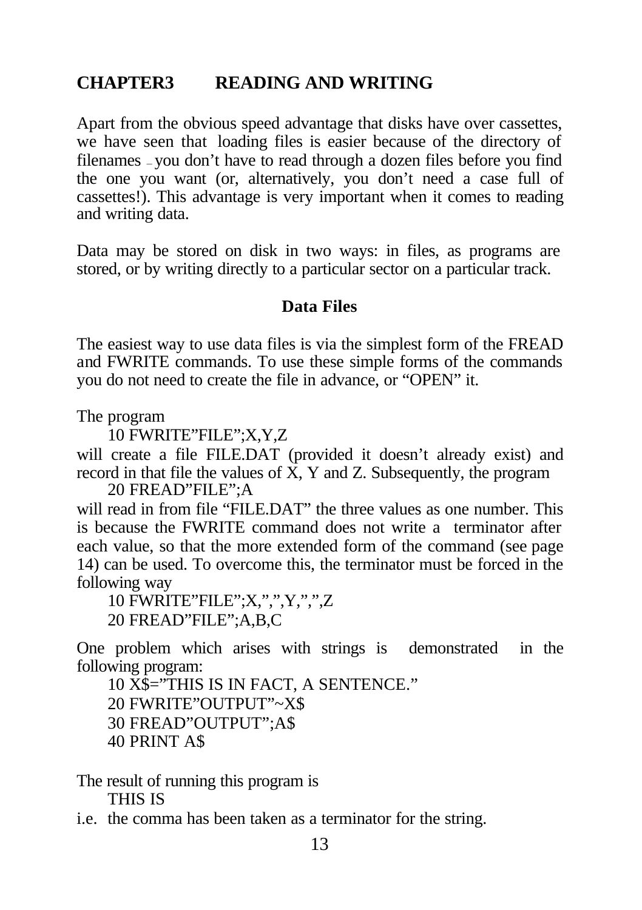# CHAPTER3 READING AND WRITING

Apart from the obvious speed advantage that disks have over cassettes, we have seen that loading files is easier because of the directory of filenames – you don't have to read through a dozen files before you find the one you want (or, alternatively, you don't need a case full of cassettes!). This advantage is very important when it comes to reading and writing data.

Data may be stored on disk in two ways: in files, as programs are stored, or by writing directly to a particular sector on a particular track.

## Data Files

The easiest way to use data files is via the simplest form of the FREAD and FWRITE commands. To use these simple forms of the commands you do not need to create the file in advance, or "OPEN" it.

The program

```
10 FWRITE"FILE";X,Y,Z
```

will create a file FILE.DAT (provided it doesn't already exist) and record in that file the values of X, Y and Z. Subsequently, the program

```
20 FREAD"FILE";A
```

will read in from file "FILE.DAT" the three values as one number. This is because the FWRITE command does not write a terminator after each value, so that the more extended form of the command (see page 14) can be used. To overcome this, the terminator must be forced in the following way

```
10 FWRITE"FILE";X,",",Y,",",Z
20 FREAD"FILE";A,B,C
```

One problem which arises with strings is demonstrated in the following program:

```
10 X$="THIS IS IN FACT, A SENTENCE."
20 FWRITE"OUTPUT"~X$
30 FREAD"OUTPUT";A$
40 PRINT A$
```

The result of running this program is

```
THIS IS
```

i.e. the comma has been taken as a terminator for the string.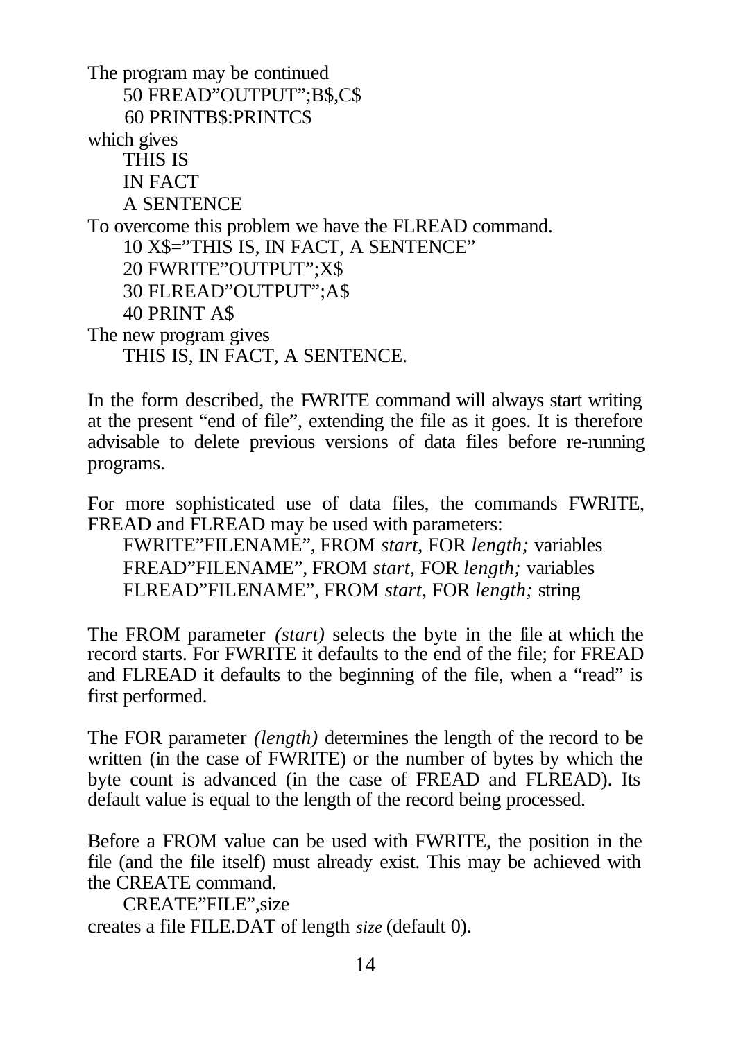The program may be continued

```
50 FREAD”OUTPUT”;B$,C$
60 PRINTB$:PRINTC$
```

which gives

```
THIS IS
IN FACT
A SENTENCE
```

To overcome this problem we have the FLREAD command.

```
10 X$=”THIS IS, IN FACT, A SENTENCE”
20 FWRITE”OUTPUT”;X$
30 FLREAD”OUTPUT”;A$
40 PRINT A$
```

The new program gives

```
THIS IS, IN FACT, A SENTENCE.
```

In the form described, the FWRITE command will always start writing at the present “end of file”, extending the file as it goes. It is therefore advisable to delete previous versions of data files before re-running programs.

For more sophisticated use of data files, the commands FWRITE, FREAD and FLREAD may be used with parameters:

FWRITE”FILENAME”, FROM *start*, FOR *length;* variables
FREAD”FILENAME”, FROM *start*, FOR *length;* variables
FLREAD”FILENAME”, FROM *start*, FOR *length;* string

The FROM parameter *(start)* selects the byte in the file at which the record starts. For FWRITE it defaults to the end of the file; for FREAD and FLREAD it defaults to the beginning of the file, when a “read” is first performed.

The FOR parameter *(length)* determines the length of the record to be written (in the case of FWRITE) or the number of bytes by which the byte count is advanced (in the case of FREAD and FLREAD). Its default value is equal to the length of the record being processed.

Before a FROM value can be used with FWRITE, the position in the file (and the file itself) must already exist. This may be achieved with the CREATE command.

```
CREATE”FILE”,size
```

creates a file FILE.DAT of length *size* (default 0).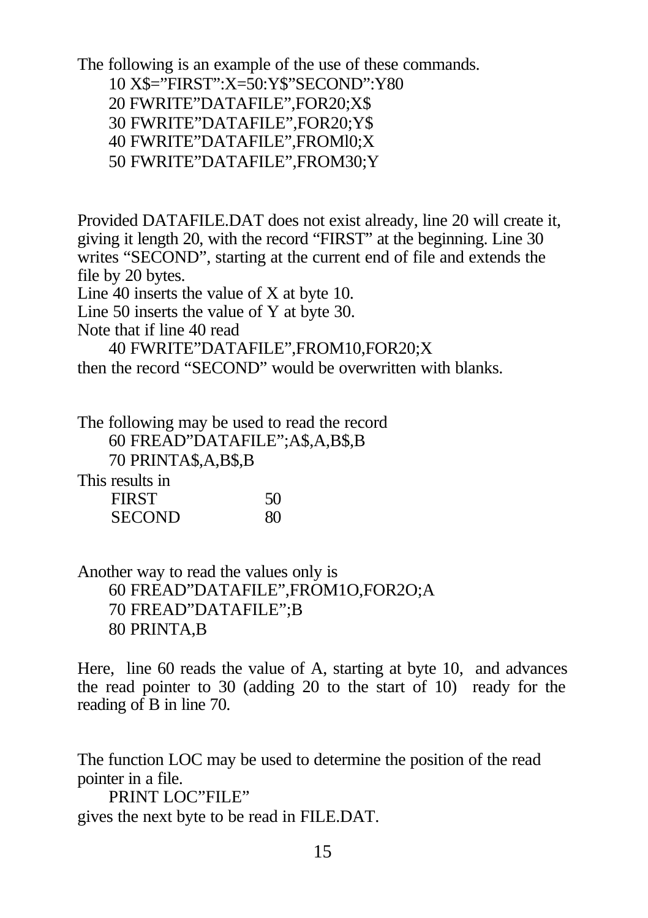The following is an example of the use of these commands.

```
10 X$=”FIRST”:X=50:Y$”SECOND”:Y80
20 FWRITE”DATAFILE”,FOR20;X$
30 FWRITE”DATAFILE”,FOR20;Y$
40 FWRITE”DATAFILE”,FROMl0;X
50 FWRITE”DATAFILE”,FROM30;Y
```

Provided DATAFILE.DAT does not exist already, line 20 will create it, giving it length 20, with the record “FIRST” at the beginning. Line 30 writes “SECOND”, starting at the current end of file and extends the file by 20 bytes.
Line 40 inserts the value of X at byte 10.
Line 50 inserts the value of Y at byte 30.
Note that if line 40 read

```
40 FWRITE”DATAFILE”,FROM10,FOR20;X
```

then the record “SECOND” would be overwritten with blanks.

The following may be used to read the record

```
60 FREAD”DATAFILE”;A$,A,B$,B
70 PRINTA$,A,B$,B
```

This results in

```
FIRST        50
SECOND       80
```

Another way to read the values only is

```
60 FREAD”DATAFILE”,FROM1O,FOR2O;A
70 FREAD”DATAFILE”;B
80 PRINTA,B
```

Here, line 60 reads the value of A, starting at byte 10, and advances the read pointer to 30 (adding 20 to the start of 10) ready for the reading of B in line 70.

The function LOC may be used to determine the position of the read pointer in a file.

```
PRINT LOC”FILE”
```

gives the next byte to be read in FILE.DAT.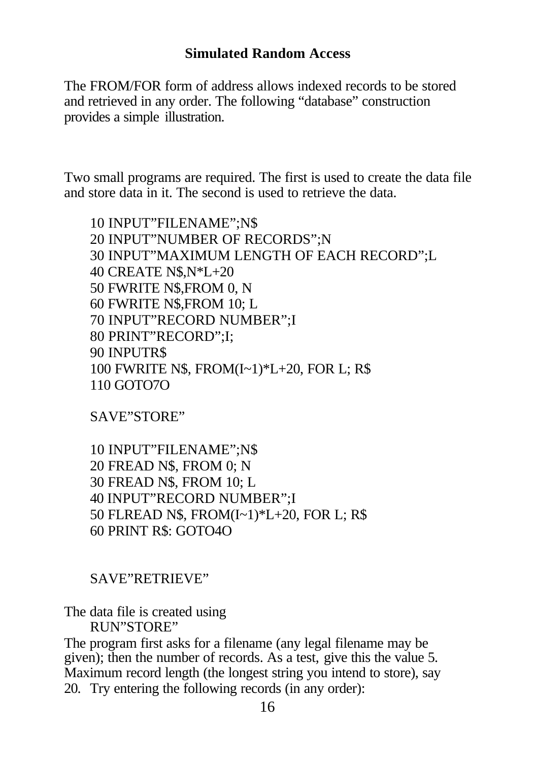## Simulated Random Access

The FROM/FOR form of address allows indexed records to be stored and retrieved in any order. The following “database” construction provides a simple illustration.

Two small programs are required. The first is used to create the data file and store data in it. The second is used to retrieve the data.

```
10 INPUT”FILENAME”;N$
20 INPUT”NUMBER OF RECORDS”;N
30 INPUT”MAXIMUM LENGTH OF EACH RECORD”;L
40 CREATE N$,N*L+20
50 FWRITE N$,FROM 0, N
60 FWRITE N$,FROM 10; L
70 INPUT”RECORD NUMBER”;I
80 PRINT”RECORD”;I;
90 INPUTR$
100 FWRITE N$, FROM(I~1)*L+20, FOR L; R$
110 GOTO7O

SAVE”STORE”

10 INPUT”FILENAME”;N$
20 FREAD N$, FROM 0; N
30 FREAD N$, FROM 10; L
40 INPUT”RECORD NUMBER”;I
50 FLREAD N$, FROM(I~1)*L+20, FOR L; R$
60 PRINT R$: GOTO4O

SAVE”RETRIEVE”
```

The data file is created using

```
RUN”STORE”
```

The program first asks for a filename (any legal filename may be given); then the number of records. As a test, give this the value 5. Maximum record length (the longest string you intend to store), say 20. Try entering the following records (in any order):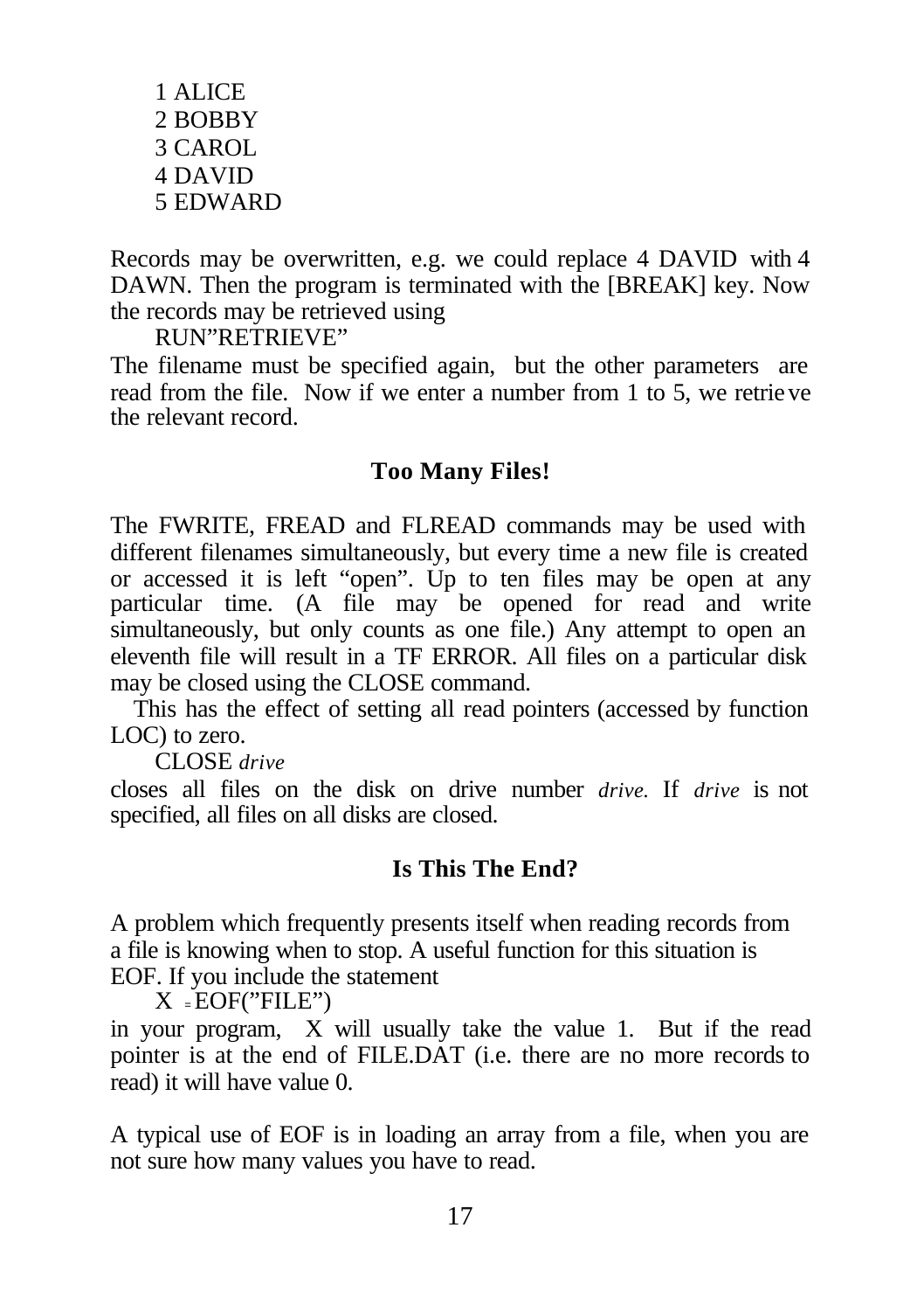```
1 ALICE
2 BOBBY
3 CAROL
4 DAVID
5 EDWARD
```

Records may be overwritten, e.g. we could replace 4 DAVID with 4 DAWN. Then the program is terminated with the [BREAK] key. Now the records may be retrieved using

```
RUN"RETRIEVE"
```

The filename must be specified again, but the other parameters are read from the file. Now if we enter a number from 1 to 5, we retrieve the relevant record.

### Too Many Files!

The FWRITE, FREAD and FLREAD commands may be used with different filenames simultaneously, but every time a new file is created or accessed it is left “open”. Up to ten files may be open at any particular time. (A file may be opened for read and write simultaneously, but only counts as one file.) Any attempt to open an eleventh file will result in a TF ERROR. All files on a particular disk may be closed using the CLOSE command.

This has the effect of setting all read pointers (accessed by function LOC) to zero.

CLOSE *drive*

closes all files on the disk on drive number *drive*. If *drive* is not specified, all files on all disks are closed.

### Is This The End?

A problem which frequently presents itself when reading records from a file is knowing when to stop. A useful function for this situation is EOF. If you include the statement

```
X = EOF("FILE")
```

in your program, X will usually take the value 1. But if the read pointer is at the end of FILE.DAT (i.e. there are no more records to read) it will have value 0.

A typical use of EOF is in loading an array from a file, when you are not sure how many values you have to read.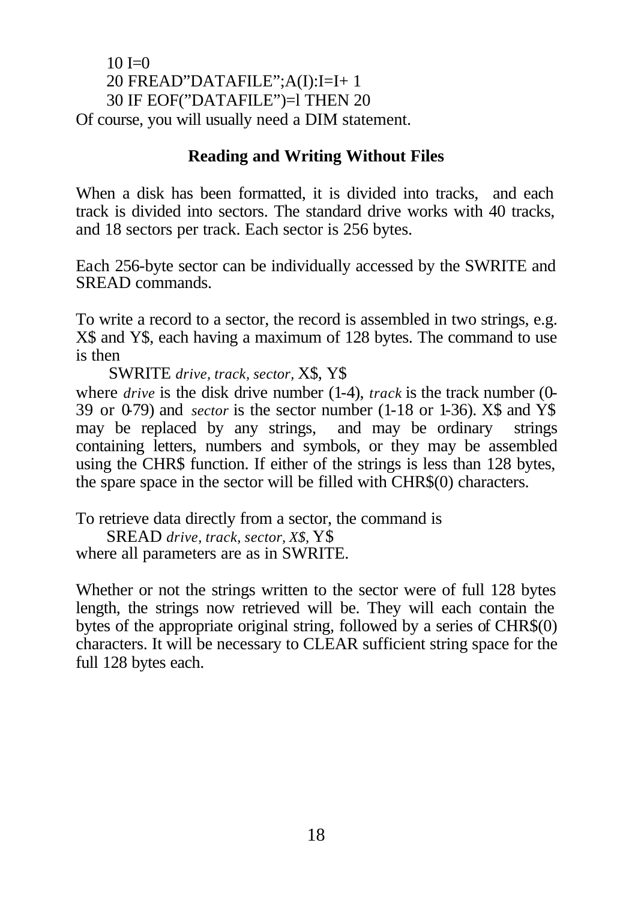```
10 I=0
20 FREAD"DATAFILE";A(I):I=I+ 1
30 IF EOF("DATAFILE")=l THEN 20
```

Of course, you will usually need a DIM statement.

## Reading and Writing Without Files

When a disk has been formatted, it is divided into tracks, and each track is divided into sectors. The standard drive works with 40 tracks, and 18 sectors per track. Each sector is 256 bytes.

Each 256-byte sector can be individually accessed by the SWRITE and SREAD commands.

To write a record to a sector, the record is assembled in two strings, e.g. X$ and Y$, each having a maximum of 128 bytes. The command to use is then

SWRITE *drive, track, sector,* X$, Y$

where *drive* is the disk drive number (1-4), *track* is the track number (0-39 or 0-79) and *sector* is the sector number (1-18 or 1-36). X$ and Y$ may be replaced by any strings, and may be ordinary strings containing letters, numbers and symbols, or they may be assembled using the CHR$ function. If either of the strings is less than 128 bytes, the spare space in the sector will be filled with CHR$(0) characters.

To retrieve data directly from a sector, the command is

SREAD *drive, track, sector, X$,* Y$

where all parameters are as in SWRITE.

Whether or not the strings written to the sector were of full 128 bytes length, the strings now retrieved will be. They will each contain the bytes of the appropriate original string, followed by a series of CHR$(0) characters. It will be necessary to CLEAR sufficient string space for the full 128 bytes each.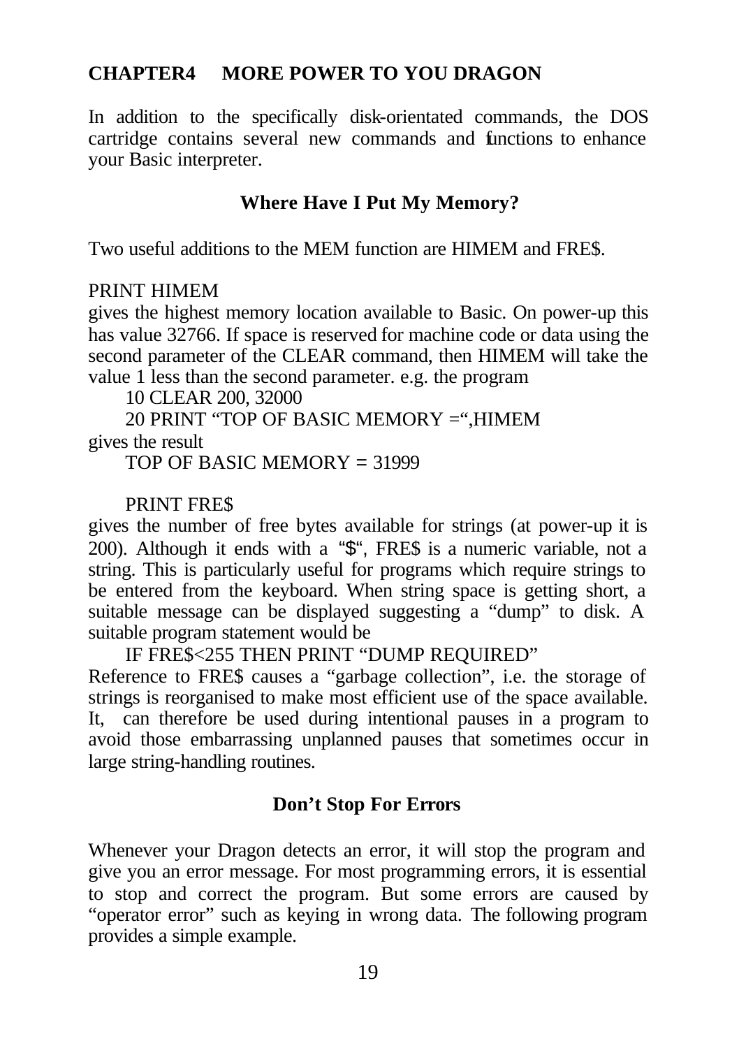## CHAPTER4 MORE POWER TO YOU DRAGON

In addition to the specifically disk-orientated commands, the DOS cartridge contains several new commands and functions to enhance your Basic interpreter.

### Where Have I Put My Memory?

Two useful additions to the MEM function are HIMEM and FRE$.

PRINT HIMEM
gives the highest memory location available to Basic. On power-up this has value 32766. If space is reserved for machine code or data using the second parameter of the CLEAR command, then HIMEM will take the value 1 less than the second parameter. e.g. the program

```
10 CLEAR 200, 32000
20 PRINT "TOP OF BASIC MEMORY =",HIMEM
```

gives the result

```
TOP OF BASIC MEMORY = 31999
```

```
PRINT FRE$
```

gives the number of free bytes available for strings (at power-up it is 200). Although it ends with a "$", FRE$ is a numeric variable, not a string. This is particularly useful for programs which require strings to be entered from the keyboard. When string space is getting short, a suitable message can be displayed suggesting a "dump" to disk. A suitable program statement would be

```
IF FRE$<255 THEN PRINT "DUMP REQUIRED"
```

Reference to FRE$ causes a "garbage collection", i.e. the storage of strings is reorganised to make most efficient use of the space available. It, can therefore be used during intentional pauses in a program to avoid those embarrassing unplanned pauses that sometimes occur in large string-handling routines.

### Don't Stop For Errors

Whenever your Dragon detects an error, it will stop the program and give you an error message. For most programming errors, it is essential to stop and correct the program. But some errors are caused by "operator error" such as keying in wrong data. The following program provides a simple example.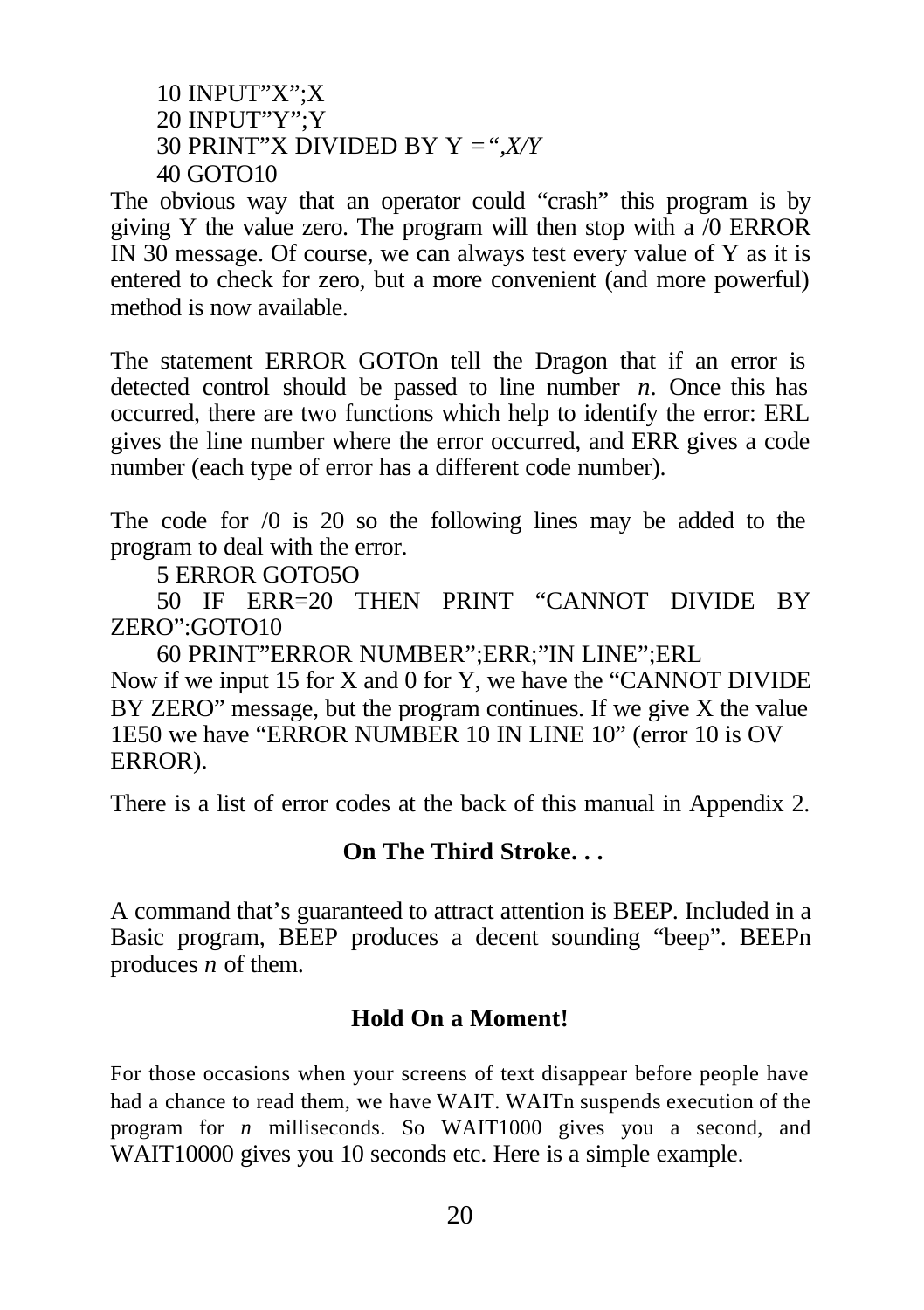```
10 INPUT"X";X
20 INPUT"Y";Y
30 PRINT"X DIVIDED BY Y =",X/Y
40 GOTO10
```

The obvious way that an operator could "crash" this program is by giving Y the value zero. The program will then stop with a /0 ERROR IN 30 message. Of course, we can always test every value of Y as it is entered to check for zero, but a more convenient (and more powerful) method is now available.

The statement ERROR GOTOn tell the Dragon that if an error is detected control should be passed to line number *n*. Once this has occurred, there are two functions which help to identify the error: ERL gives the line number where the error occurred, and ERR gives a code number (each type of error has a different code number).

The code for /0 is 20 so the following lines may be added to the program to deal with the error.

```
5 ERROR GOTO5O
50 IF ERR=20 THEN PRINT "CANNOT DIVIDE BY ZERO":GOTO10
60 PRINT"ERROR NUMBER";ERR;"IN LINE";ERL
```

Now if we input 15 for X and 0 for Y, we have the "CANNOT DIVIDE BY ZERO" message, but the program continues. If we give X the value 1E50 we have "ERROR NUMBER 10 IN LINE 10" (error 10 is OV ERROR).

There is a list of error codes at the back of this manual in Appendix 2.

## On The Third Stroke. . .

A command that's guaranteed to attract attention is BEEP. Included in a Basic program, BEEP produces a decent sounding "beep". BEEPn produces *n* of them.

## Hold On a Moment!

For those occasions when your screens of text disappear before people have had a chance to read them, we have WAIT. WAITn suspends execution of the program for *n* milliseconds. So WAIT1000 gives you a second, and WAIT10000 gives you 10 seconds etc. Here is a simple example.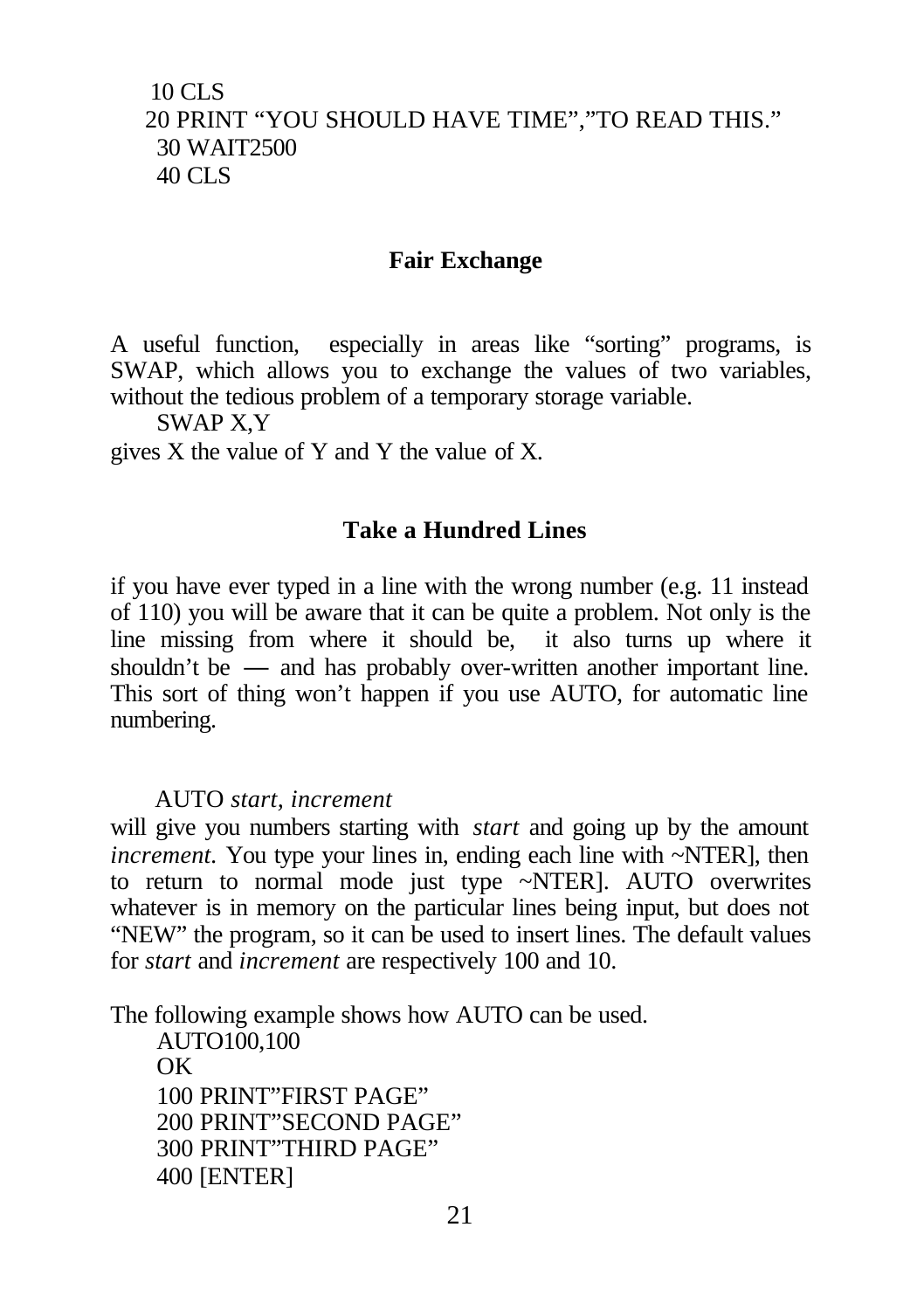```
10 CLS
20 PRINT “YOU SHOULD HAVE TIME”,”TO READ THIS.”
30 WAIT2500
40 CLS
```

## Fair Exchange

A useful function, especially in areas like “sorting” programs, is SWAP, which allows you to exchange the values of two variables, without the tedious problem of a temporary storage variable.

```
SWAP X,Y
```

gives X the value of Y and Y the value of X.

## Take a Hundred Lines

if you have ever typed in a line with the wrong number (e.g. 11 instead of 110) you will be aware that it can be quite a problem. Not only is the line missing from where it should be, it also turns up where it shouldn’t be — and has probably over-written another important line. This sort of thing won’t happen if you use AUTO, for automatic line numbering.

AUTO *start, increment*

will give you numbers starting with *start* and going up by the amount *increment*. You type your lines in, ending each line with ~NTER], then to return to normal mode just type ~NTER]. AUTO overwrites whatever is in memory on the particular lines being input, but does not “NEW” the program, so it can be used to insert lines. The default values for *start* and *increment* are respectively 100 and 10.

The following example shows how AUTO can be used.

```
AUTO100,100
OK
100 PRINT”FIRST PAGE”
200 PRINT”SECOND PAGE”
300 PRINT”THIRD PAGE”
400 [ENTER]
```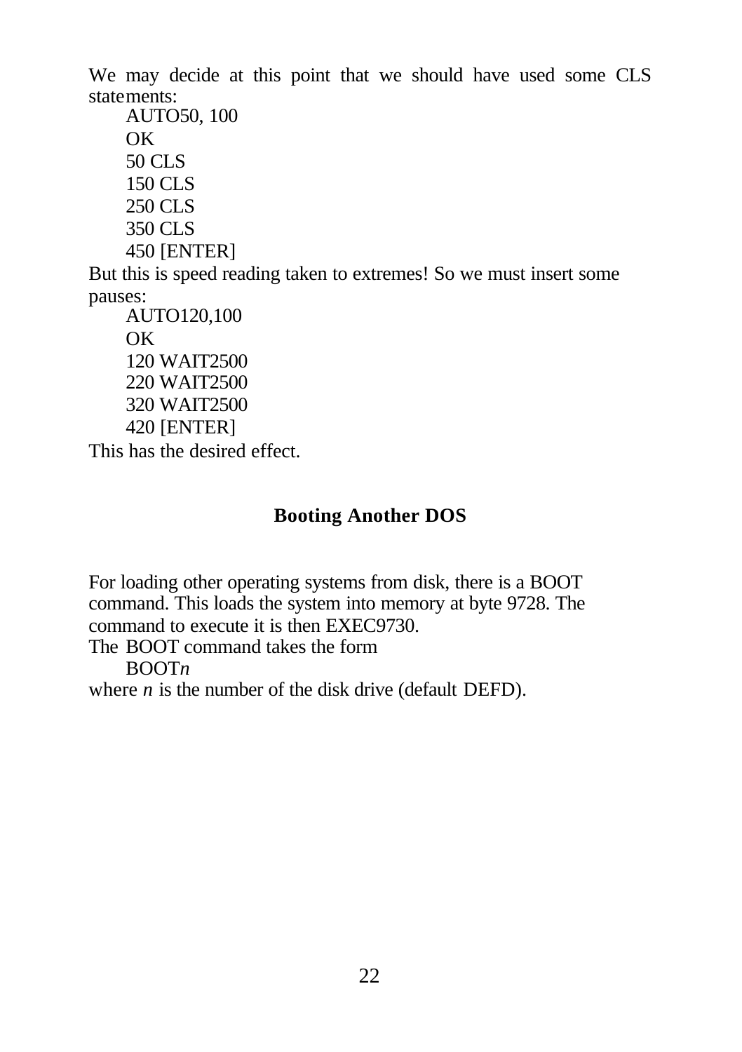We may decide at this point that we should have used some CLS statements:

```
AUTO50, 100
OK
50 CLS
150 CLS
250 CLS
350 CLS
450 [ENTER]
```

But this is speed reading taken to extremes! So we must insert some pauses:

```
AUTO120,100
OK
120 WAIT2500
220 WAIT2500
320 WAIT2500
420 [ENTER]
```

This has the desired effect.

## Booting Another DOS

For loading other operating systems from disk, there is a BOOT command. This loads the system into memory at byte 9728. The command to execute it is then EXEC9730.

The BOOT command takes the form

BOOT*n*

where *n* is the number of the disk drive (default DEFD).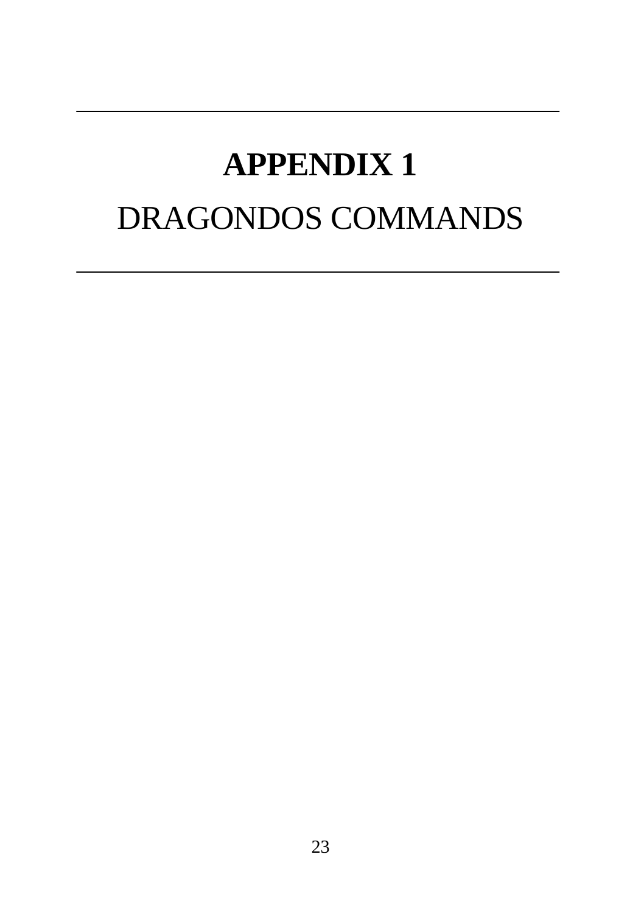# APPENDIX 1

# DRAGONDOS COMMANDS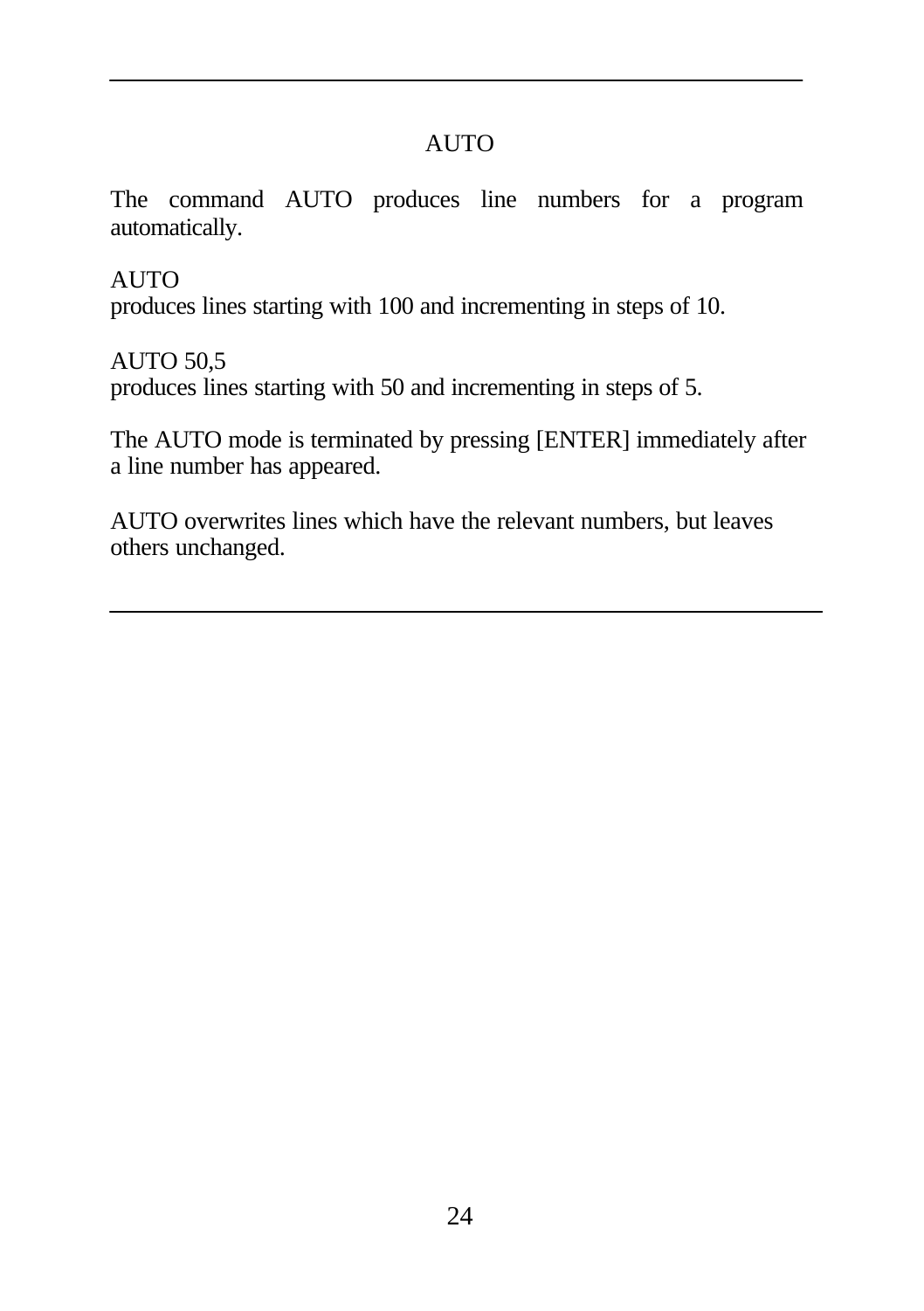## AUTO

The command AUTO produces line numbers for a program automatically.

AUTO
produces lines starting with 100 and incrementing in steps of 10.

AUTO 50,5
produces lines starting with 50 and incrementing in steps of 5.

The AUTO mode is terminated by pressing [ENTER] immediately after a line number has appeared.

AUTO overwrites lines which have the relevant numbers, but leaves others unchanged.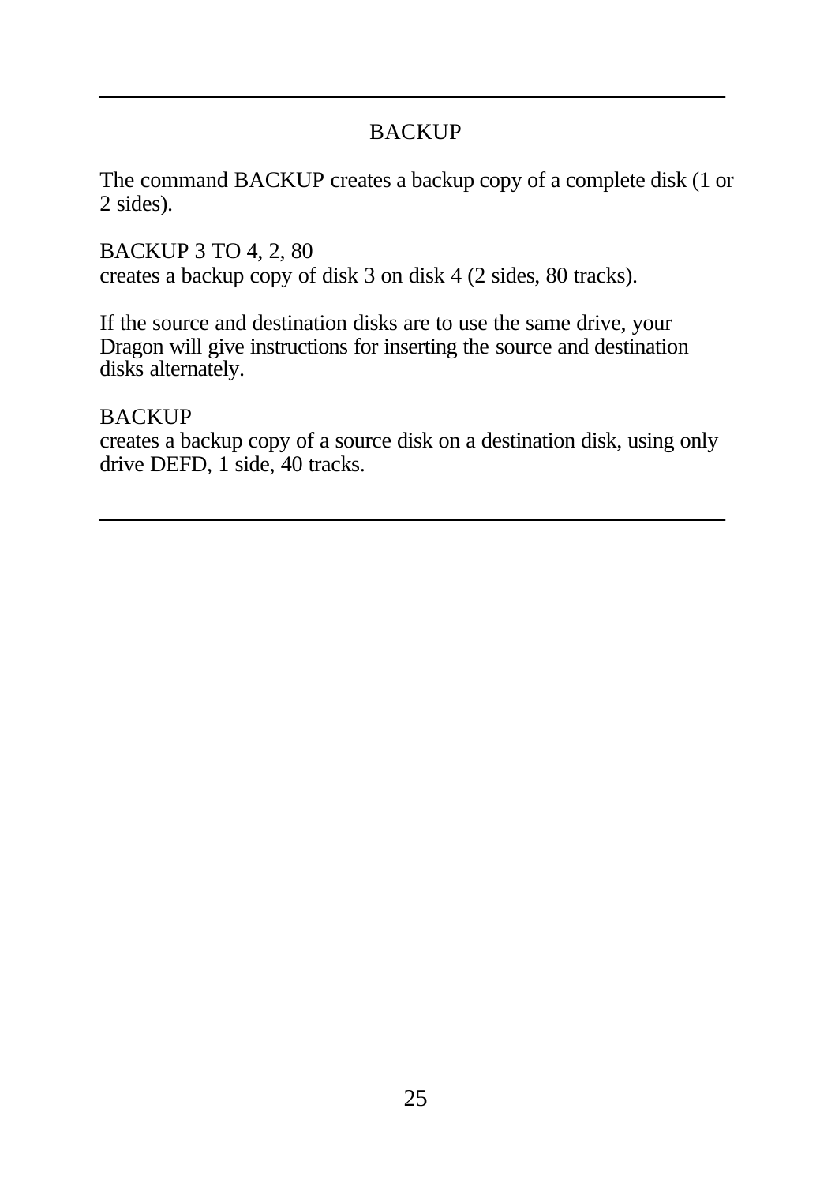## BACKUP

The command BACKUP creates a backup copy of a complete disk (1 or 2 sides).

BACKUP 3 TO 4, 2, 80
creates a backup copy of disk 3 on disk 4 (2 sides, 80 tracks).

If the source and destination disks are to use the same drive, your Dragon will give instructions for inserting the source and destination disks alternately.

BACKUP
creates a backup copy of a source disk on a destination disk, using only drive DEFD, 1 side, 40 tracks.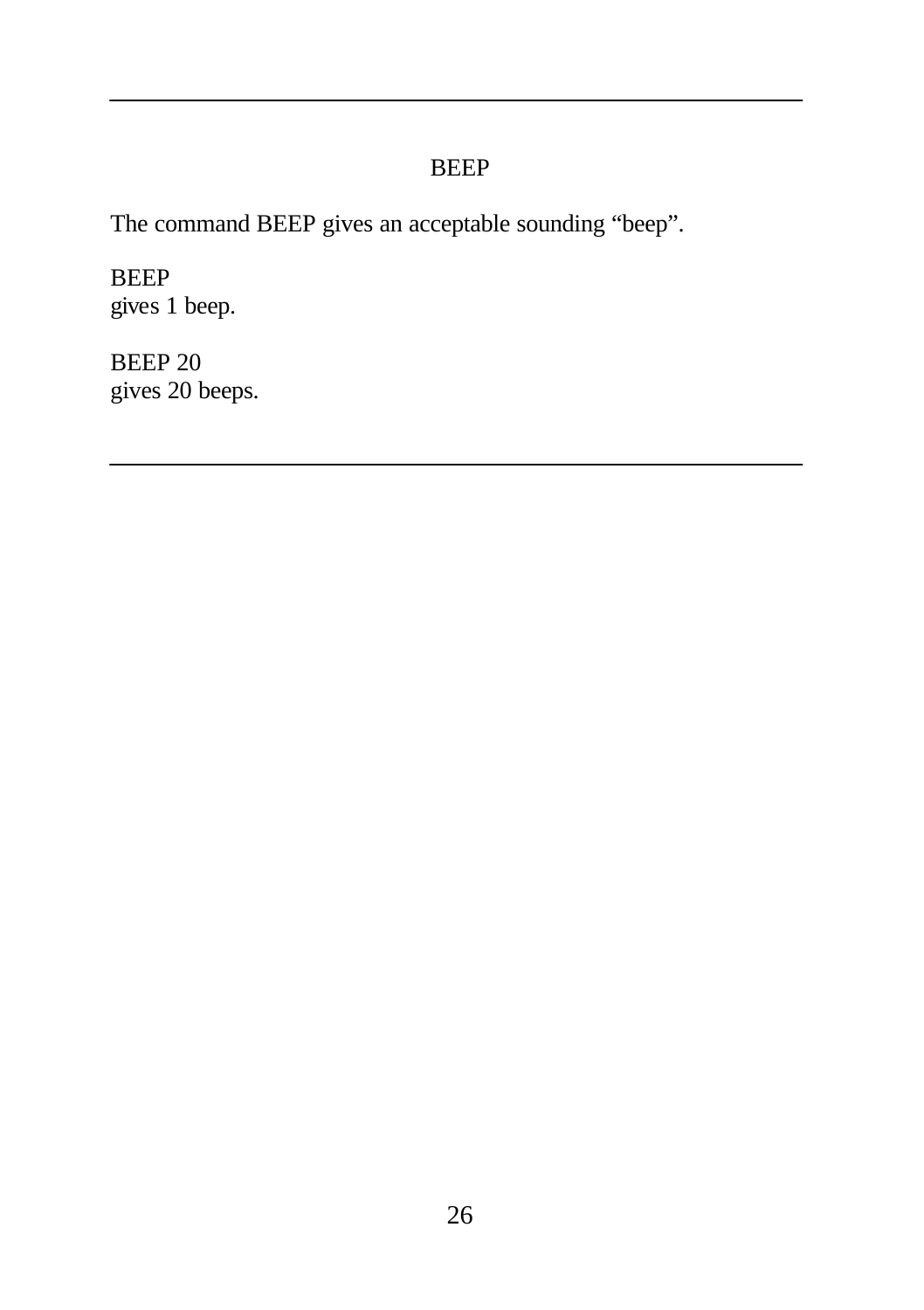## BEEP

The command BEEP gives an acceptable sounding “beep”.

BEEP
gives 1 beep.

BEEP 20
gives 20 beeps.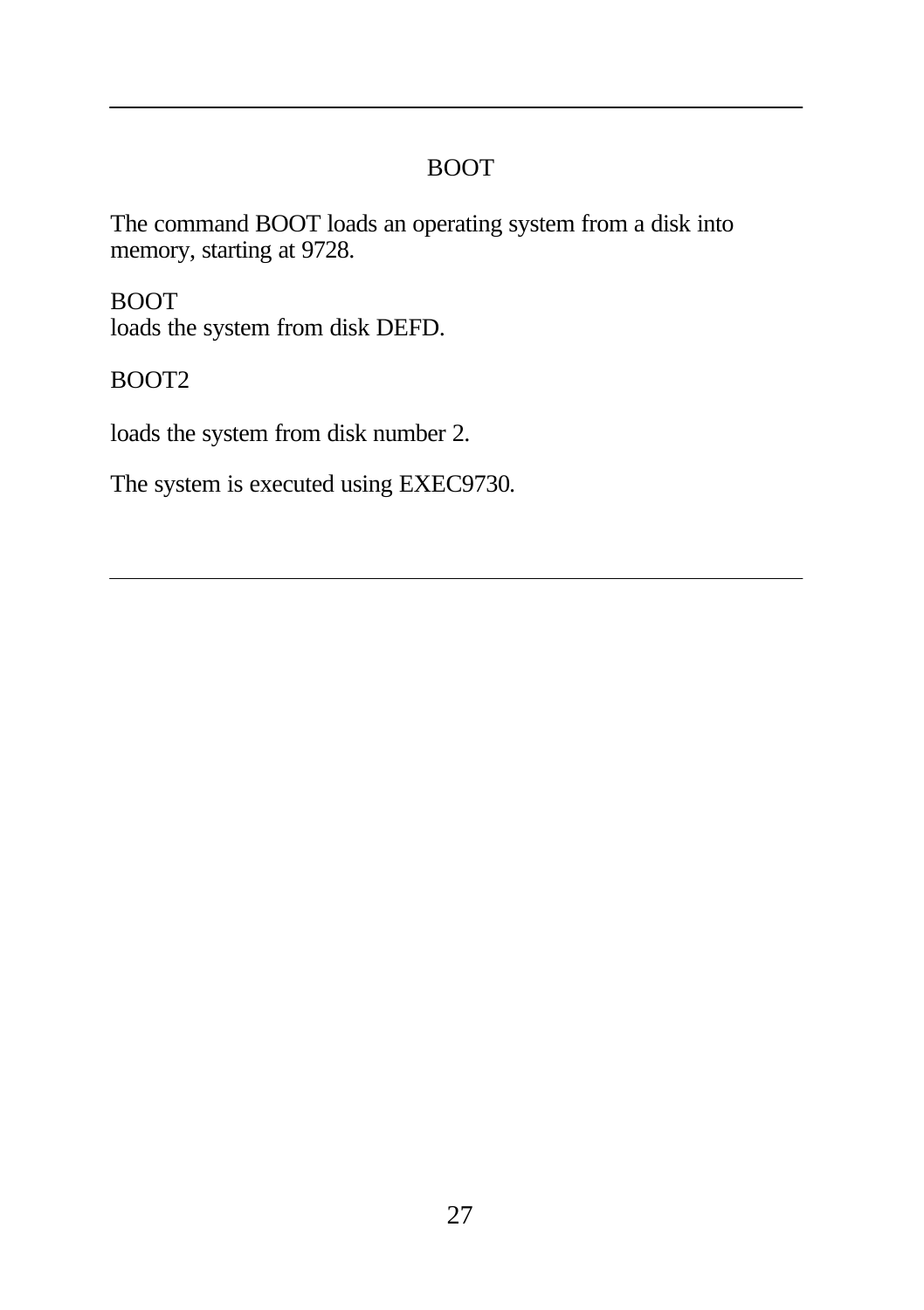## BOOT

The command BOOT loads an operating system from a disk into memory, starting at 9728.

BOOT
loads the system from disk DEFD.

BOOT2

loads the system from disk number 2.

The system is executed using EXEC9730.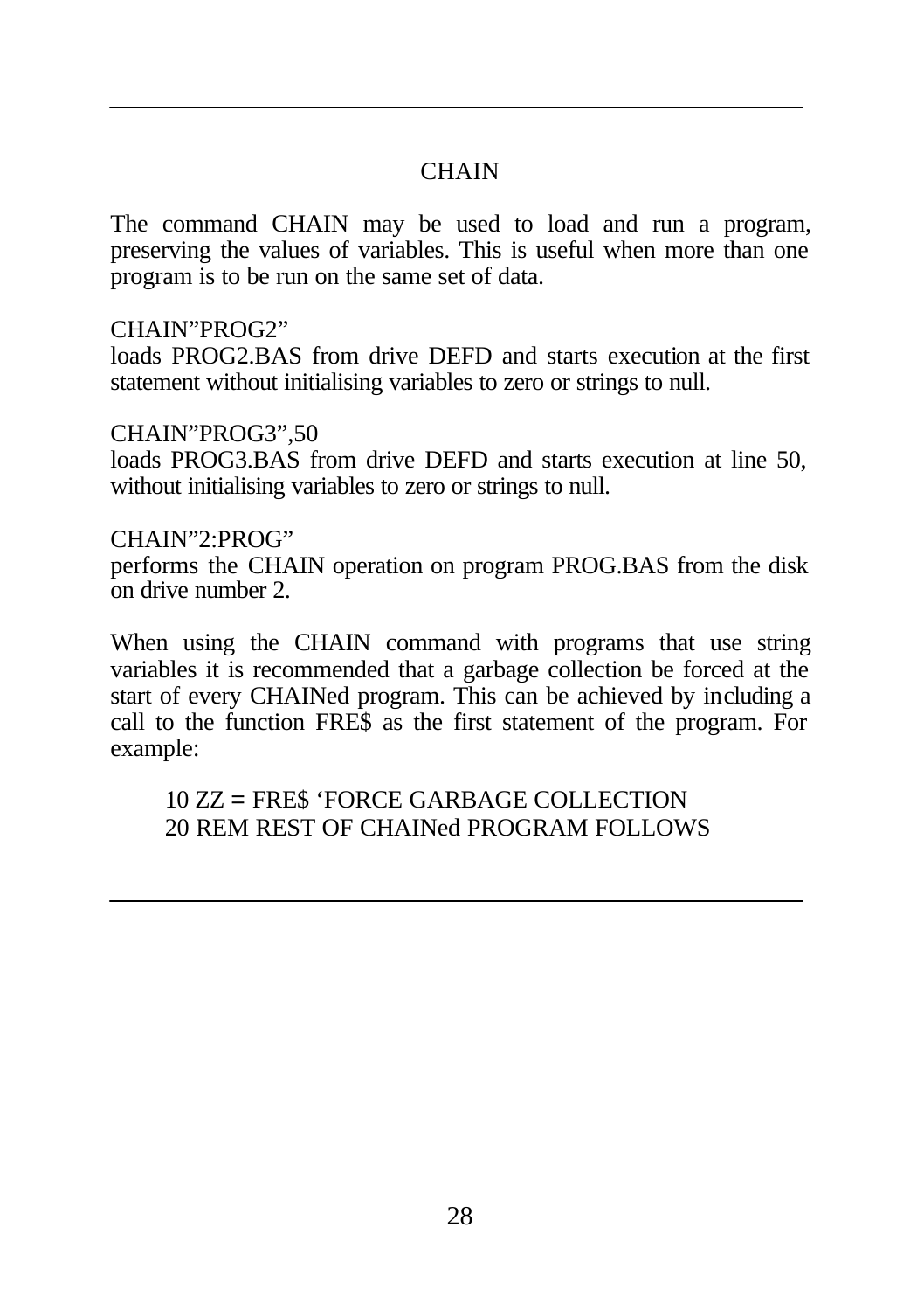## CHAIN

The command CHAIN may be used to load and run a program, preserving the values of variables. This is useful when more than one program is to be run on the same set of data.

CHAIN"PROG2"
loads PROG2.BAS from drive DEFD and starts execution at the first statement without initialising variables to zero or strings to null.

CHAIN"PROG3",50
loads PROG3.BAS from drive DEFD and starts execution at line 50, without initialising variables to zero or strings to null.

CHAIN"2:PROG"
performs the CHAIN operation on program PROG.BAS from the disk on drive number 2.

When using the CHAIN command with programs that use string variables it is recommended that a garbage collection be forced at the start of every CHAINed program. This can be achieved by including a call to the function FRE$ as the first statement of the program. For example:

```
10 ZZ = FRE$ 'FORCE GARBAGE COLLECTION
20 REM REST OF CHAINed PROGRAM FOLLOWS
```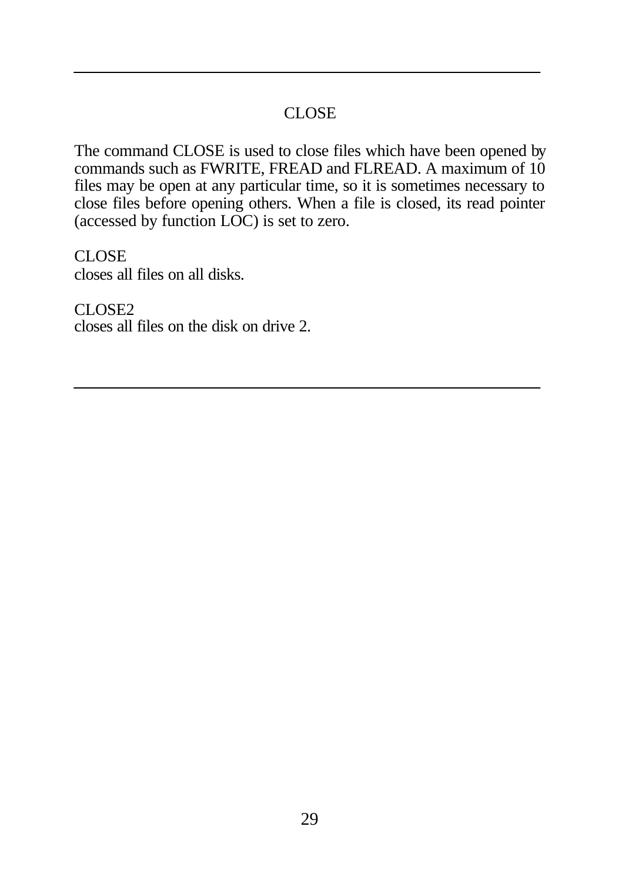## CLOSE

The command CLOSE is used to close files which have been opened by commands such as FWRITE, FREAD and FLREAD. A maximum of 10 files may be open at any particular time, so it is sometimes necessary to close files before opening others. When a file is closed, its read pointer (accessed by function LOC) is set to zero.

CLOSE
closes all files on all disks.

CLOSE2
closes all files on the disk on drive 2.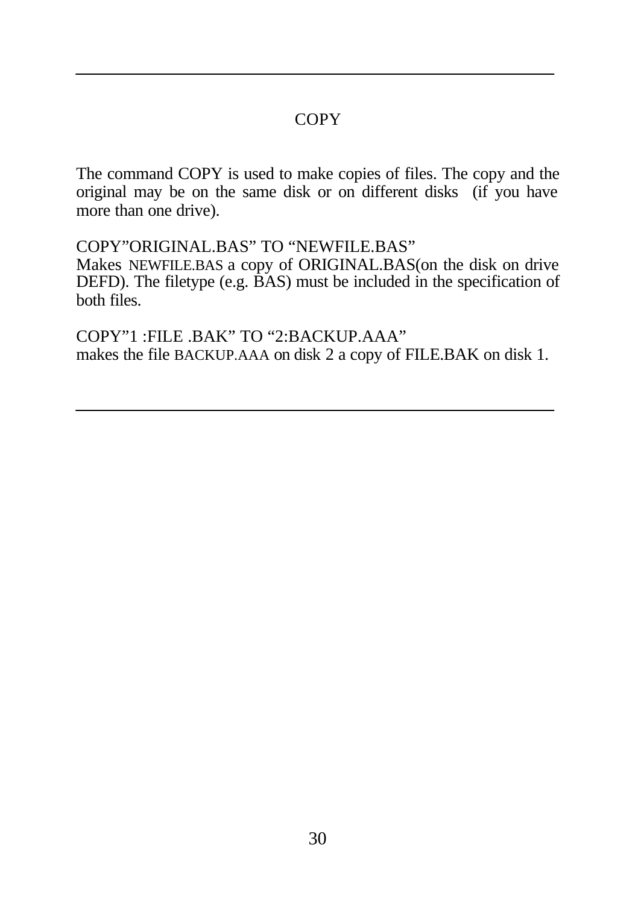# COPY

The command COPY is used to make copies of files. The copy and the original may be on the same disk or on different disks (if you have more than one drive).

COPY”ORIGINAL.BAS” TO “NEWFILE.BAS”
Makes NEWFILE.BAS a copy of ORIGINAL.BAS(on the disk on drive DEFD). The filetype (e.g. BAS) must be included in the specification of both files.

COPY”1 :FILE .BAK” TO “2:BACKUP.AAA”
makes the file BACKUP.AAA on disk 2 a copy of FILE.BAK on disk 1.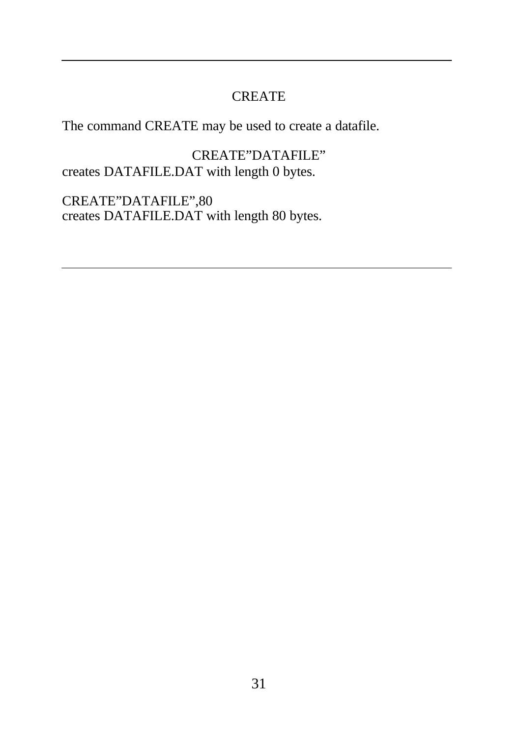## CREATE

The command CREATE may be used to create a datafile.

CREATE”DATAFILE”
creates DATAFILE.DAT with length 0 bytes.

CREATE”DATAFILE”,80
creates DATAFILE.DAT with length 80 bytes.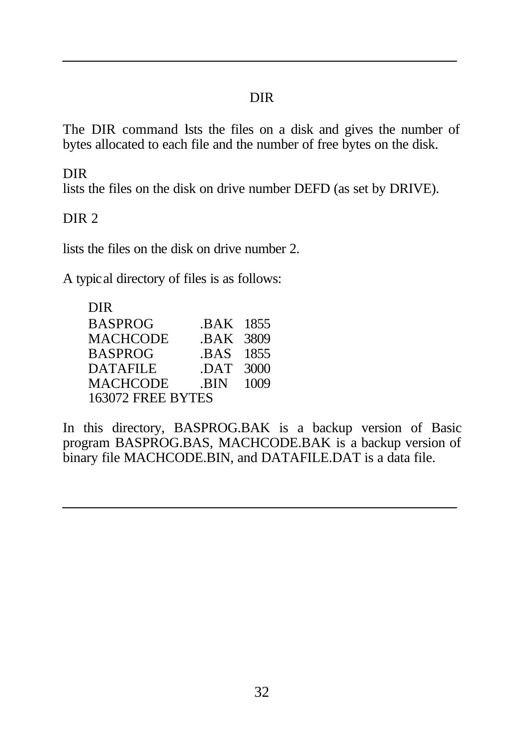## DIR

The DIR command lists the files on a disk and gives the number of bytes allocated to each file and the number of free bytes on the disk.

DIR
lists the files on the disk on drive number DEFD (as set by DRIVE).

DIR 2

lists the files on the disk on drive number 2.

A typical directory of files is as follows:

```
DIR
BASPROG      .BAK  1855
MACHCODE     .BAK  3809
BASPROG      .BAS  1855
DATAFILE     .DAT  3000
MACHCODE     .BIN  1009
163072 FREE BYTES
```

In this directory, BASPROG.BAK is a backup version of Basic program BASPROG.BAS, MACHCODE.BAK is a backup version of binary file MACHCODE.BIN, and DATAFILE.DAT is a data file.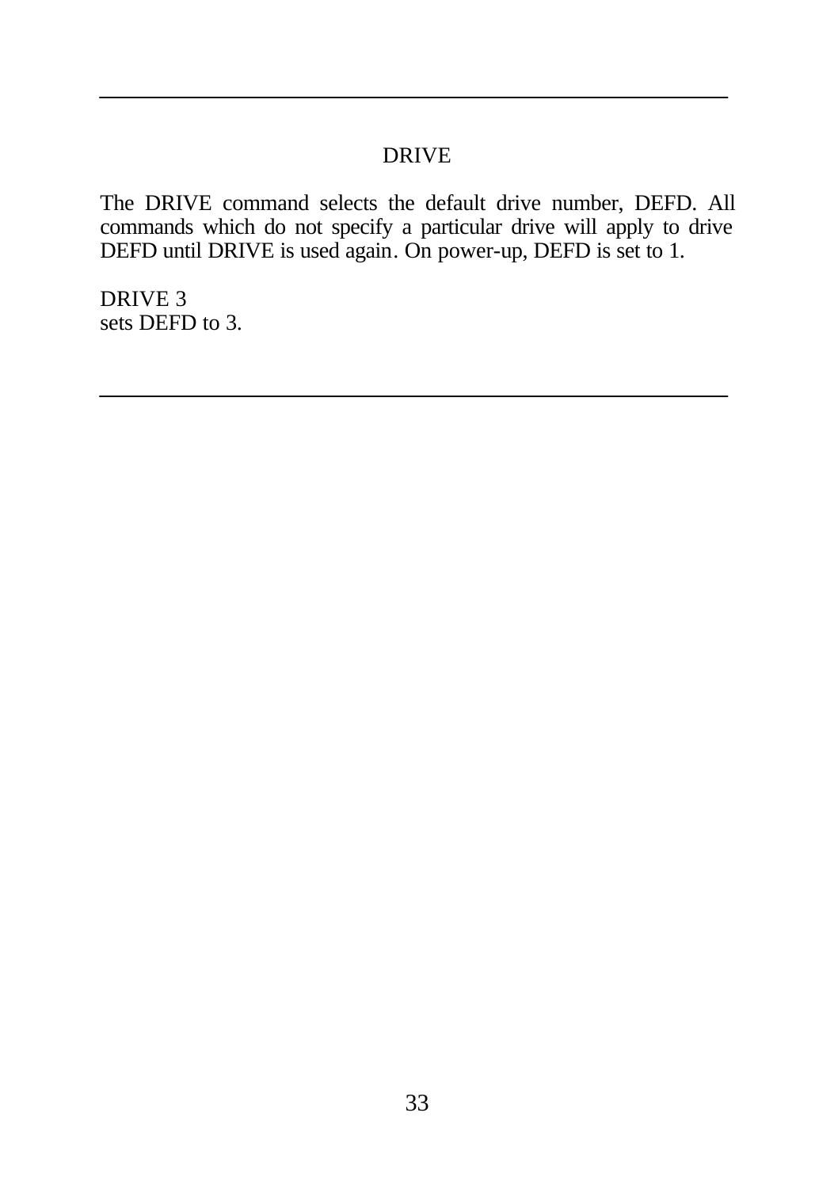## DRIVE

The DRIVE command selects the default drive number, DEFD. All commands which do not specify a particular drive will apply to drive DEFD until DRIVE is used again. On power-up, DEFD is set to 1.

DRIVE 3
sets DEFD to 3.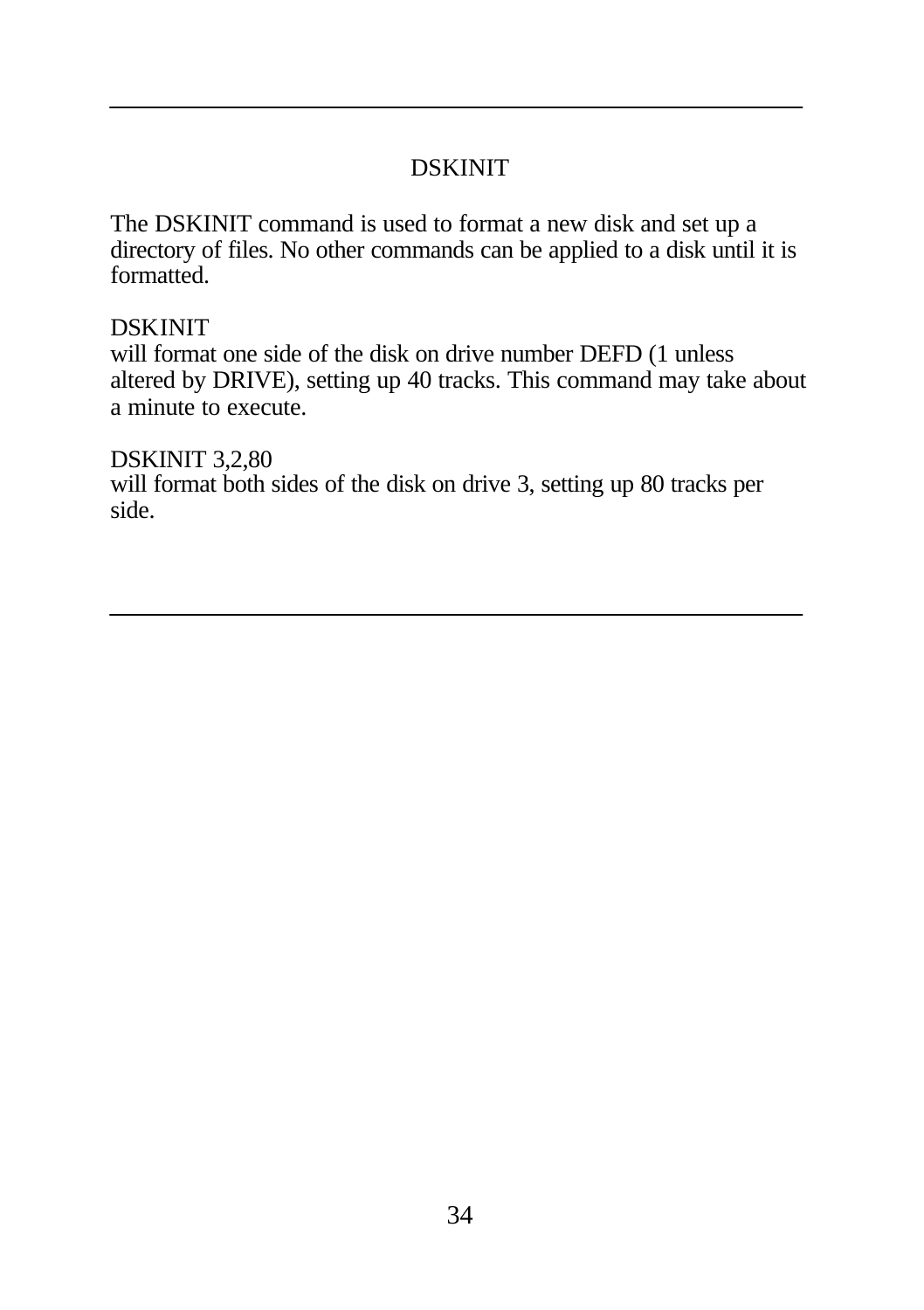## DSKINIT

The DSKINIT command is used to format a new disk and set up a directory of files. No other commands can be applied to a disk until it is formatted.

DSKINIT
will format one side of the disk on drive number DEFD (1 unless altered by DRIVE), setting up 40 tracks. This command may take about a minute to execute.

DSKINIT 3,2,80
will format both sides of the disk on drive 3, setting up 80 tracks per side.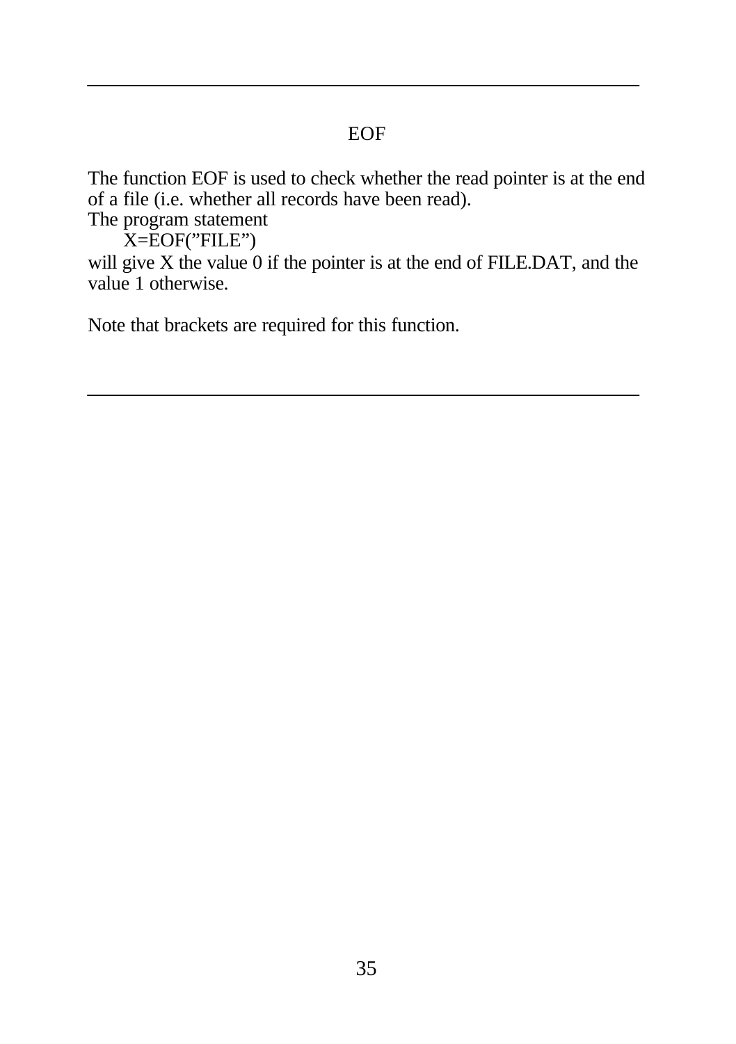## EOF

The function EOF is used to check whether the read pointer is at the end of a file (i.e. whether all records have been read).
The program statement

```
X=EOF(”FILE”)
```

will give X the value 0 if the pointer is at the end of FILE.DAT, and the value 1 otherwise.

Note that brackets are required for this function.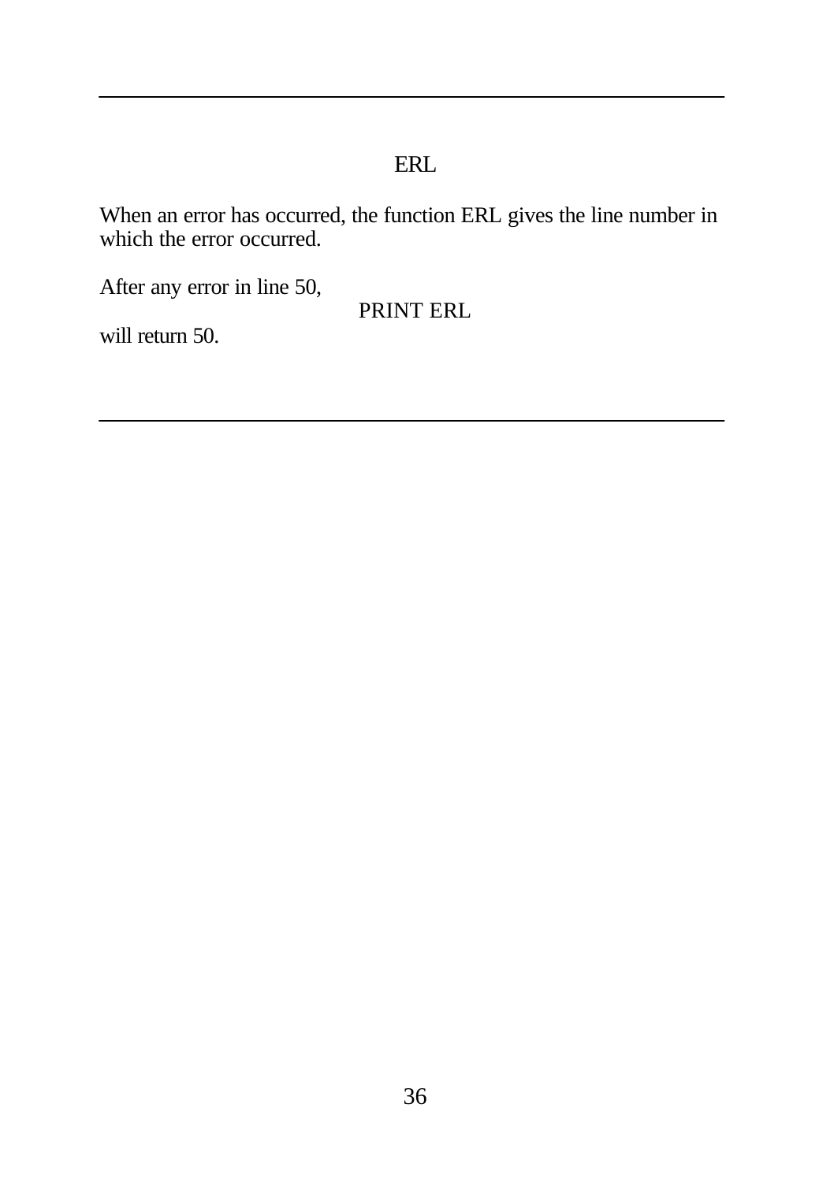## ERL

When an error has occurred, the function ERL gives the line number in which the error occurred.

After any error in line 50,

```
PRINT ERL
```

will return 50.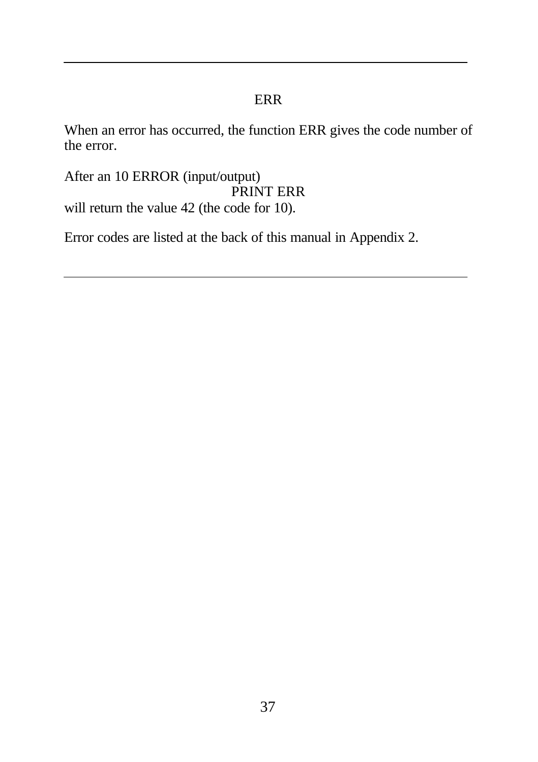## ERR

When an error has occurred, the function ERR gives the code number of the error.

After an 10 ERROR (input/output)

```
PRINT ERR
```

will return the value 42 (the code for 10).

Error codes are listed at the back of this manual in Appendix 2.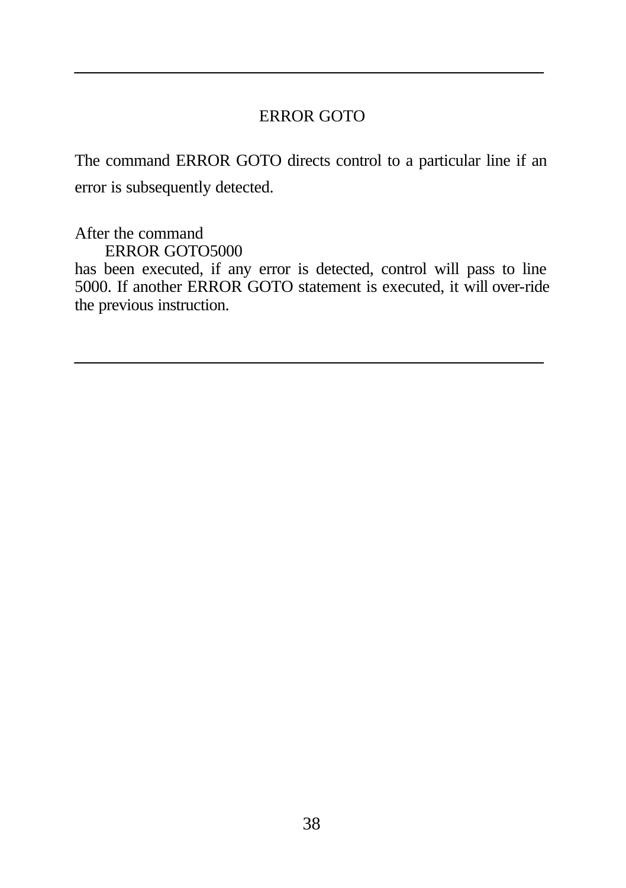## ERROR GOTO

The command ERROR GOTO directs control to a particular line if an error is subsequently detected.

After the command

```
ERROR GOTO5000
```

has been executed, if any error is detected, control will pass to line 5000. If another ERROR GOTO statement is executed, it will over-ride the previous instruction.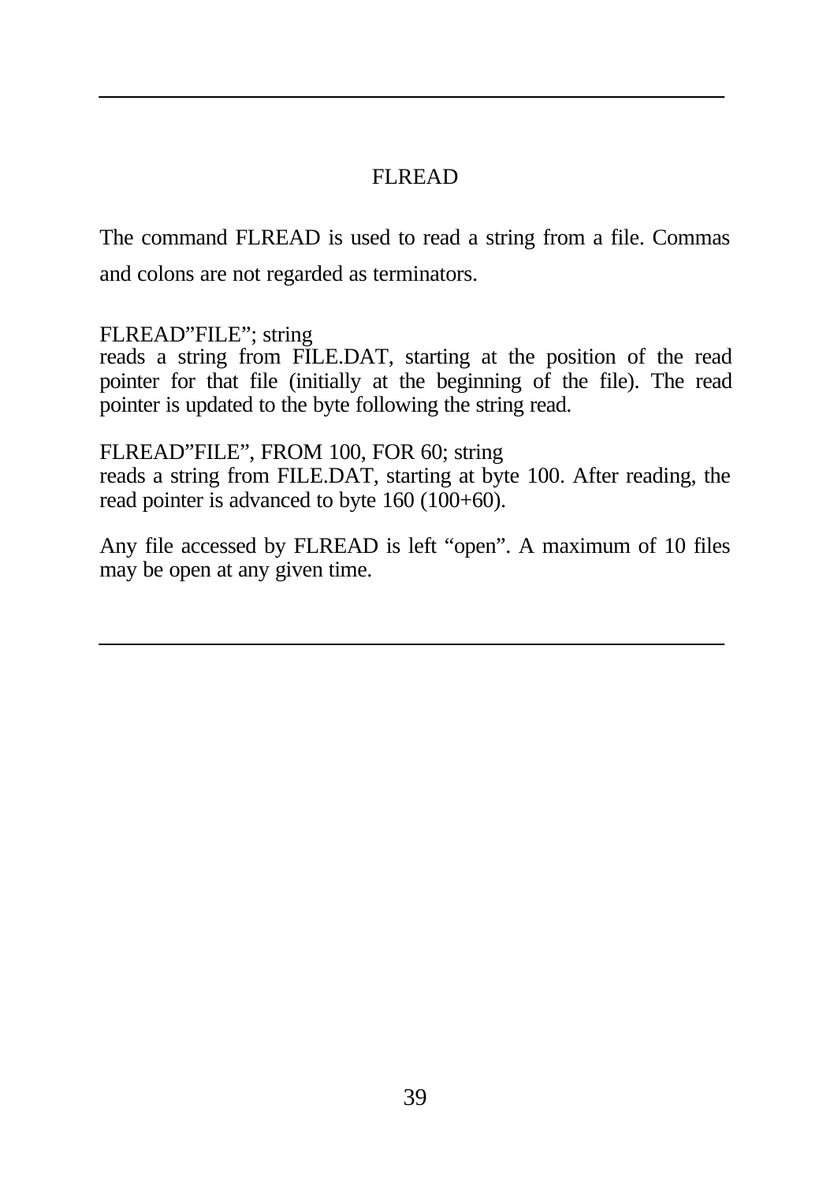## FLREAD

The command FLREAD is used to read a string from a file. Commas and colons are not regarded as terminators.

FLREAD”FILE”; string
reads a string from FILE.DAT, starting at the position of the read pointer for that file (initially at the beginning of the file). The read pointer is updated to the byte following the string read.

FLREAD”FILE”, FROM 100, FOR 60; string
reads a string from FILE.DAT, starting at byte 100. After reading, the read pointer is advanced to byte 160 (100+60).

Any file accessed by FLREAD is left “open”. A maximum of 10 files may be open at any given time.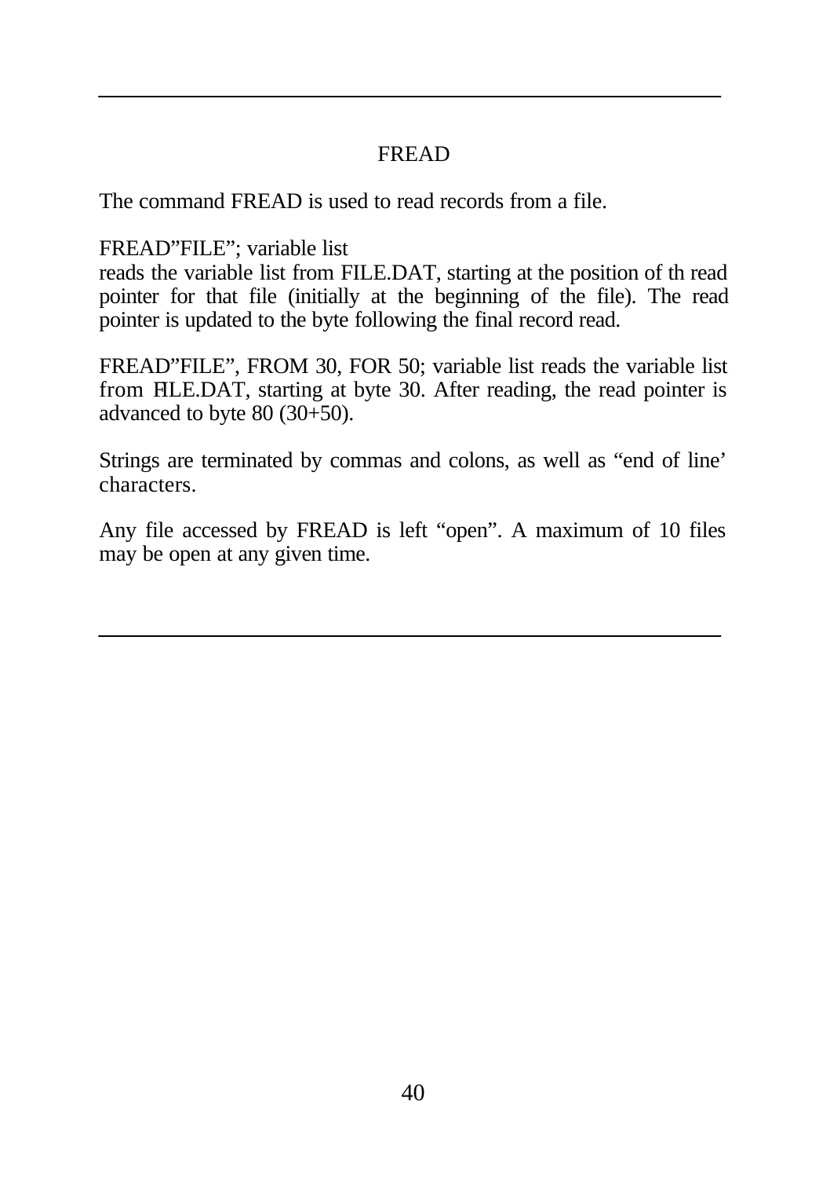## FREAD

The command FREAD is used to read records from a file.

FREAD"FILE"; variable list
reads the variable list from FILE.DAT, starting at the position of th read pointer for that file (initially at the beginning of the file). The read pointer is updated to the byte following the final record read.

FREAD"FILE", FROM 30, FOR 50; variable list reads the variable list from FILE.DAT, starting at byte 30. After reading, the read pointer is advanced to byte 80 (30+50).

Strings are terminated by commas and colons, as well as "end of line' characters.

Any file accessed by FREAD is left "open". A maximum of 10 files may be open at any given time.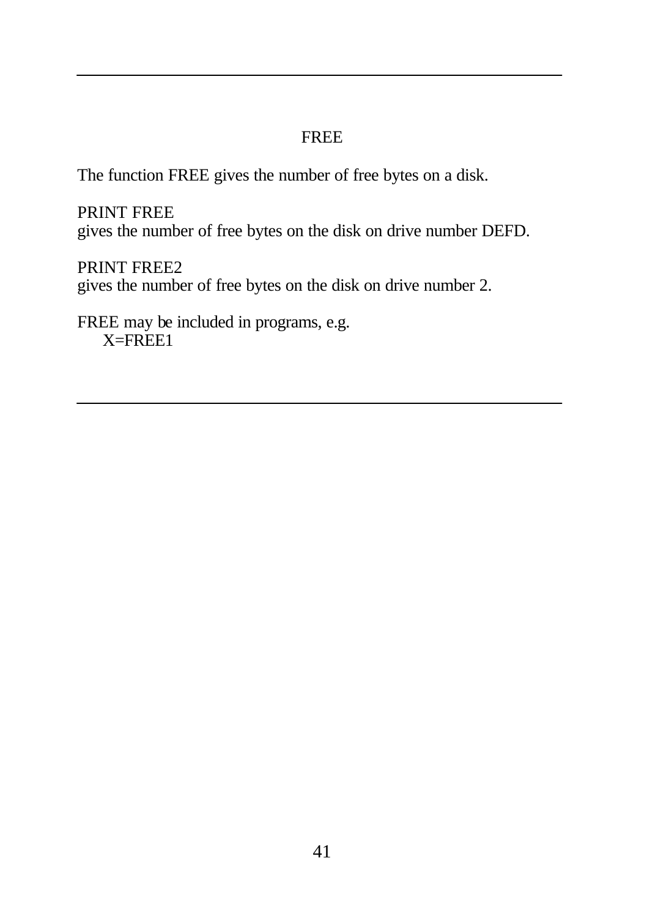## FREE

The function FREE gives the number of free bytes on a disk.

PRINT FREE
gives the number of free bytes on the disk on drive number DEFD.

PRINT FREE2
gives the number of free bytes on the disk on drive number 2.

FREE may be included in programs, e.g.

```
X=FREE1
```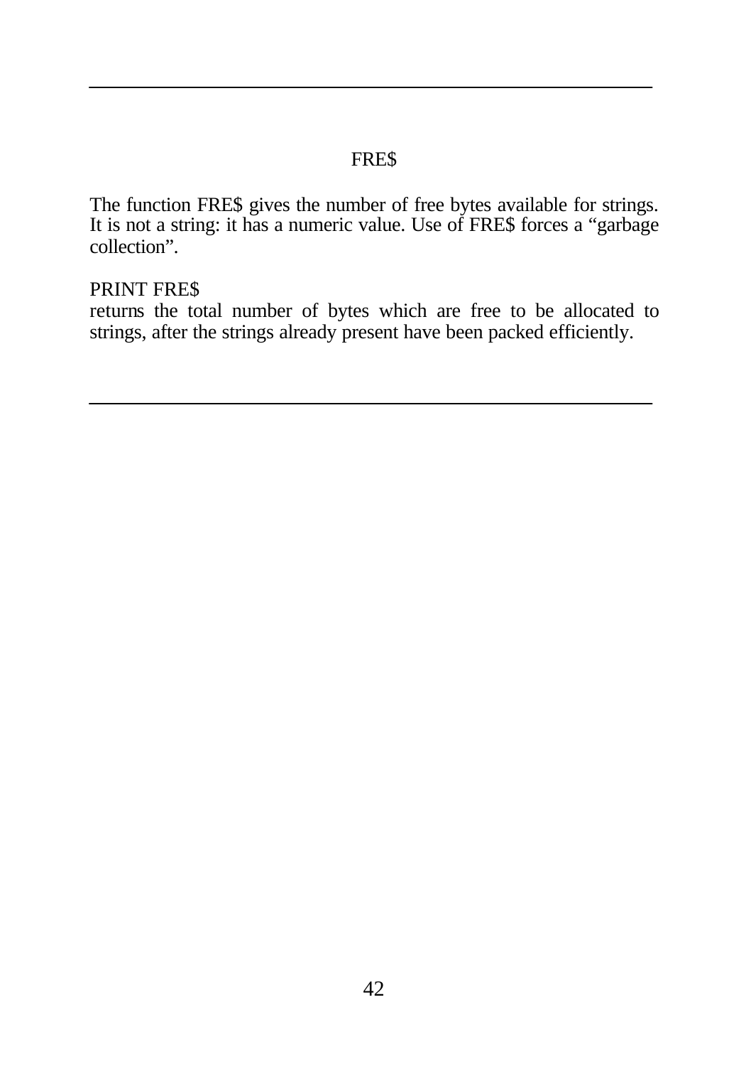# FRE$

The function FRE$ gives the number of free bytes available for strings. It is not a string: it has a numeric value. Use of FRE$ forces a “garbage collection”.

PRINT FRE$
returns the total number of bytes which are free to be allocated to strings, after the strings already present have been packed efficiently.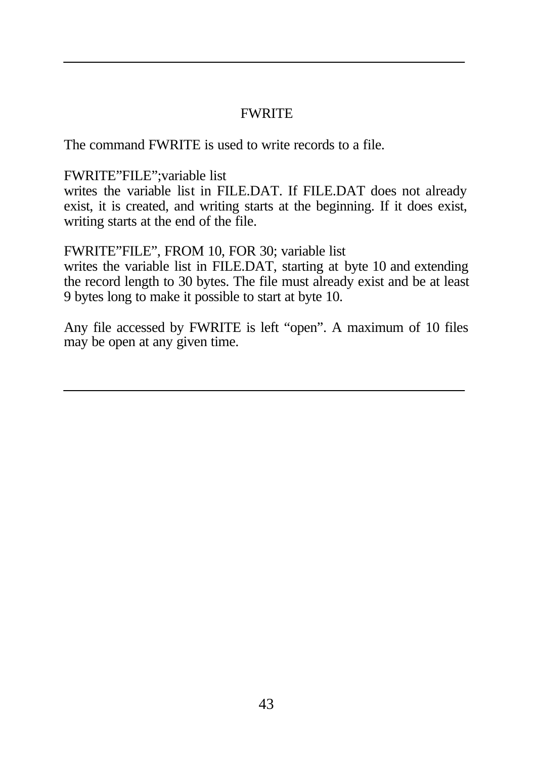# FWRITE

The command FWRITE is used to write records to a file.

FWRITE”FILE”;variable list
writes the variable list in FILE.DAT. If FILE.DAT does not already exist, it is created, and writing starts at the beginning. If it does exist, writing starts at the end of the file.

FWRITE”FILE”, FROM 10, FOR 30; variable list
writes the variable list in FILE.DAT, starting at byte 10 and extending the record length to 30 bytes. The file must already exist and be at least 9 bytes long to make it possible to start at byte 10.

Any file accessed by FWRITE is left “open”. A maximum of 10 files may be open at any given time.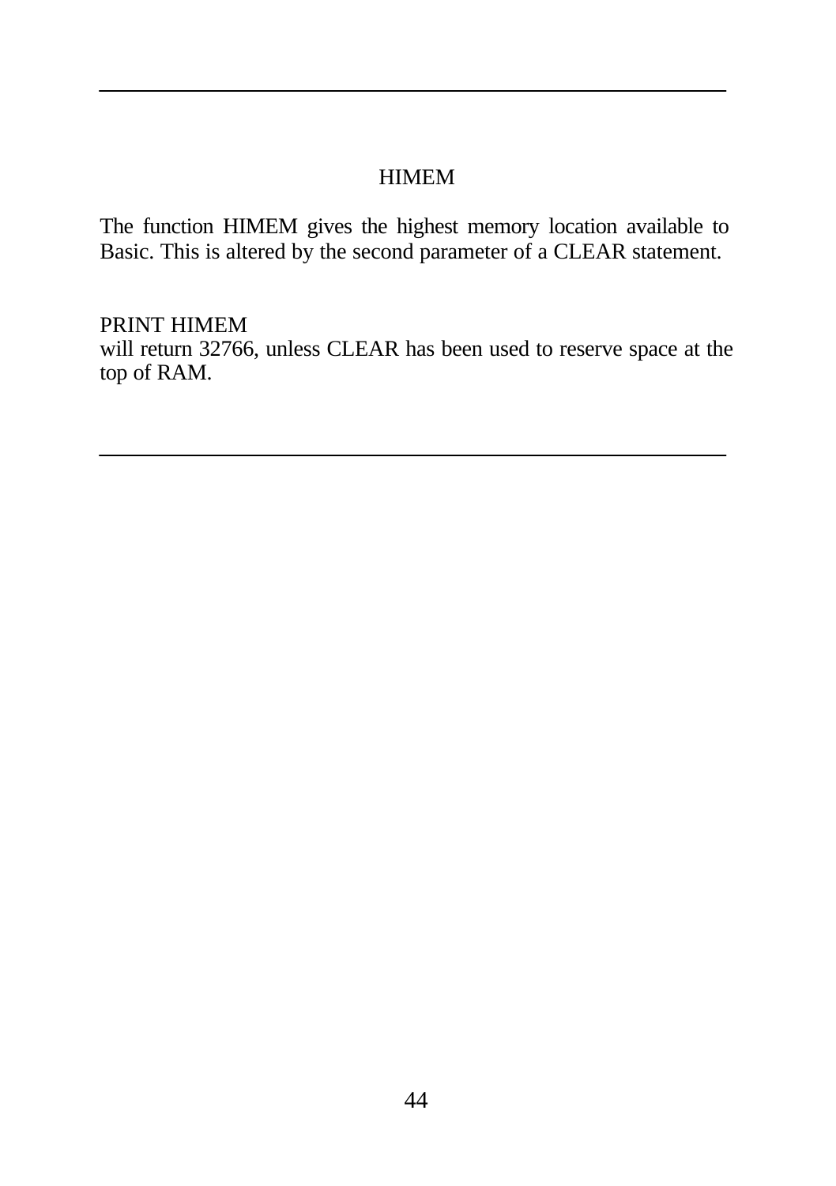## HIMEM

The function HIMEM gives the highest memory location available to Basic. This is altered by the second parameter of a CLEAR statement.

```
PRINT HIMEM
```

will return 32766, unless CLEAR has been used to reserve space at the top of RAM.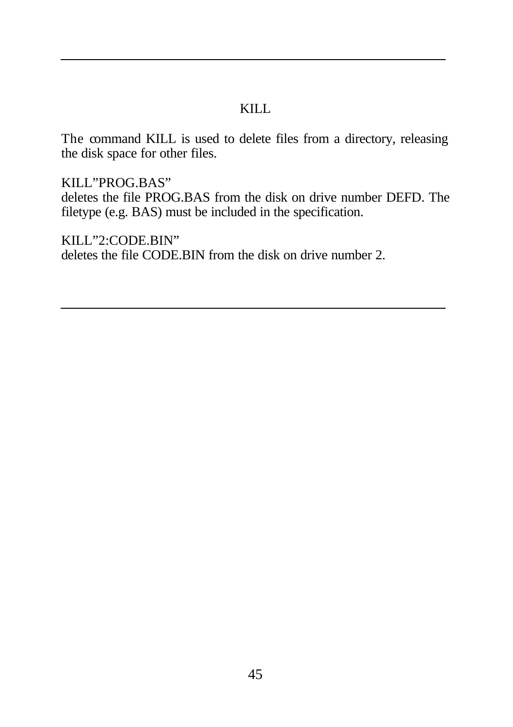## KILL

The command KILL is used to delete files from a directory, releasing the disk space for other files.

KILL"PROG.BAS"
deletes the file PROG.BAS from the disk on drive number DEFD. The filetype (e.g. BAS) must be included in the specification.

KILL"2:CODE.BIN"
deletes the file CODE.BIN from the disk on drive number 2.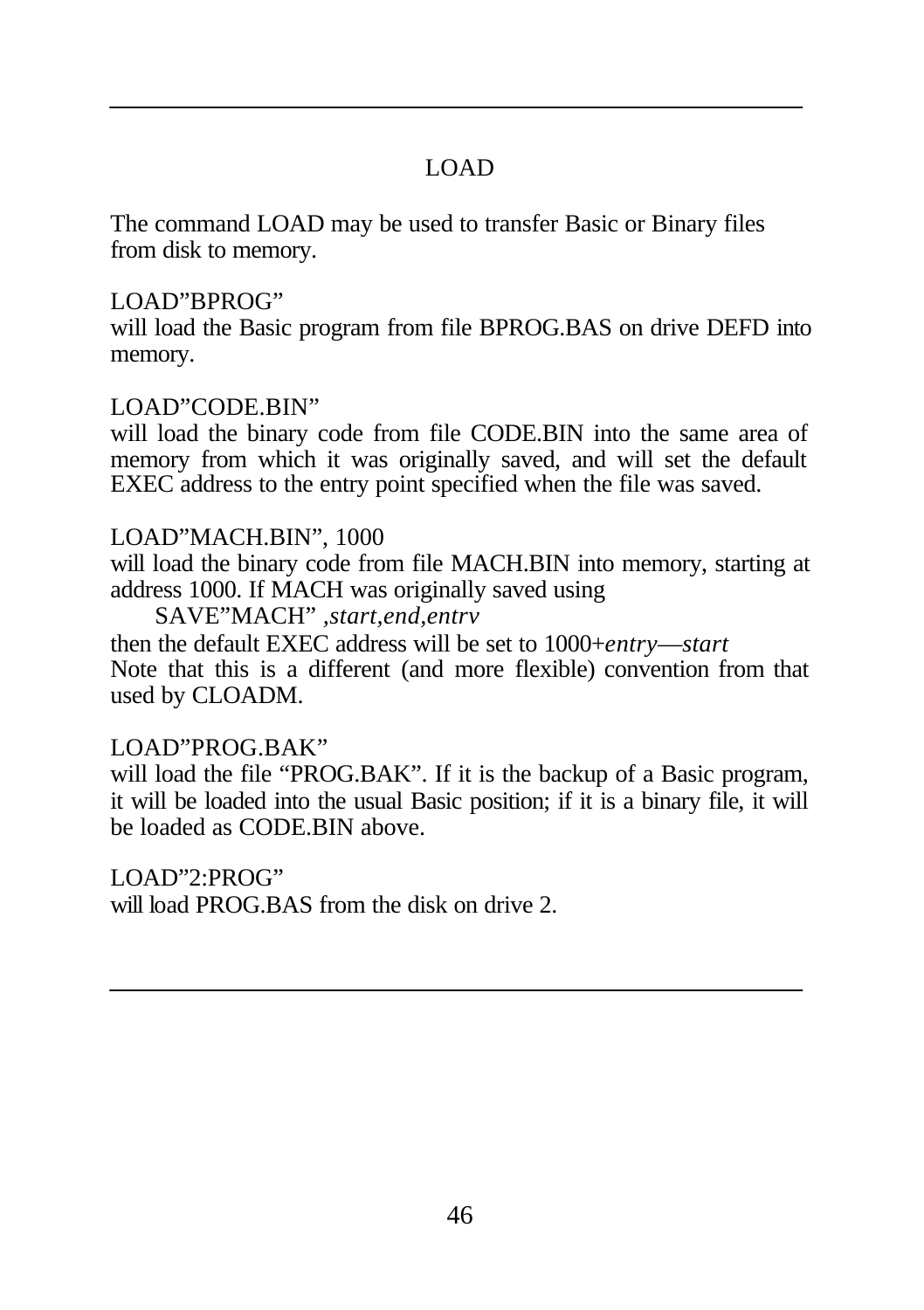## LOAD

The command LOAD may be used to transfer Basic or Binary files from disk to memory.

LOAD"BPROG"
will load the Basic program from file BPROG.BAS on drive DEFD into memory.

LOAD"CODE.BIN"
will load the binary code from file CODE.BIN into the same area of memory from which it was originally saved, and will set the default EXEC address to the entry point specified when the file was saved.

LOAD"MACH.BIN", 1000
will load the binary code from file MACH.BIN into memory, starting at address 1000. If MACH was originally saved using

SAVE"MACH" *,start,end,entrv*

then the default EXEC address will be set to 1000+*entry—start*
Note that this is a different (and more flexible) convention from that used by CLOADM.

LOAD"PROG.BAK"
will load the file "PROG.BAK". If it is the backup of a Basic program, it will be loaded into the usual Basic position; if it is a binary file, it will be loaded as CODE.BIN above.

LOAD"2:PROG"
will load PROG.BAS from the disk on drive 2.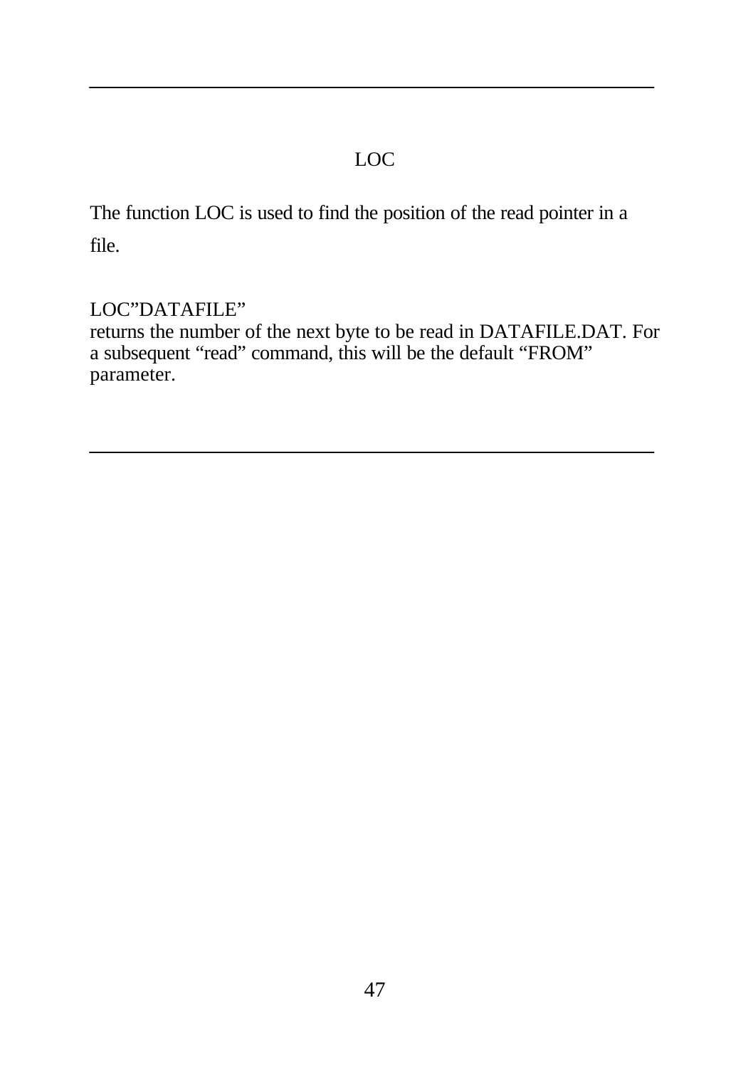# LOC

The function LOC is used to find the position of the read pointer in a file.

LOC"DATAFILE"
returns the number of the next byte to be read in DATAFILE.DAT. For a subsequent "read" command, this will be the default "FROM" parameter.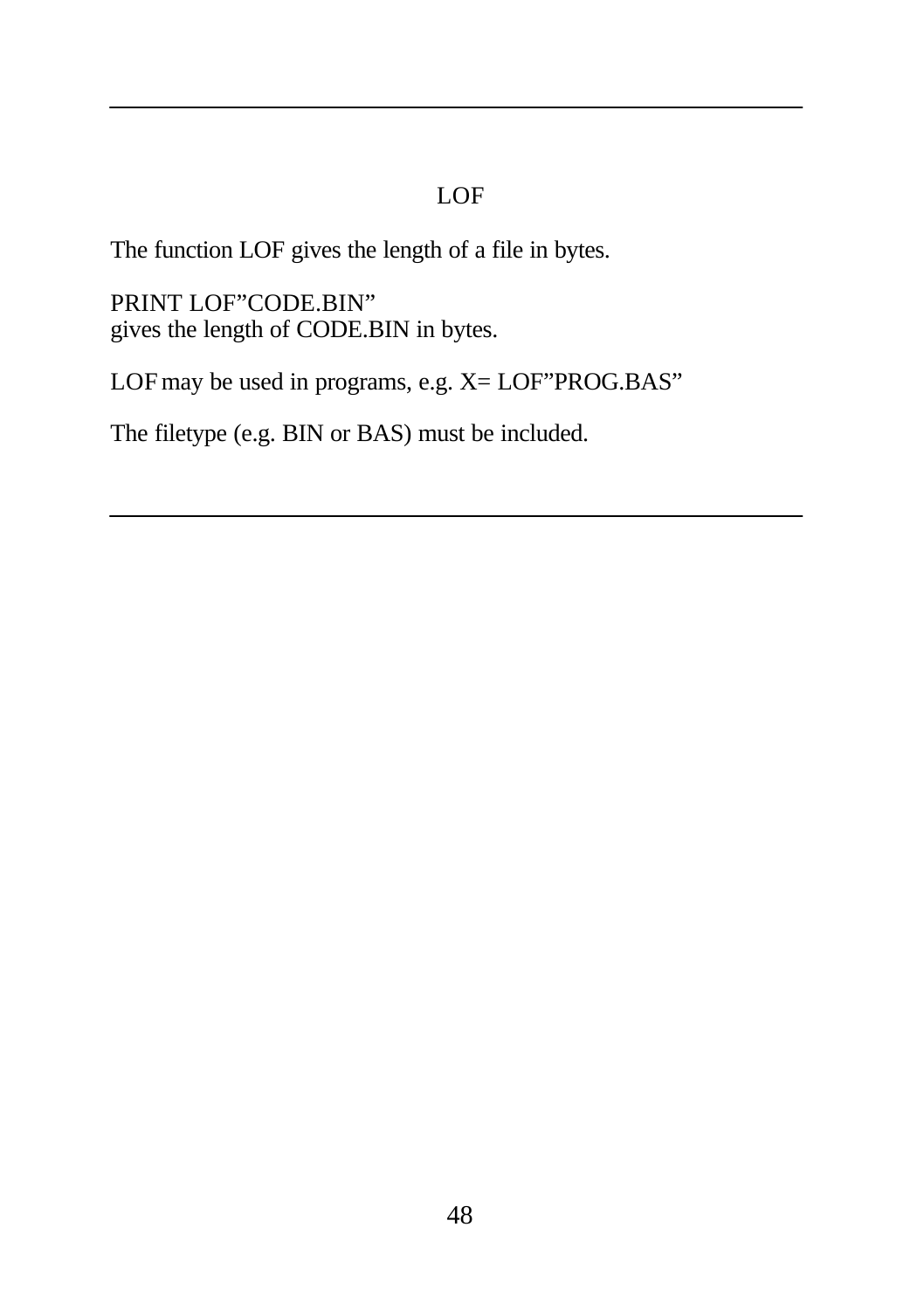## LOF

The function LOF gives the length of a file in bytes.

PRINT LOF”CODE.BIN”
gives the length of CODE.BIN in bytes.

LOF may be used in programs, e.g. X= LOF”PROG.BAS”

The filetype (e.g. BIN or BAS) must be included.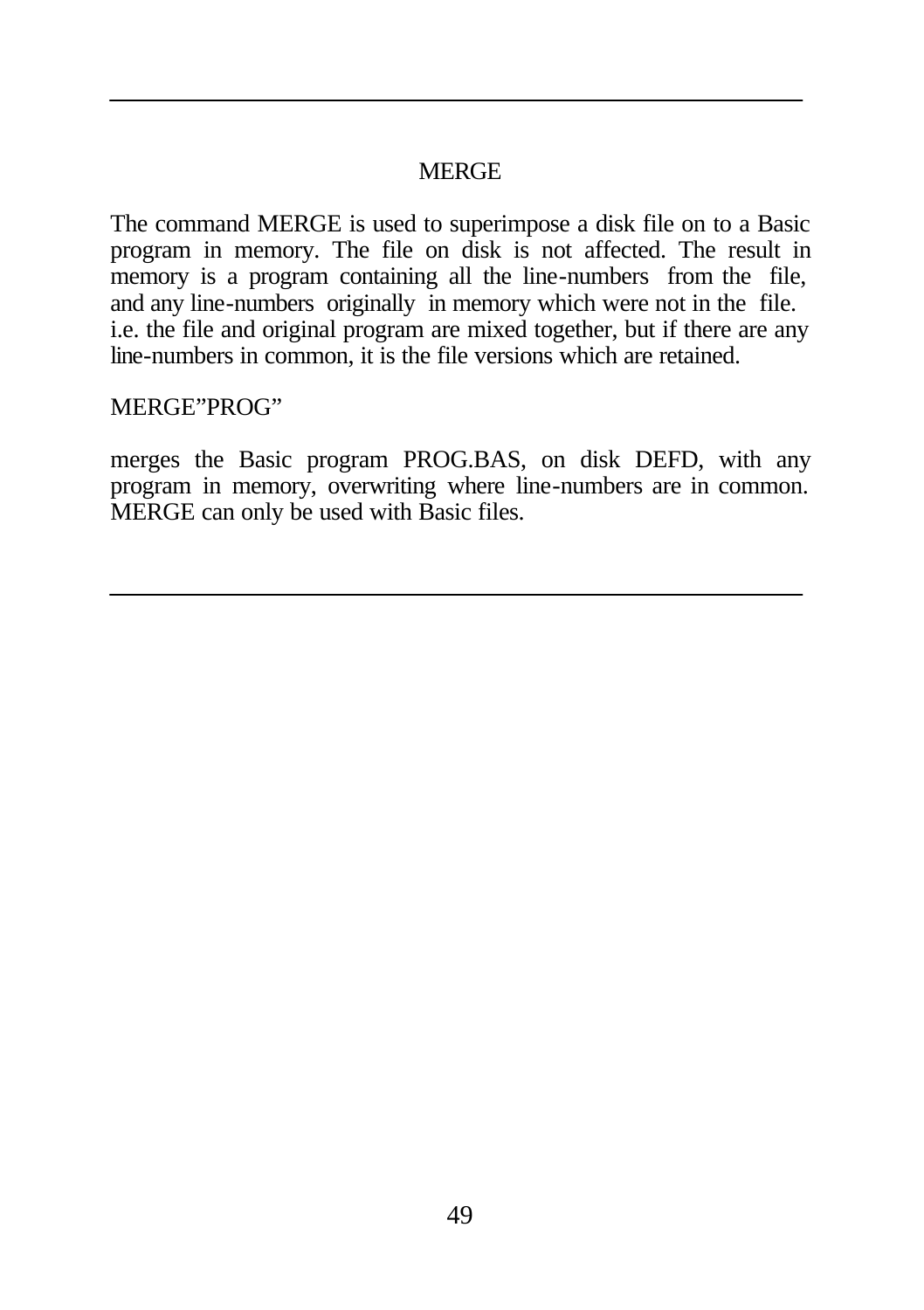## MERGE

The command MERGE is used to superimpose a disk file on to a Basic program in memory. The file on disk is not affected. The result in memory is a program containing all the line-numbers from the file, and any line-numbers originally in memory which were not in the file. i.e. the file and original program are mixed together, but if there are any line-numbers in common, it is the file versions which are retained.

MERGE"PROG"

merges the Basic program PROG.BAS, on disk DEFD, with any program in memory, overwriting where line-numbers are in common. MERGE can only be used with Basic files.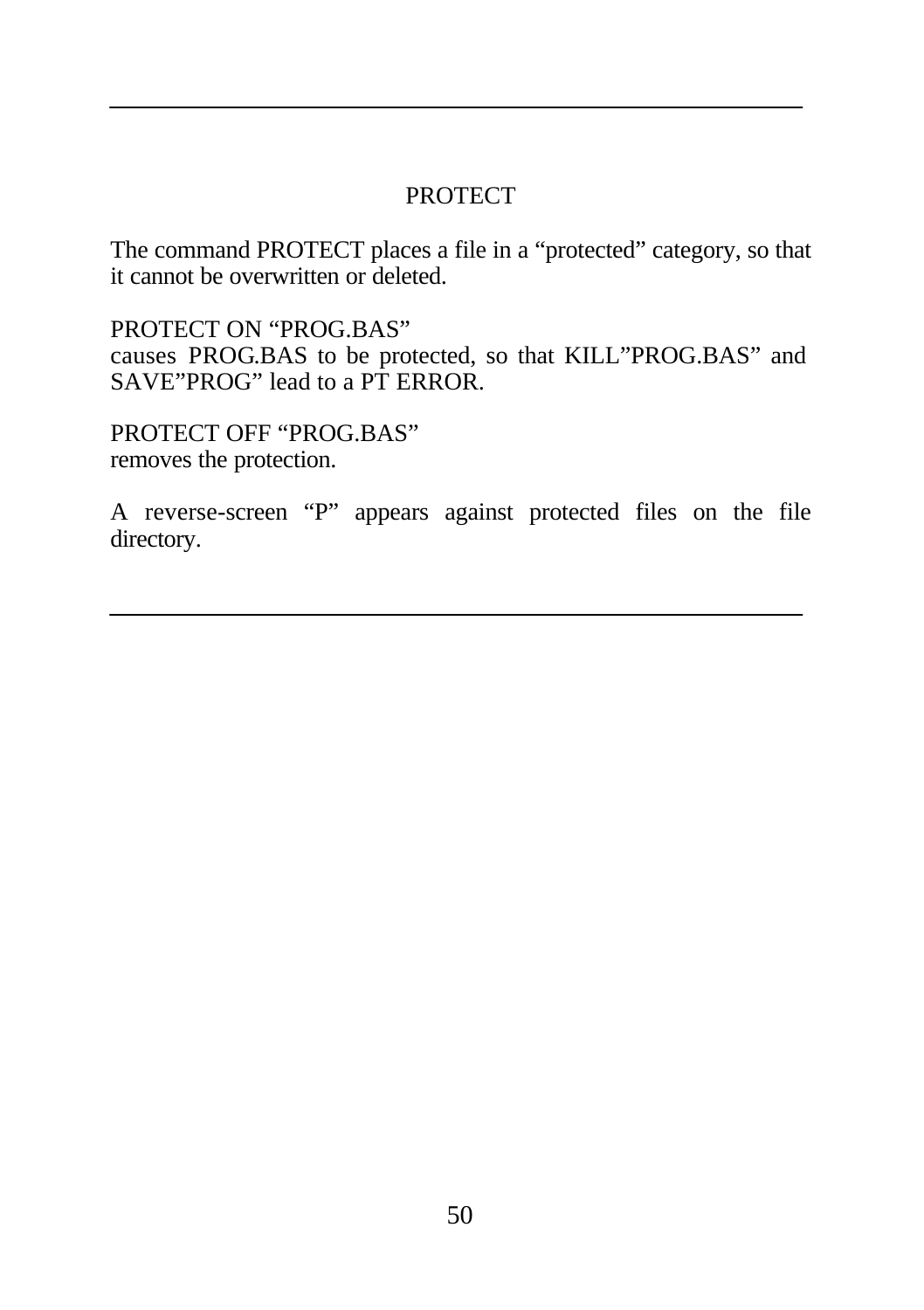## PROTECT

The command PROTECT places a file in a “protected” category, so that it cannot be overwritten or deleted.

PROTECT ON “PROG.BAS”
causes PROG.BAS to be protected, so that KILL”PROG.BAS” and SAVE”PROG” lead to a PT ERROR.

PROTECT OFF “PROG.BAS”
removes the protection.

A reverse-screen “P” appears against protected files on the file directory.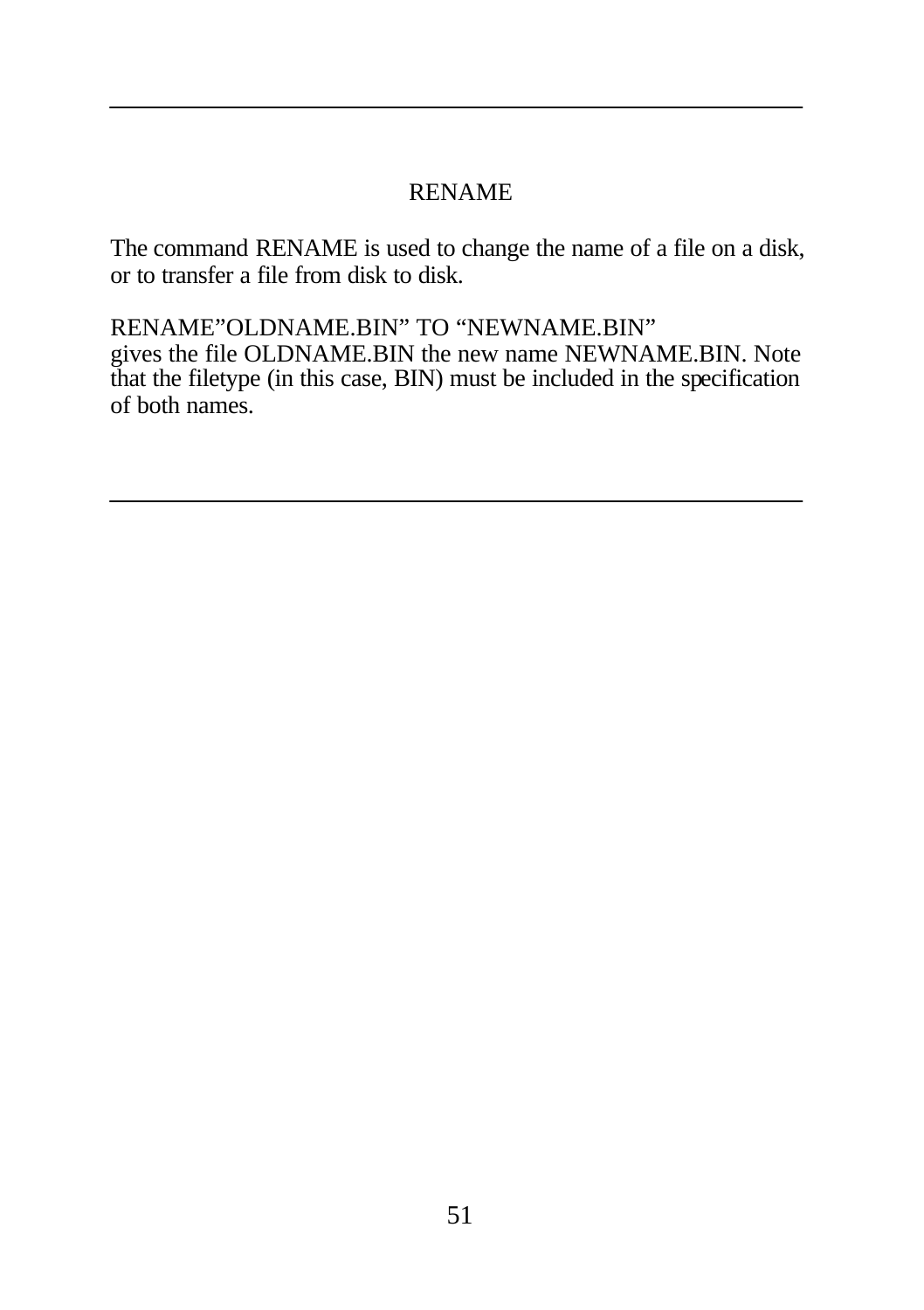## RENAME

The command RENAME is used to change the name of a file on a disk, or to transfer a file from disk to disk.

RENAME”OLDNAME.BIN” TO “NEWNAME.BIN”
gives the file OLDNAME.BIN the new name NEWNAME.BIN. Note that the filetype (in this case, BIN) must be included in the specification of both names.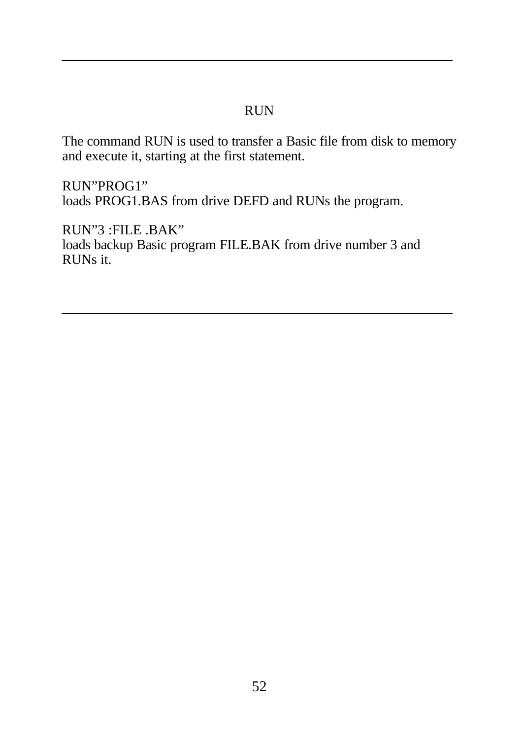## RUN

The command RUN is used to transfer a Basic file from disk to memory and execute it, starting at the first statement.

RUN”PROG1”
loads PROG1.BAS from drive DEFD and RUNs the program.

RUN”3 :FILE .BAK”
loads backup Basic program FILE.BAK from drive number 3 and RUNs it.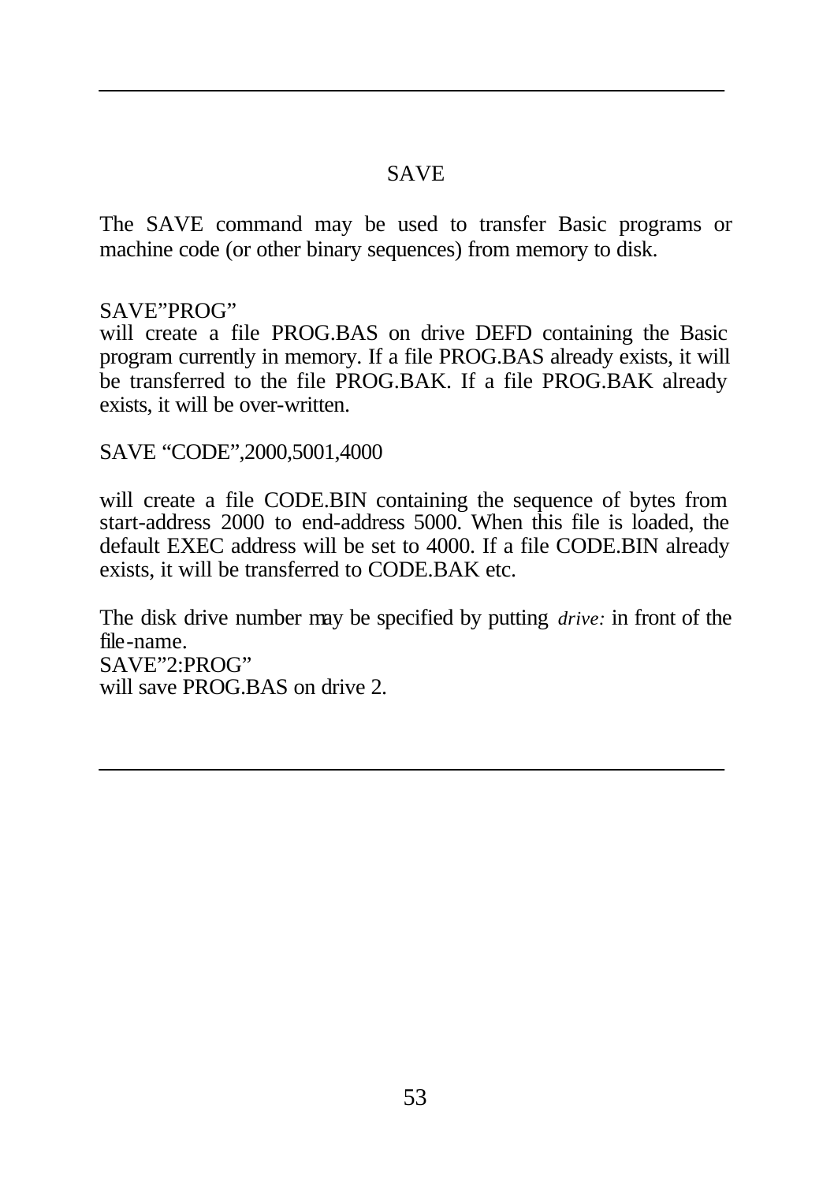## SAVE

The SAVE command may be used to transfer Basic programs or machine code (or other binary sequences) from memory to disk.

SAVE"PROG"

will create a file PROG.BAS on drive DEFD containing the Basic program currently in memory. If a file PROG.BAS already exists, it will be transferred to the file PROG.BAK. If a file PROG.BAK already exists, it will be over-written.

SAVE "CODE",2000,5001,4000

will create a file CODE.BIN containing the sequence of bytes from start-address 2000 to end-address 5000. When this file is loaded, the default EXEC address will be set to 4000. If a file CODE.BIN already exists, it will be transferred to CODE.BAK etc.

The disk drive number may be specified by putting *drive:* in front of the file-name.

SAVE"2:PROG"

will save PROG.BAS on drive 2.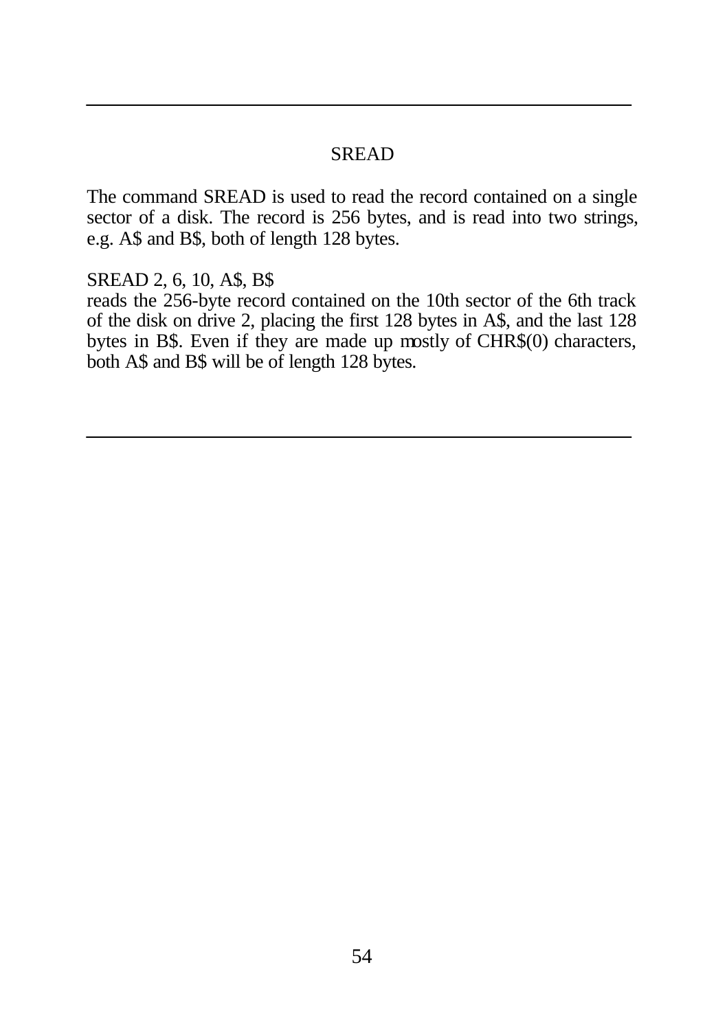## SREAD

The command SREAD is used to read the record contained on a single sector of a disk. The record is 256 bytes, and is read into two strings, e.g. A$ and B$, both of length 128 bytes.

SREAD 2, 6, 10, A$, B$
reads the 256-byte record contained on the 10th sector of the 6th track of the disk on drive 2, placing the first 128 bytes in A$, and the last 128 bytes in B$. Even if they are made up mostly of CHR$(0) characters, both A$ and B$ will be of length 128 bytes.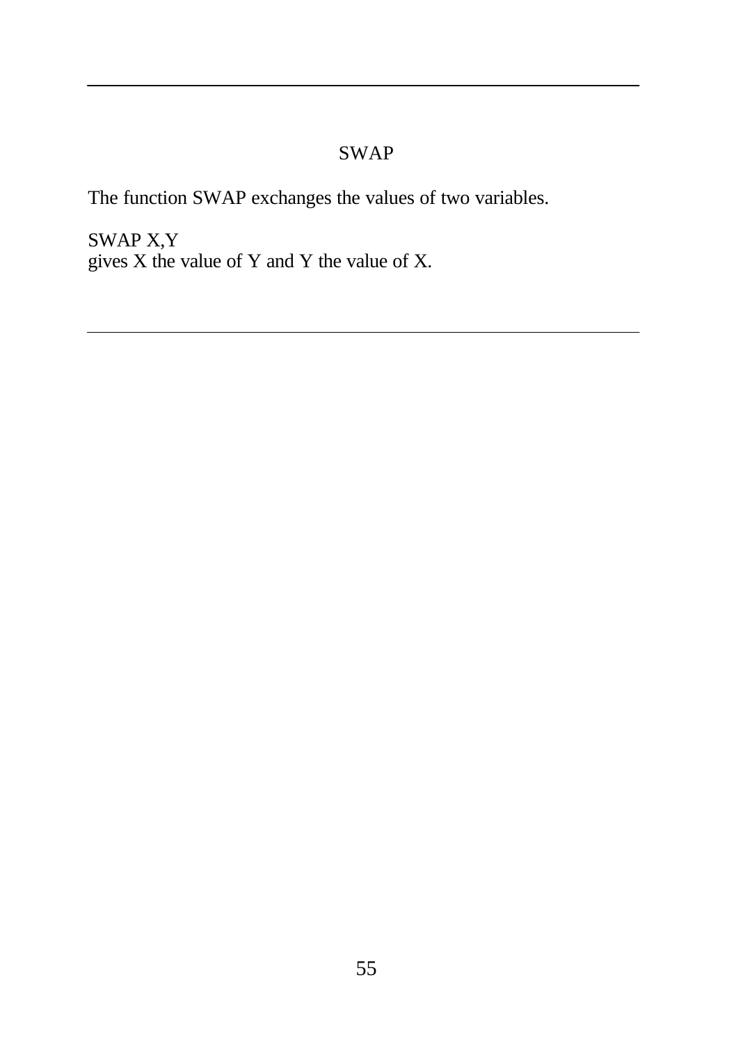## SWAP

The function SWAP exchanges the values of two variables.

SWAP X,Y
gives X the value of Y and Y the value of X.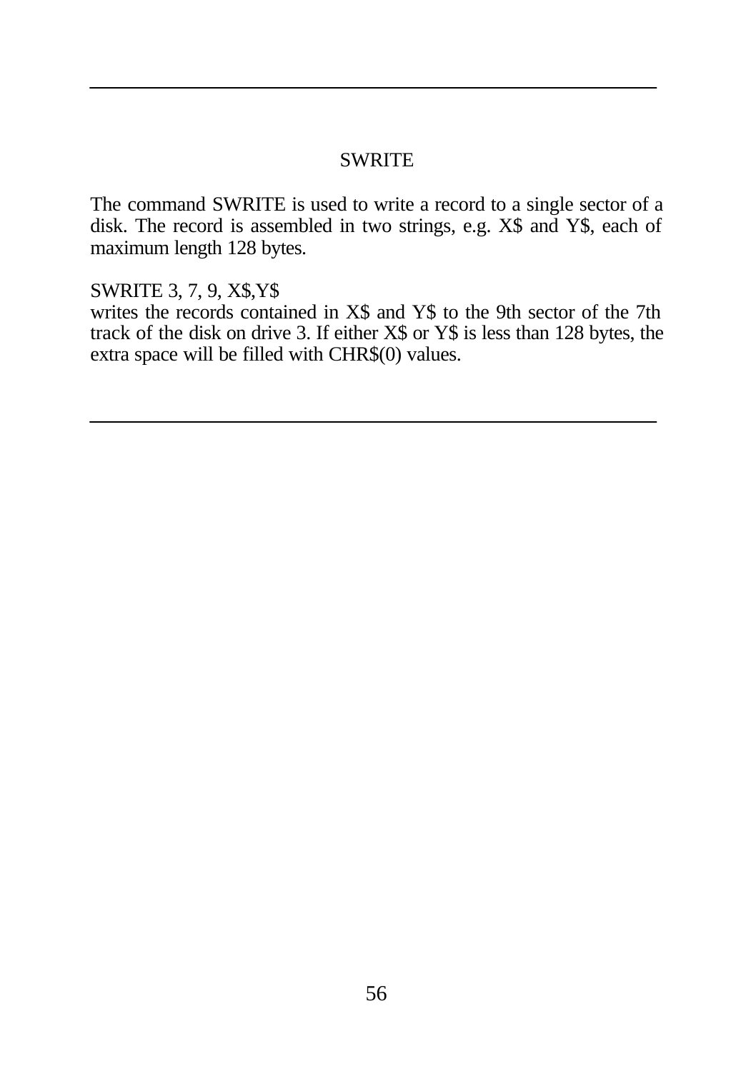## SWRITE

The command SWRITE is used to write a record to a single sector of a disk. The record is assembled in two strings, e.g. X$ and Y$, each of maximum length 128 bytes.

SWRITE 3, 7, 9, X$,Y$
writes the records contained in X$ and Y$ to the 9th sector of the 7th track of the disk on drive 3. If either X$ or Y$ is less than 128 bytes, the extra space will be filled with CHR$(0) values.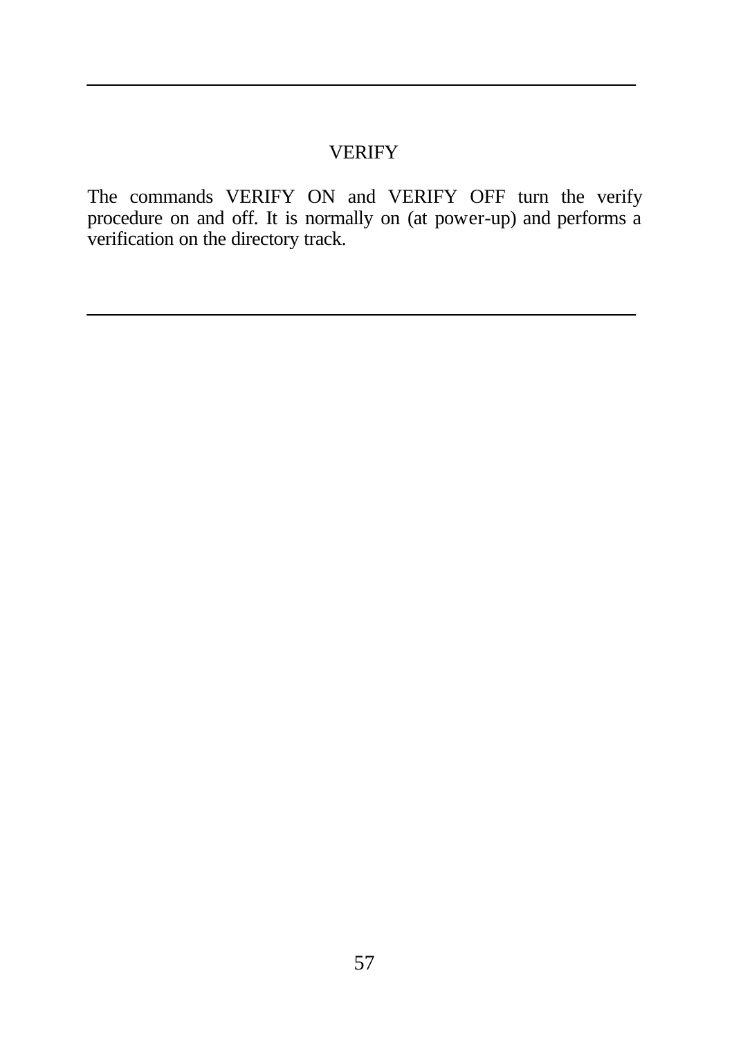## VERIFY

The commands VERIFY ON and VERIFY OFF turn the verify procedure on and off. It is normally on (at power-up) and performs a verification on the directory track.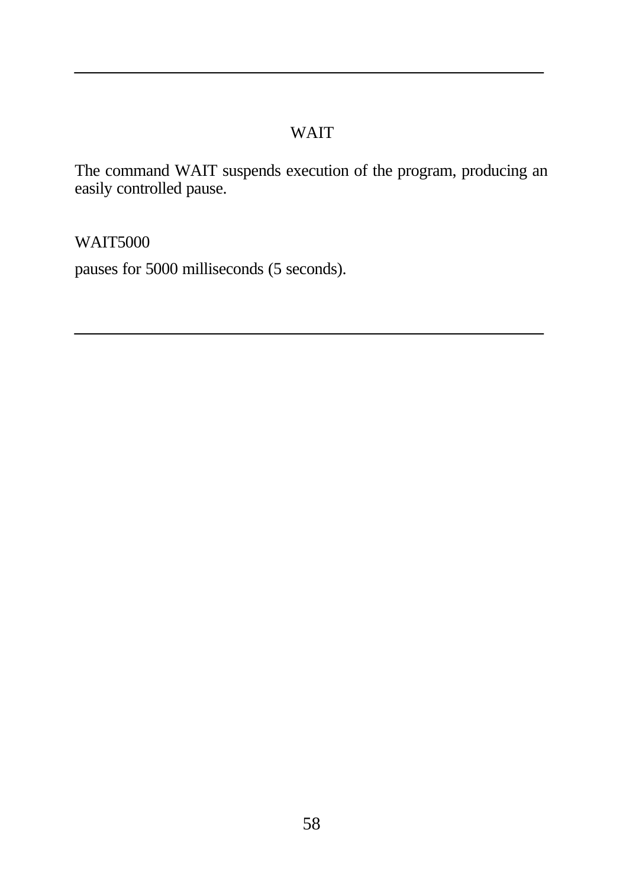## WAIT

The command WAIT suspends execution of the program, producing an easily controlled pause.

```
WAIT5000
```

pauses for 5000 milliseconds (5 seconds).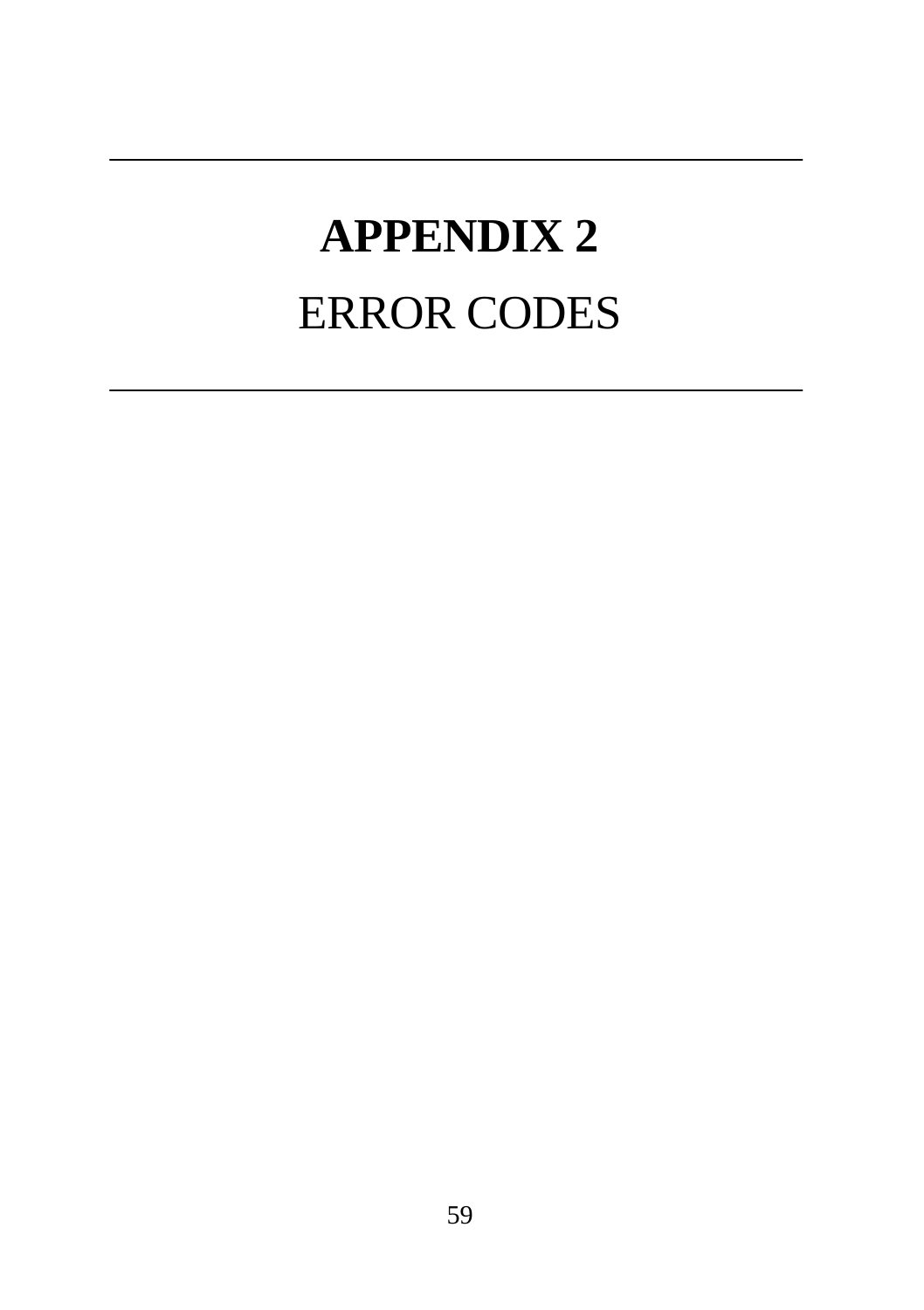# APPENDIX 2

## ERROR CODES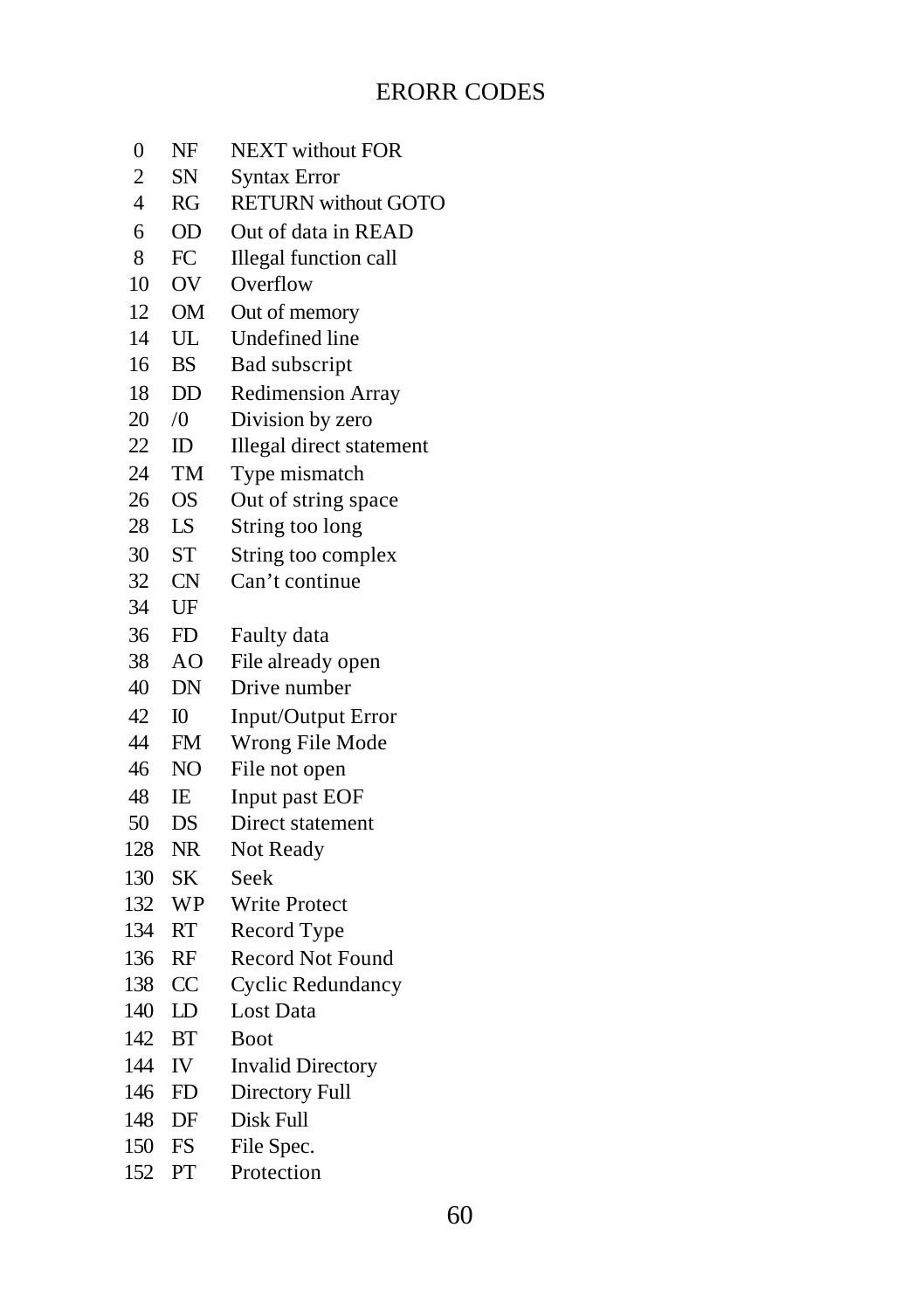# ERORR CODES

| | | |
|---|---|---|
| 0 | NF | NEXT without FOR |
| 2 | SN | Syntax Error |
| 4 | RG | RETURN without GOTO |
| 6 | OD | Out of data in READ |
| 8 | FC | Illegal function call |
| 10 | OV | Overflow |
| 12 | OM | Out of memory |
| 14 | UL | Undefined line |
| 16 | BS | Bad subscript |
| 18 | DD | Redimension Array |
| 20 | /0 | Division by zero |
| 22 | ID | Illegal direct statement |
| 24 | TM | Type mismatch |
| 26 | OS | Out of string space |
| 28 | LS | String too long |
| 30 | ST | String too complex |
| 32 | CN | Can't continue |
| 34 | UF | |
| 36 | FD | Faulty data |
| 38 | AO | File already open |
| 40 | DN | Drive number |
| 42 | I0 | Input/Output Error |
| 44 | FM | Wrong File Mode |
| 46 | NO | File not open |
| 48 | IE | Input past EOF |
| 50 | DS | Direct statement |
| 128 | NR | Not Ready |
| 130 | SK | Seek |
| 132 | WP | Write Protect |
| 134 | RT | Record Type |
| 136 | RF | Record Not Found |
| 138 | CC | Cyclic Redundancy |
| 140 | LD | Lost Data |
| 142 | BT | Boot |
| 144 | IV | Invalid Directory |
| 146 | FD | Directory Full |
| 148 | DF | Disk Full |
| 150 | FS | File Spec. |
| 152 | PT | Protection |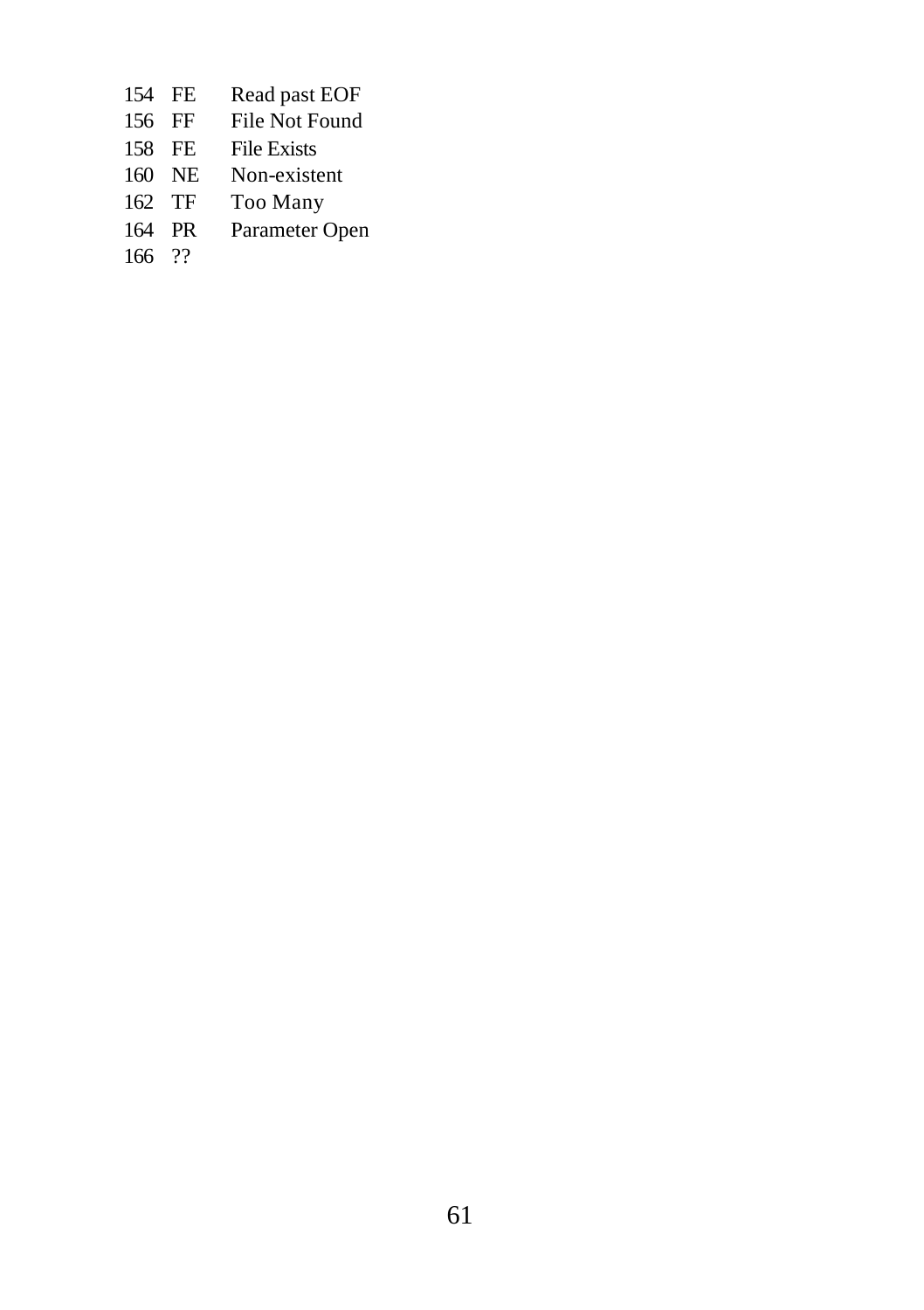154 FE Read past EOF
156 FF File Not Found
158 FE File Exists
160 NE Non-existent
162 TF Too Many
164 PR Parameter Open
166 ??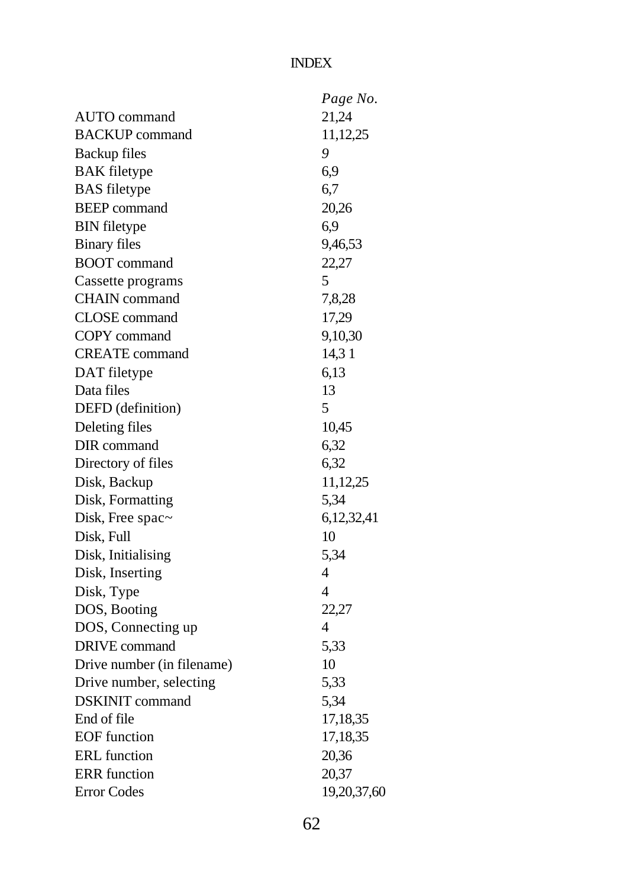# INDEX

| | *Page No.* |
|---|---|
| AUTO command | 21,24 |
| BACKUP command | 11,12,25 |
| Backup files | *9* |
| BAK filetype | 6,9 |
| BAS filetype | 6,7 |
| BEEP command | 20,26 |
| BIN filetype | 6,9 |
| Binary files | 9,46,53 |
| BOOT command | 22,27 |
| Cassette programs | 5 |
| CHAIN command | 7,8,28 |
| CLOSE command | 17,29 |
| COPY command | 9,10,30 |
| CREATE command | 14,3 1 |
| DAT filetype | 6,13 |
| Data files | 13 |
| DEFD (definition) | 5 |
| Deleting files | 10,45 |
| DIR command | 6,32 |
| Directory of files | 6,32 |
| Disk, Backup | 11,12,25 |
| Disk, Formatting | 5,34 |
| Disk, Free spac~ | 6,12,32,41 |
| Disk, Full | 10 |
| Disk, Initialising | 5,34 |
| Disk, Inserting | 4 |
| Disk, Type | 4 |
| DOS, Booting | 22,27 |
| DOS, Connecting up | 4 |
| DRIVE command | 5,33 |
| Drive number (in filename) | 10 |
| Drive number, selecting | 5,33 |
| DSKINIT command | 5,34 |
| End of file | 17,18,35 |
| EOF function | 17,18,35 |
| ERL function | 20,36 |
| ERR function | 20,37 |
| Error Codes | 19,20,37,60 |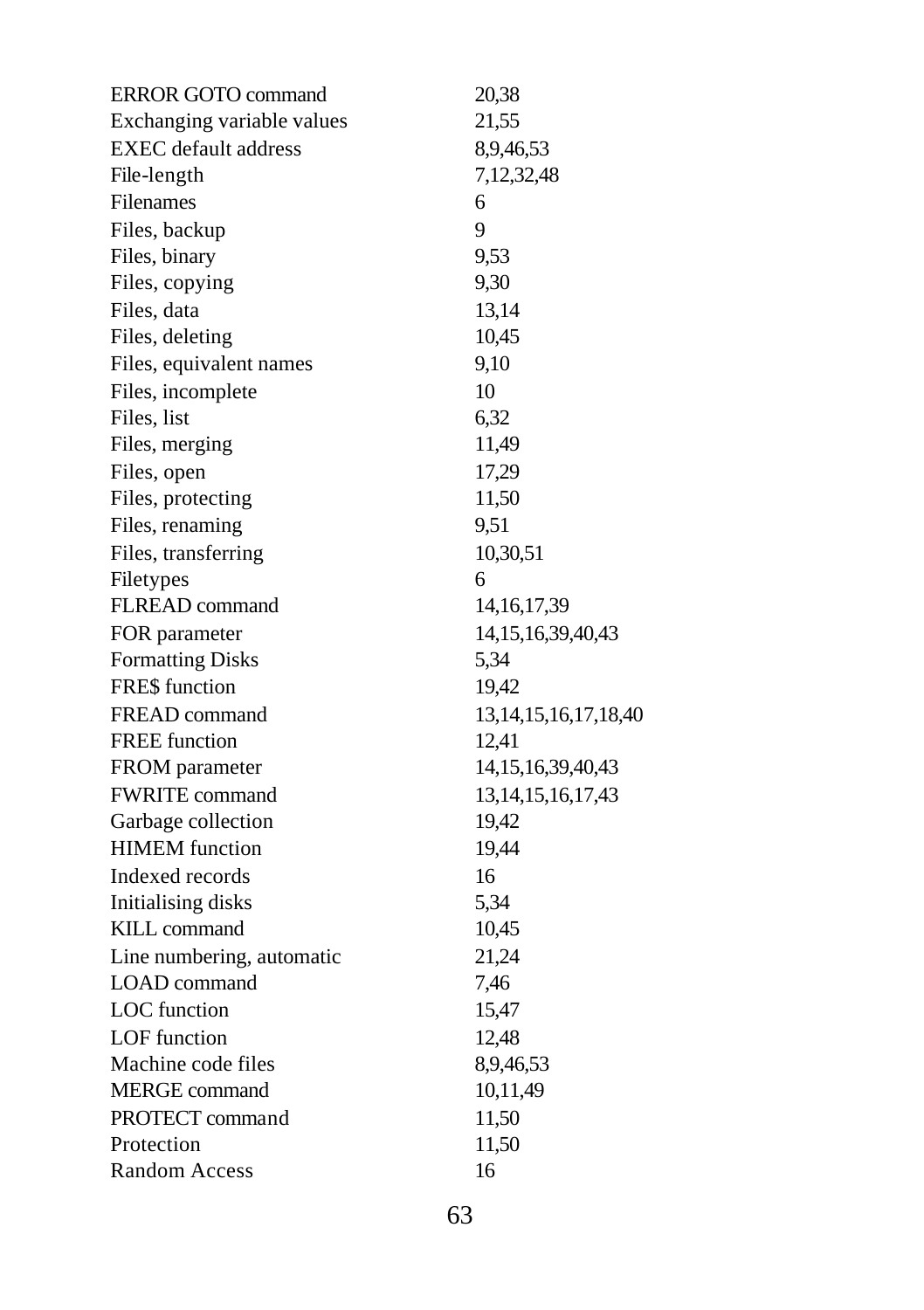| | |
|---|---|
| ERROR GOTO command | 20,38 |
| Exchanging variable values | 21,55 |
| EXEC default address | 8,9,46,53 |
| File-length | 7,12,32,48 |
| Filenames | 6 |
| Files, backup | 9 |
| Files, binary | 9,53 |
| Files, copying | 9,30 |
| Files, data | 13,14 |
| Files, deleting | 10,45 |
| Files, equivalent names | 9,10 |
| Files, incomplete | 10 |
| Files, list | 6,32 |
| Files, merging | 11,49 |
| Files, open | 17,29 |
| Files, protecting | 11,50 |
| Files, renaming | 9,51 |
| Files, transferring | 10,30,51 |
| Filetypes | 6 |
| FLREAD command | 14,16,17,39 |
| FOR parameter | 14,15,16,39,40,43 |
| Formatting Disks | 5,34 |
| FRE$ function | 19,42 |
| FREAD command | 13,14,15,16,17,18,40 |
| FREE function | 12,41 |
| FROM parameter | 14,15,16,39,40,43 |
| FWRITE command | 13,14,15,16,17,43 |
| Garbage collection | 19,42 |
| HIMEM function | 19,44 |
| Indexed records | 16 |
| Initialising disks | 5,34 |
| KILL command | 10,45 |
| Line numbering, automatic | 21,24 |
| LOAD command | 7,46 |
| LOC function | 15,47 |
| LOF function | 12,48 |
| Machine code files | 8,9,46,53 |
| MERGE command | 10,11,49 |
| PROTECT command | 11,50 |
| Protection | 11,50 |
| Random Access | 16 |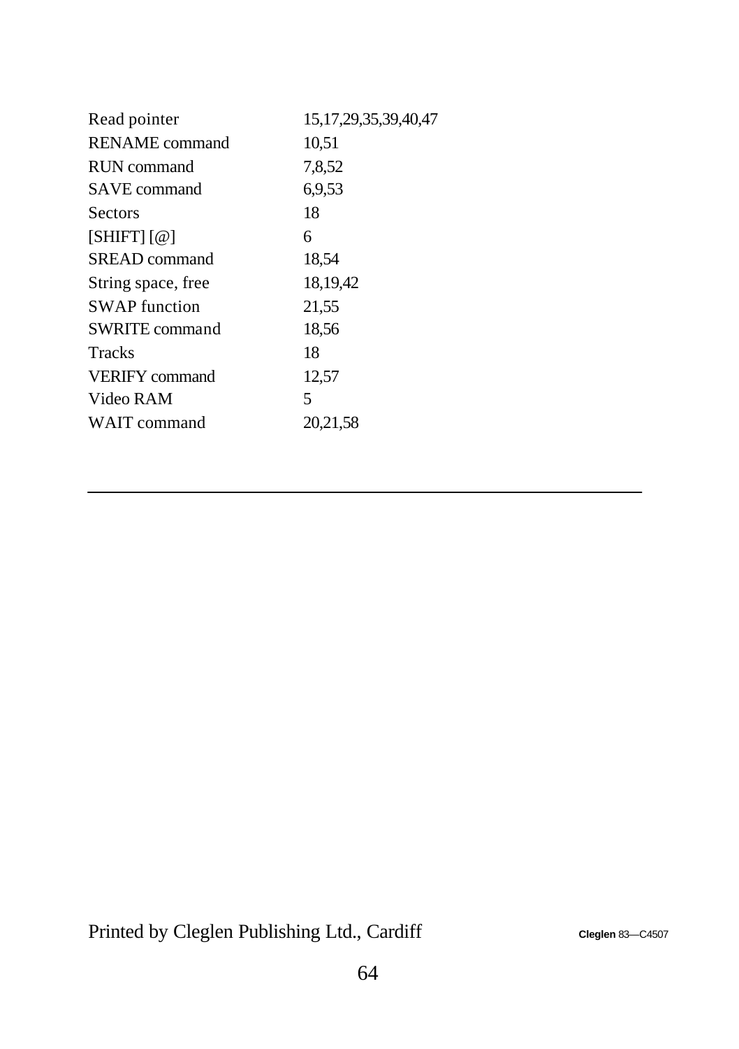| | |
|---|---|
| Read pointer | 15,17,29,35,39,40,47 |
| RENAME command | 10,51 |
| RUN command | 7,8,52 |
| SAVE command | 6,9,53 |
| Sectors | 18 |
| [SHIFT] [@] | 6 |
| SREAD command | 18,54 |
| String space, free | 18,19,42 |
| SWAP function | 21,55 |
| SWRITE command | 18,56 |
| Tracks | 18 |
| VERIFY command | 12,57 |
| Video RAM | 5 |
| WAIT command | 20,21,58 |

---

Printed by Cleglen Publishing Ltd., Cardiff

**Cleglen** 83—C4507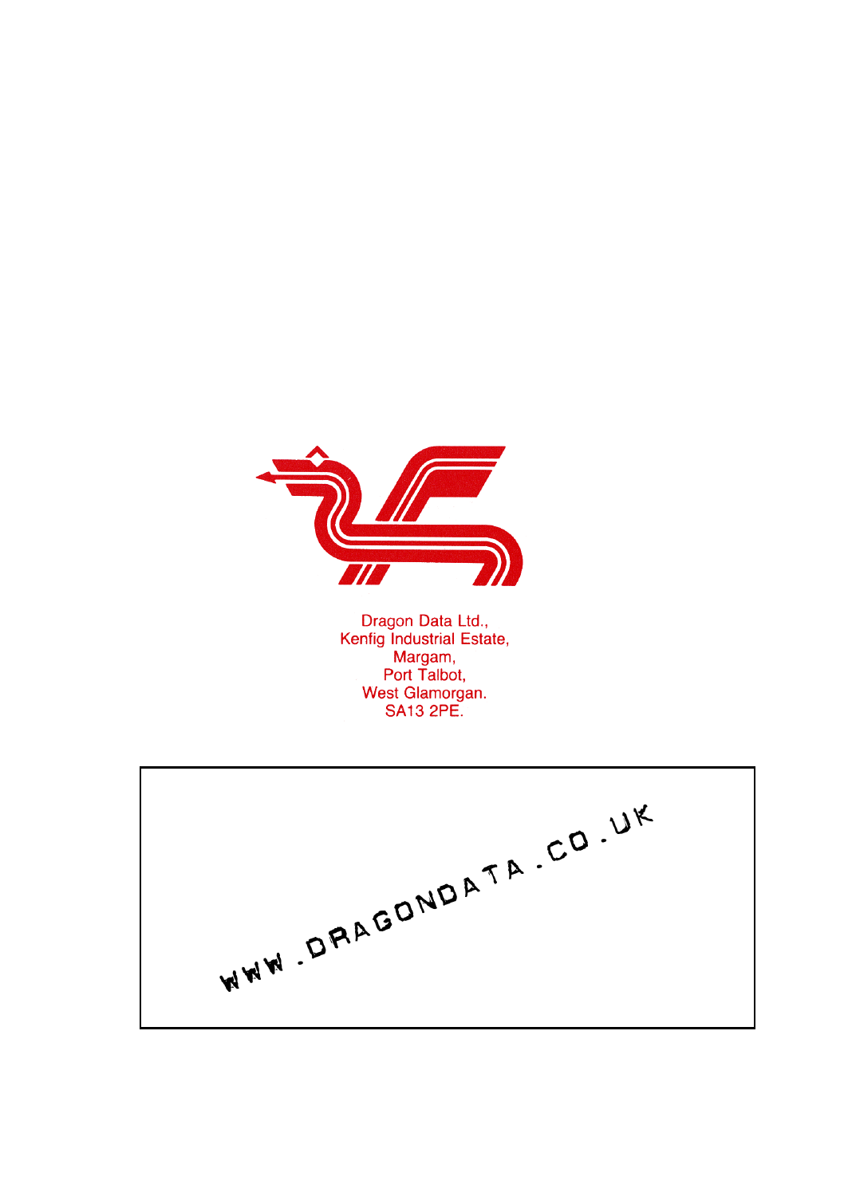Dragon Data Ltd.,
Kenfig Industrial Estate,
Margam,
Port Talbot,
West Glamorgan.
SA13 2PE.

WWW.DRAGONDATA.CO.UK